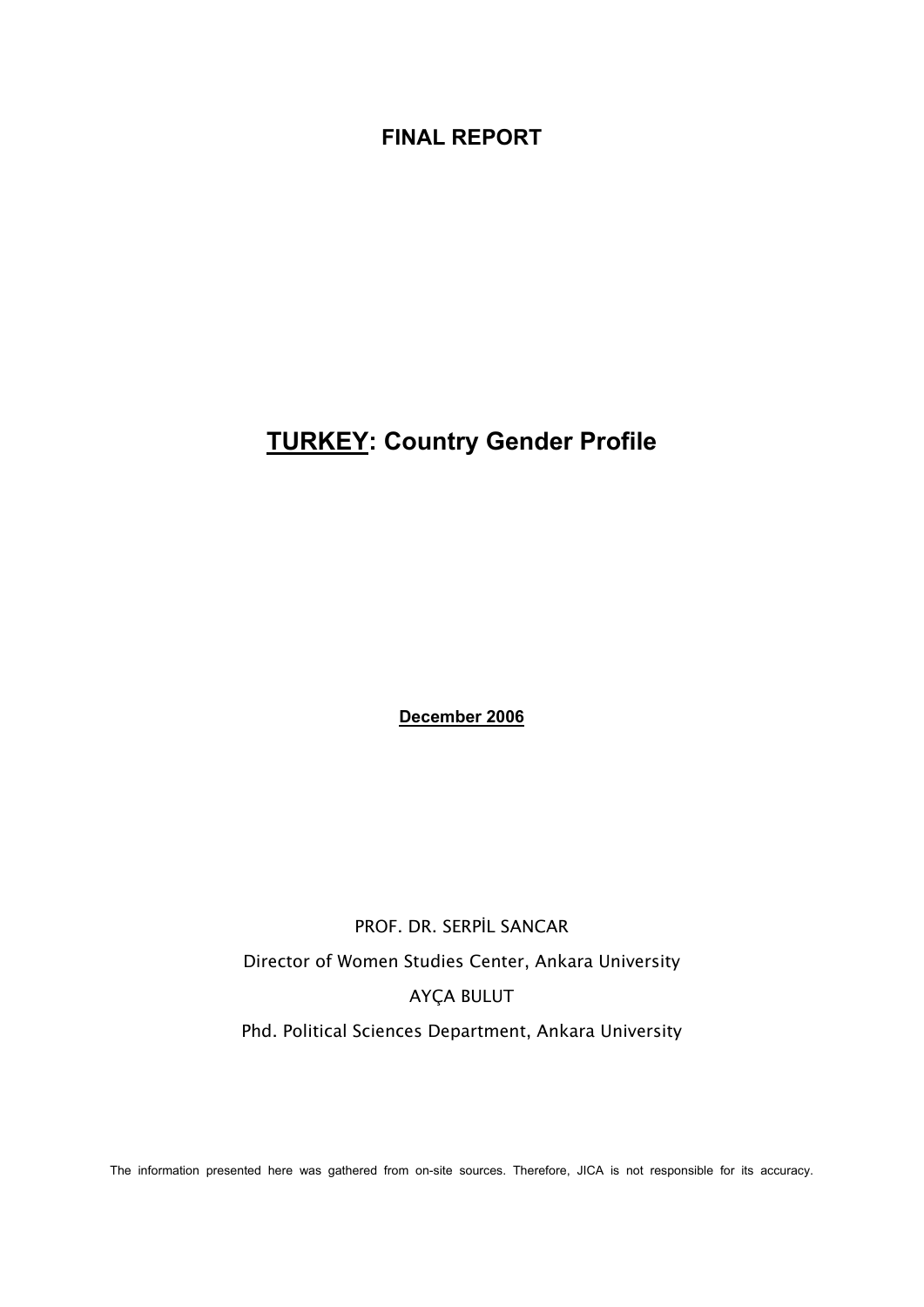**FINAL REPORT**

# TURKEY: Country Gender Profile

**December 2006**

PROF. DR. SERPİL SANCAR

Director of Women Studies Center, Ankara University

AYÇA BULUT

Phd. Political Sciences Department, Ankara University

The information presented here was gathered from on-site sources. Therefore, JICA is not responsible for its accuracy.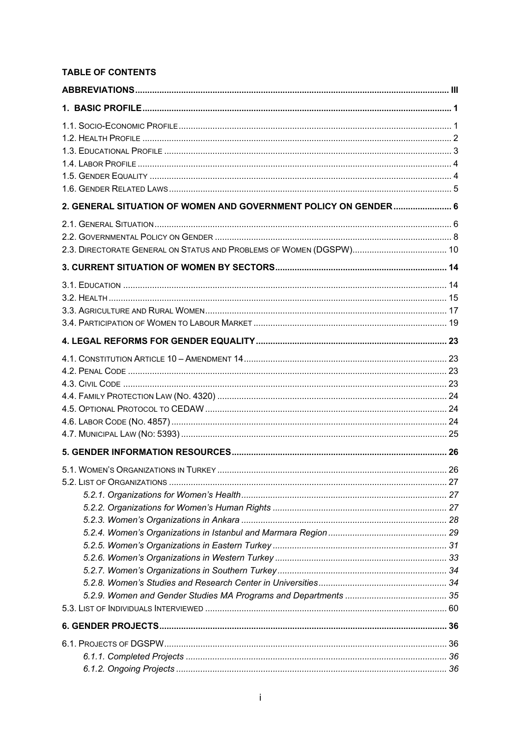**TABLE OF CONTENTS**

| | |
|---|---|
| **ABBREVIATIONS** | **III** |
| **1. BASIC PROFILE** | **1** |
| 1.1. SOCIO-ECONOMIC PROFILE | 1 |
| 1.2. HEALTH PROFILE | 2 |
| 1.3. EDUCATIONAL PROFILE | 3 |
| 1.4. LABOR PROFILE | 4 |
| 1.5. GENDER EQUALITY | 4 |
| 1.6. GENDER RELATED LAWS | 5 |
| **2. GENERAL SITUATION OF WOMEN AND GOVERNMENT POLICY ON GENDER** | **6** |
| 2.1. GENERAL SITUATION | 6 |
| 2.2. GOVERNMENTAL POLICY ON GENDER | 8 |
| 2.3. DIRECTORATE GENERAL ON STATUS AND PROBLEMS OF WOMEN (DGSPW) | 10 |
| **3. CURRENT SITUATION OF WOMEN BY SECTORS** | **14** |
| 3.1. EDUCATION | 14 |
| 3.2. HEALTH | 15 |
| 3.3. AGRICULTURE AND RURAL WOMEN | 17 |
| 3.4. PARTICIPATION OF WOMEN TO LABOUR MARKET | 19 |
| **4. LEGAL REFORMS FOR GENDER EQUALITY** | **23** |
| 4.1. CONSTITUTION ARTICLE 10 – AMENDMENT 14 | 23 |
| 4.2. PENAL CODE | 23 |
| 4.3. CIVIL CODE | 23 |
| 4.4. FAMILY PROTECTION LAW (NO. 4320) | 24 |
| 4.5. OPTIONAL PROTOCOL TO CEDAW | 24 |
| 4.6. LABOR CODE (NO. 4857) | 24 |
| 4.7. MUNICIPAL LAW (NO: 5393) | 25 |
| **5. GENDER INFORMATION RESOURCES** | **26** |
| 5.1. WOMEN'S ORGANIZATIONS IN TURKEY | 26 |
| 5.2. LIST OF ORGANIZATIONS | 27 |
| *5.2.1. Organizations for Women's Health* | *27* |
| *5.2.2. Organizations for Women's Human Rights* | *27* |
| *5.2.3. Women's Organizations in Ankara* | *28* |
| *5.2.4. Women's Organizations in Istanbul and Marmara Region* | *29* |
| *5.2.5. Women's Organizations in Eastern Turkey* | *31* |
| *5.2.6. Women's Organizations in Western Turkey* | *33* |
| *5.2.7. Women's Organizations in Southern Turkey* | *34* |
| *5.2.8. Women's Studies and Research Center in Universities* | *34* |
| *5.2.9. Women and Gender Studies MA Programs and Departments* | *35* |
| 5.3. LIST OF INDIVIDUALS INTERVIEWED | 60 |
| **6. GENDER PROJECTS** | **36** |
| 6.1. PROJECTS OF DGSPW | 36 |
| *6.1.1. Completed Projects* | *36* |
| *6.1.2. Ongoing Projects* | *36* |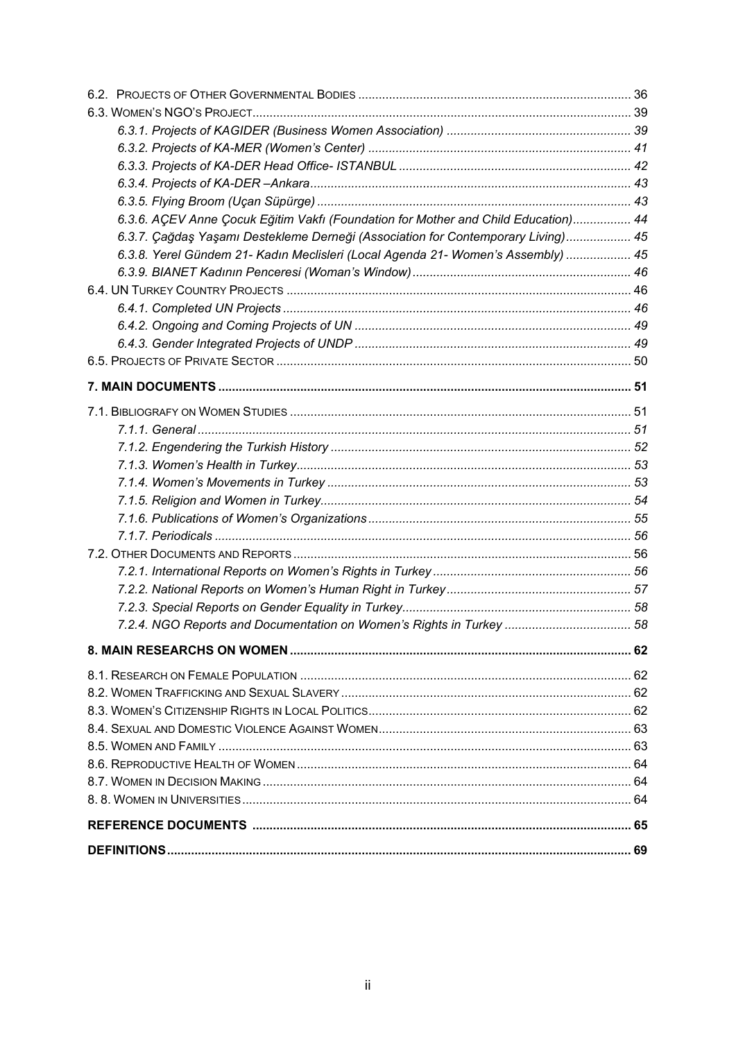6.2. PROJECTS OF OTHER GOVERNMENTAL BODIES ............................................................................... 36

6.3. WOMEN'S NGO'S PROJECT............................................................................................................. 39

*6.3.1. Projects of KAGIDER (Business Women Association) ...................................................... 39*

*6.3.2. Projects of KA-MER (Women's Center) ............................................................................ 41*

*6.3.3. Projects of KA-DER Head Office- ISTANBUL ................................................................... 42*

*6.3.4. Projects of KA-DER –Ankara............................................................................................. 43*

*6.3.5. Flying Broom (Uçan Süpürge) ........................................................................................... 43*

*6.3.6. AÇEV Anne Çocuk Eğitim Vakfı (Foundation for Mother and Child Education)................. 44*

*6.3.7. Çağdaş Yaşamı Destekleme Derneği (Association for Contemporary Living)................... 45*

*6.3.8. Yerel Gündem 21- Kadın Meclisleri (Local Agenda 21- Women's Assembly) ................... 45*

*6.3.9. BIANET Kadının Penceresi (Woman's Window)................................................................ 46*

6.4. UN TURKEY COUNTRY PROJECTS .................................................................................................... 46

*6.4.1. Completed UN Projects ..................................................................................................... 46*

*6.4.2. Ongoing and Coming Projects of UN ................................................................................ 49*

*6.4.3. Gender Integrated Projects of UNDP ................................................................................ 49*

6.5. PROJECTS OF PRIVATE SECTOR ...................................................................................................... 50

**7. MAIN DOCUMENTS ........................................................................................................................ 51**

7.1. BIBLIOGRAFY ON WOMEN STUDIES ................................................................................................... 51

*7.1.1. General .............................................................................................................................. 51*

*7.1.2. Engendering the Turkish History ....................................................................................... 52*

*7.1.3. Women's Health in Turkey................................................................................................. 53*

*7.1.4. Women's Movements in Turkey ........................................................................................ 53*

*7.1.5. Religion and Women in Turkey.......................................................................................... 54*

*7.1.6. Publications of Women's Organizations............................................................................ 55*

*7.1.7. Periodicals ......................................................................................................................... 56*

7.2. OTHER DOCUMENTS AND REPORTS .................................................................................................. 56

*7.2.1. International Reports on Women's Rights in Turkey.......................................................... 56*

*7.2.2. National Reports on Women's Human Right in Turkey...................................................... 57*

*7.2.3. Special Reports on Gender Equality in Turkey.................................................................. 58*

*7.2.4. NGO Reports and Documentation on Women's Rights in Turkey ..................................... 58*

**8. MAIN RESEARCHS ON WOMEN ................................................................................................... 62**

8.1. RESEARCH ON FEMALE POPULATION ................................................................................................ 62

8.2. WOMEN TRAFFICKING AND SEXUAL SLAVERY .................................................................................... 62

8.3. WOMEN'S CITIZENSHIP RIGHTS IN LOCAL POLITICS............................................................................ 62

8.4. SEXUAL AND DOMESTIC VIOLENCE AGAINST WOMEN......................................................................... 63

8.5. WOMEN AND FAMILY ........................................................................................................................ 63

8.6. REPRODUCTIVE HEALTH OF WOMEN ................................................................................................. 64

8.7. WOMEN IN DECISION MAKING ........................................................................................................... 64

8. 8. WOMEN IN UNIVERSITIES ................................................................................................................. 64

**REFERENCE DOCUMENTS .............................................................................................................. 65**

**DEFINITIONS....................................................................................................................................... 69**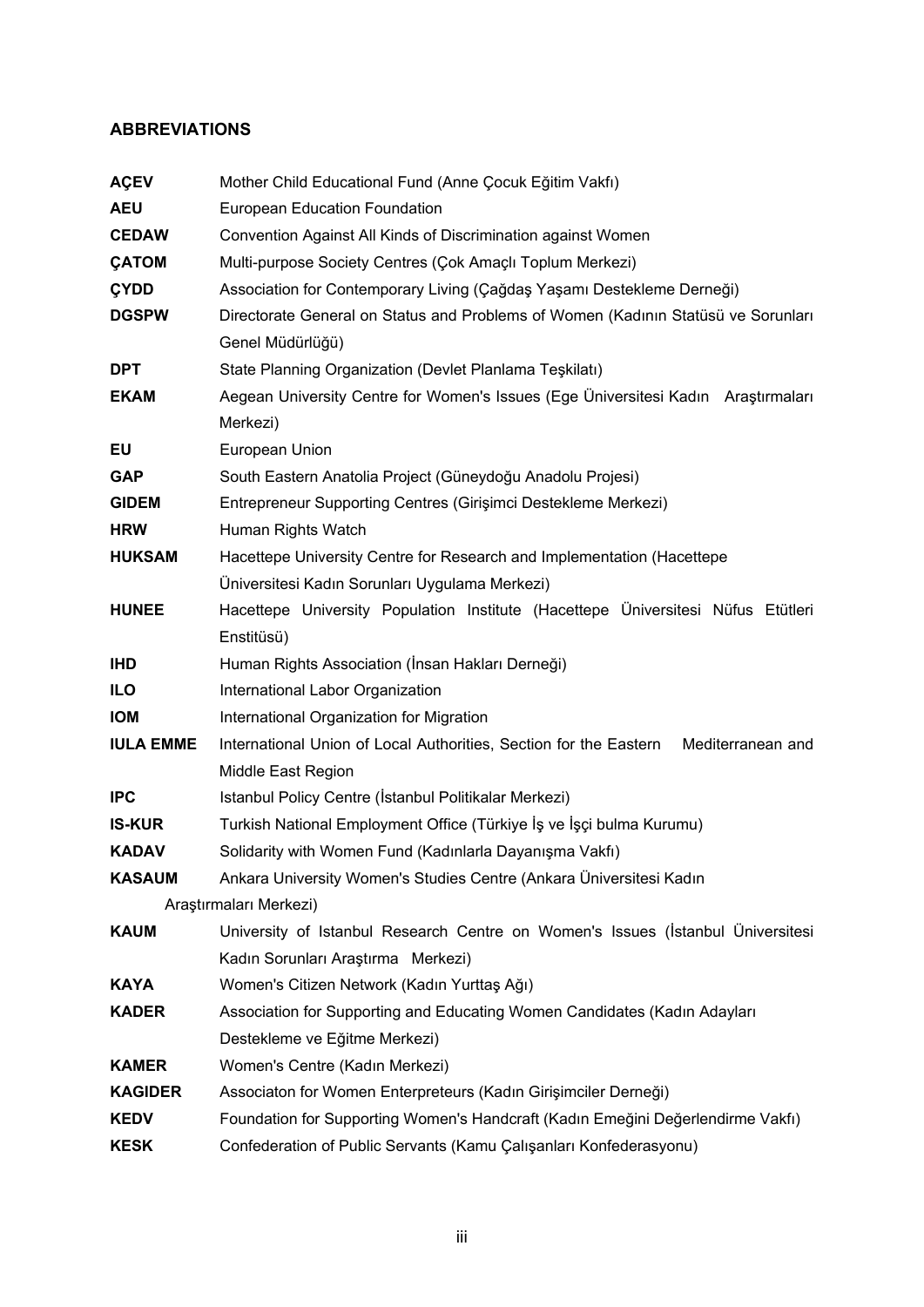## ABBREVIATIONS

| | |
|---|---|
| **AÇEV** | Mother Child Educational Fund (Anne Çocuk Eğitim Vakfı) |
| **AEU** | European Education Foundation |
| **CEDAW** | Convention Against All Kinds of Discrimination against Women |
| **ÇATOM** | Multi-purpose Society Centres (Çok Amaçlı Toplum Merkezi) |
| **ÇYDD** | Association for Contemporary Living (Çağdaş Yaşamı Destekleme Derneği) |
| **DGSPW** | Directorate General on Status and Problems of Women (Kadının Statüsü ve Sorunları Genel Müdürlüğü) |
| **DPT** | State Planning Organization (Devlet Planlama Teşkilatı) |
| **EKAM** | Aegean University Centre for Women's Issues (Ege Üniversitesi Kadın Araştırmaları Merkezi) |
| **EU** | European Union |
| **GAP** | South Eastern Anatolia Project (Güneydoğu Anadolu Projesi) |
| **GIDEM** | Entrepreneur Supporting Centres (Girişimci Destekleme Merkezi) |
| **HRW** | Human Rights Watch |
| **HUKSAM** | Hacettepe University Centre for Research and Implementation (Hacettepe Üniversitesi Kadın Sorunları Uygulama Merkezi) |
| **HUNEE** | Hacettepe University Population Institute (Hacettepe Üniversitesi Nüfus Etütleri Enstitüsü) |
| **IHD** | Human Rights Association (İnsan Hakları Derneği) |
| **ILO** | International Labor Organization |
| **IOM** | International Organization for Migration |
| **IULA EMME** | International Union of Local Authorities, Section for the Eastern Mediterranean and Middle East Region |
| **IPC** | Istanbul Policy Centre (İstanbul Politikalar Merkezi) |
| **IS-KUR** | Turkish National Employment Office (Türkiye İş ve İşçi bulma Kurumu) |
| **KADAV** | Solidarity with Women Fund (Kadınlarla Dayanışma Vakfı) |
| **KASAUM** | Ankara University Women's Studies Centre (Ankara Üniversitesi Kadın Araştırmaları Merkezi) |
| **KAUM** | University of Istanbul Research Centre on Women's Issues (İstanbul Üniversitesi Kadın Sorunları Araştırma Merkezi) |
| **KAYA** | Women's Citizen Network (Kadın Yurttaş Ağı) |
| **KADER** | Association for Supporting and Educating Women Candidates (Kadın Adayları Destekleme ve Eğitme Merkezi) |
| **KAMER** | Women's Centre (Kadın Merkezi) |
| **KAGIDER** | Associaton for Women Enterpreteurs (Kadın Girişimciler Derneği) |
| **KEDV** | Foundation for Supporting Women's Handcraft (Kadın Emeğini Değerlendirme Vakfı) |
| **KESK** | Confederation of Public Servants (Kamu Çalışanları Konfederasyonu) |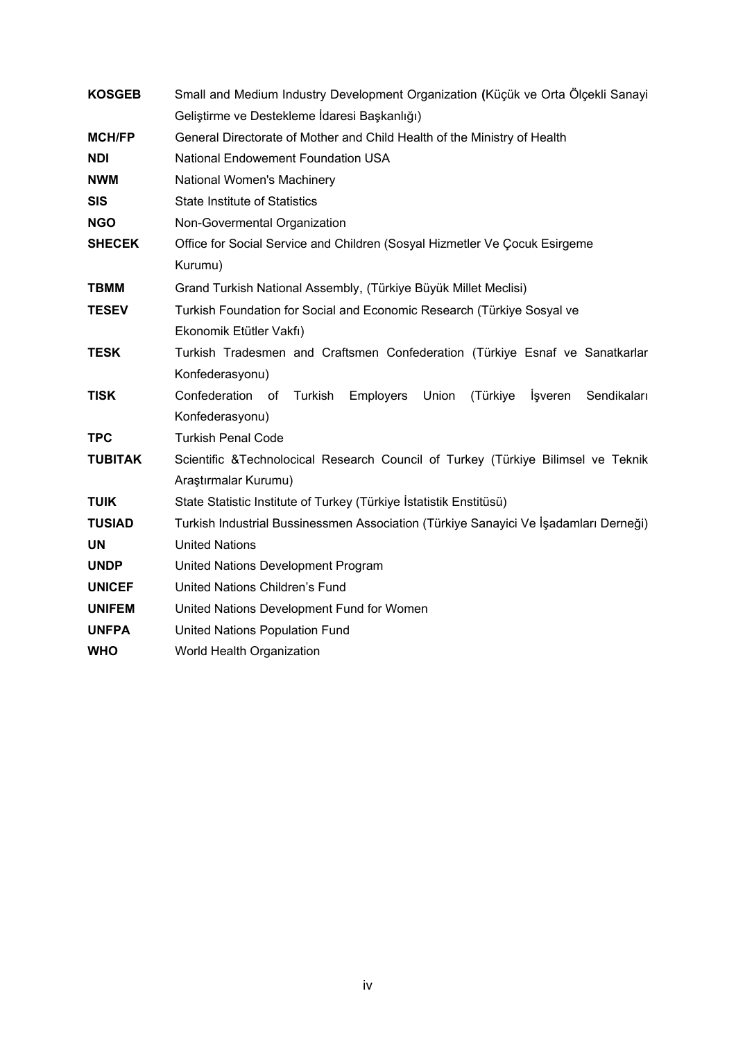| | |
|---|---|
| **KOSGEB** | Small and Medium Industry Development Organization **(**Küçük ve Orta Ölçekli Sanayi Geliştirme ve Destekleme İdaresi Başkanlığı) |
| **MCH/FP** | General Directorate of Mother and Child Health of the Ministry of Health |
| **NDI** | National Endowement Foundation USA |
| **NWM** | National Women's Machinery |
| **SIS** | State Institute of Statistics |
| **NGO** | Non-Govermental Organization |
| **SHECEK** | Office for Social Service and Children (Sosyal Hizmetler Ve Çocuk Esirgeme Kurumu) |
| **TBMM** | Grand Turkish National Assembly, (Türkiye Büyük Millet Meclisi) |
| **TESEV** | Turkish Foundation for Social and Economic Research (Türkiye Sosyal ve Ekonomik Etütler Vakfı) |
| **TESK** | Turkish Tradesmen and Craftsmen Confederation (Türkiye Esnaf ve Sanatkarlar Konfederasyonu) |
| **TISK** | Confederation of Turkish Employers Union (Türkiye İşveren Sendikaları Konfederasyonu) |
| **TPC** | Turkish Penal Code |
| **TUBITAK** | Scientific &Technolocical Research Council of Turkey (Türkiye Bilimsel ve Teknik Araştırmalar Kurumu) |
| **TUIK** | State Statistic Institute of Turkey (Türkiye İstatistik Enstitüsü) |
| **TUSIAD** | Turkish Industrial Bussinessmen Association (Türkiye Sanayici Ve İşadamları Derneği) |
| **UN** | United Nations |
| **UNDP** | United Nations Development Program |
| **UNICEF** | United Nations Children's Fund |
| **UNIFEM** | United Nations Development Fund for Women |
| **UNFPA** | United Nations Population Fund |
| **WHO** | World Health Organization |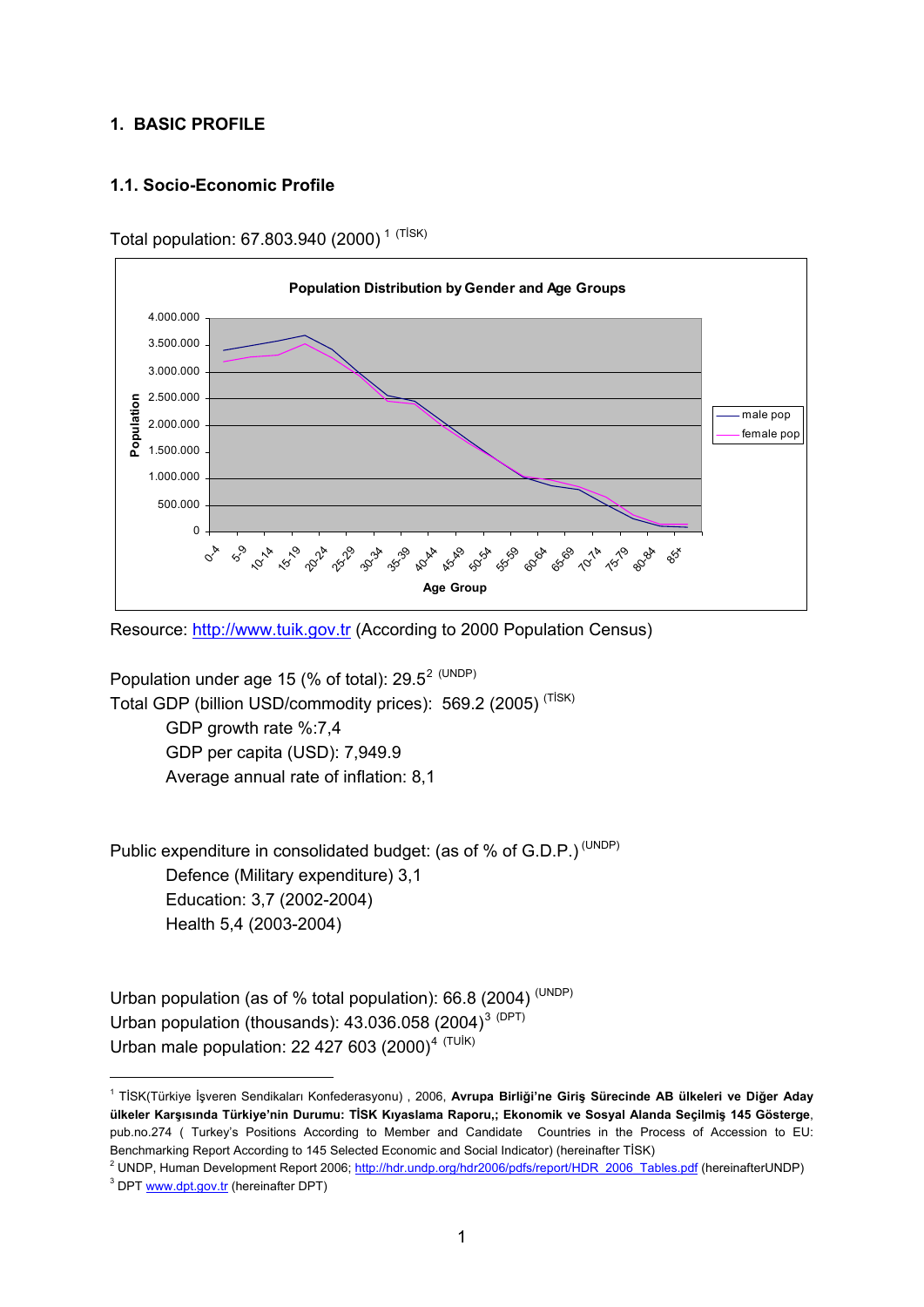## 1. BASIC PROFILE

### 1.1. Socio-Economic Profile

Total population: 67.803.940 (2000) [1] (TİSK)

Resource: http://www.tuik.gov.tr (According to 2000 Population Census)

Population under age 15 (% of total): 29.5[2] (UNDP)
Total GDP (billion USD/commodity prices): 569.2 (2005) (TİSK)

- GDP growth rate %:7,4
- GDP per capita (USD): 7,949.9
- Average annual rate of inflation: 8,1

Public expenditure in consolidated budget: (as of % of G.D.P.) (UNDP)

- Defence (Military expenditure) 3,1
- Education: 3,7 (2002-2004)
- Health 5,4 (2003-2004)

Urban population (as of % total population): 66.8 (2004) (UNDP)
Urban population (thousands): 43.036.058 (2004)[3] (DPT)
Urban male population: 22 427 603 (2000)[4] (TUİK)

---

[1] TİSK(Türkiye İşveren Sendikaları Konfederasyonu) , 2006, **Avrupa Birliği'ne Giriş Sürecinde AB ülkeleri ve Diğer Aday ülkeler Karşısında Türkiye'nin Durumu: TİSK Kıyaslama Raporu,; Ekonomik ve Sosyal Alanda Seçilmiş 145 Gösterge**, pub.no.274 ( Turkey's Positions According to Member and Candidate Countries in the Process of Accession to EU: Benchmarking Report According to 145 Selected Economic and Social Indicator) (hereinafter TİSK)

[2] UNDP, Human Development Report 2006; http://hdr.undp.org/hdr2006/pdfs/report/HDR_2006_Tables.pdf (hereinafterUNDP)

[3] DPT www.dpt.gov.tr (hereinafter DPT)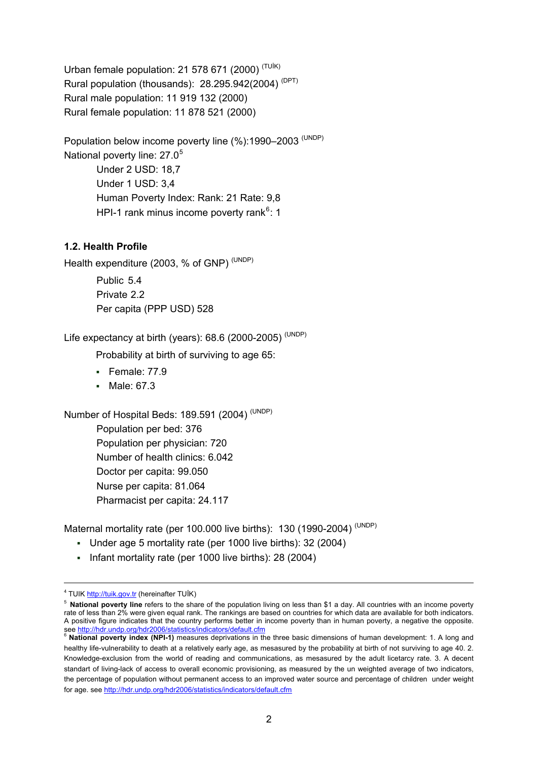Urban female population: 21 578 671 (2000) (TUİK)
Rural population (thousands): 28.295.942(2004) (DPT)
Rural male population: 11 919 132 (2000)
Rural female population: 11 878 521 (2000)

Population below income poverty line (%):1990–2003 (UNDP)
National poverty line: 27.0[5]

- Under 2 USD: 18,7
- Under 1 USD: 3,4
- Human Poverty Index: Rank: 21 Rate: 9,8
- HPI-1 rank minus income poverty rank[6]: 1

### 1.2. Health Profile

Health expenditure (2003, % of GNP) (UNDP)

- Public 5.4
- Private 2.2
- Per capita (PPP USD) 528

Life expectancy at birth (years): 68.6 (2000-2005) (UNDP)

Probability at birth of surviving to age 65:

- Female: 77.9
- Male: 67.3

Number of Hospital Beds: 189.591 (2004) (UNDP)

- Population per bed: 376
- Population per physician: 720
- Number of health clinics: 6.042
- Doctor per capita: 99.050
- Nurse per capita: 81.064
- Pharmacist per capita: 24.117

Maternal mortality rate (per 100.000 live births): 130 (1990-2004) (UNDP)

- Under age 5 mortality rate (per 1000 live births): 32 (2004)
- Infant mortality rate (per 1000 live births): 28 (2004)

---

[4] TUIK http://tuik.gov.tr (hereinafter TUİK)

[5] **National poverty line** refers to the share of the population living on less than $1 a day. All countries with an income poverty rate of less than 2% were given equal rank. The rankings are based on countries for which data are available for both indicators. A positive figure indicates that the country performs better in income poverty than in human poverty, a negative the opposite. see http://hdr.undp.org/hdr2006/statistics/indicators/default.cfm

[6] **National poverty index (NPI-1)** measures deprivations in the three basic dimensions of human development: 1. A long and healthy life-vulnerability to death at a relatively early age, as mesasured by the probability at birth of not surviving to age 40. 2. Knowledge-exclusion from the world of reading and communications, as mesasured by the adult licetarcy rate. 3. A decent standart of living-lack of access to overall economic provisioning, as measured by the un weighted average of two indicators, the percentage of population without permanent access to an improved water source and percentage of children under weight for age. see http://hdr.undp.org/hdr2006/statistics/indicators/default.cfm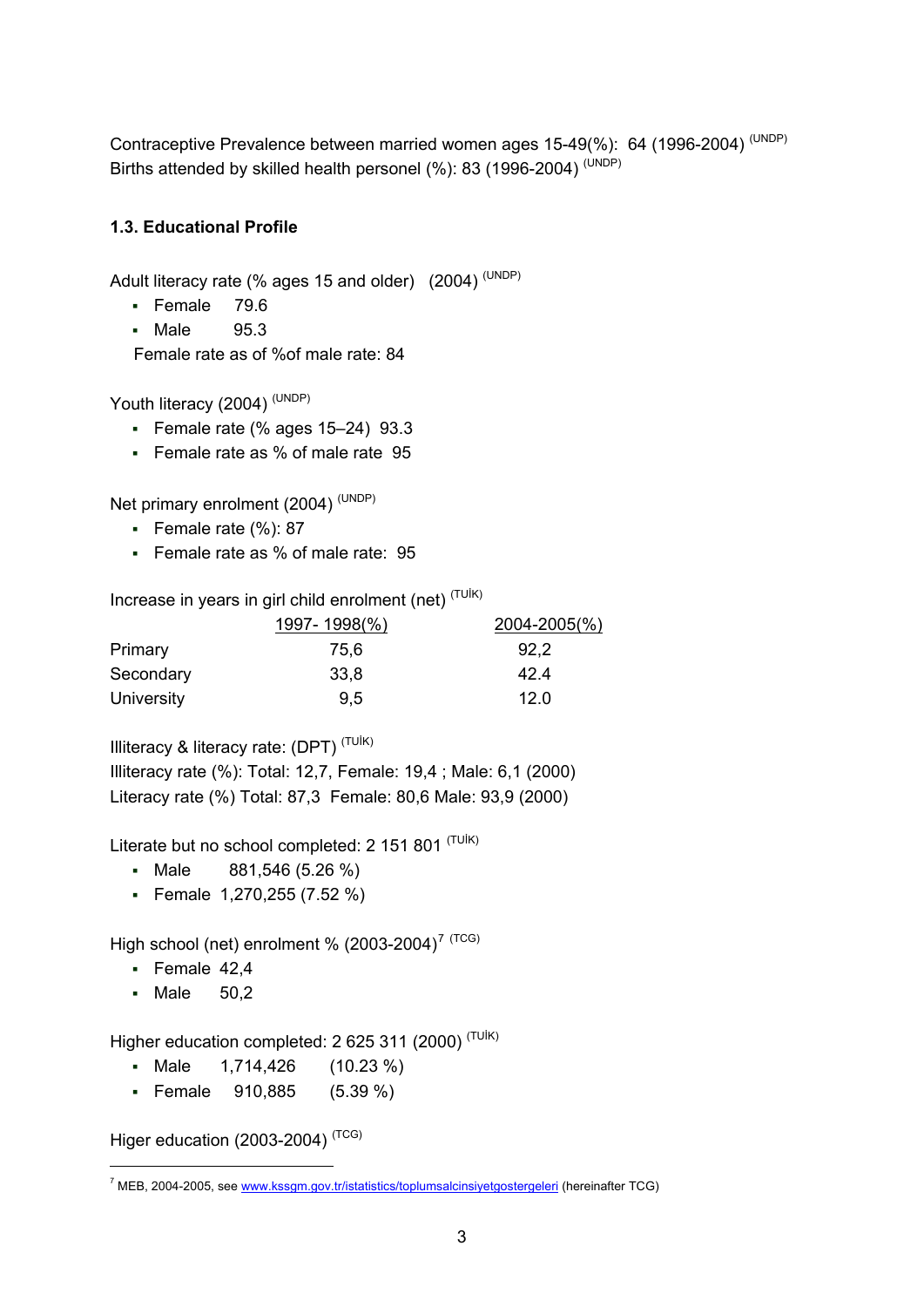Contraceptive Prevalence between married women ages 15-49(%): 64 (1996-2004) (UNDP)
Births attended by skilled health personel (%): 83 (1996-2004) (UNDP)

### 1.3. Educational Profile

Adult literacy rate (% ages 15 and older) (2004) (UNDP)

- Female 79.6
- Male 95.3

Female rate as of %of male rate: 84

Youth literacy (2004) (UNDP)

- Female rate (% ages 15–24) 93.3
- Female rate as % of male rate 95

Net primary enrolment (2004) (UNDP)

- Female rate (%): 87
- Female rate as % of male rate: 95

Increase in years in girl child enrolment (net) (TUİK)

| | 1997- 1998(%) | 2004-2005(%) |
|---|---|---|
| Primary | 75,6 | 92,2 |
| Secondary | 33,8 | 42.4 |
| University | 9,5 | 12.0 |

Illiteracy & literacy rate: (DPT) (TUİK)
Illiteracy rate (%): Total: 12,7, Female: 19,4 ; Male: 6,1 (2000)
Literacy rate (%) Total: 87,3 Female: 80,6 Male: 93,9 (2000)

Literate but no school completed: 2 151 801 (TUİK)

- Male 881,546 (5.26 %)
- Female 1,270,255 (7.52 %)

High school (net) enrolment % (2003-2004)[7] (TCG)

- Female 42,4
- Male 50,2

Higher education completed: 2 625 311 (2000) (TUİK)

- Male 1,714,426 (10.23 %)
- Female 910,885 (5.39 %)

Higer education (2003-2004) (TCG)

---

[7] MEB, 2004-2005, see www.kssgm.gov.tr/istatistics/toplumsalcinsiyetgostergeleri (hereinafter TCG)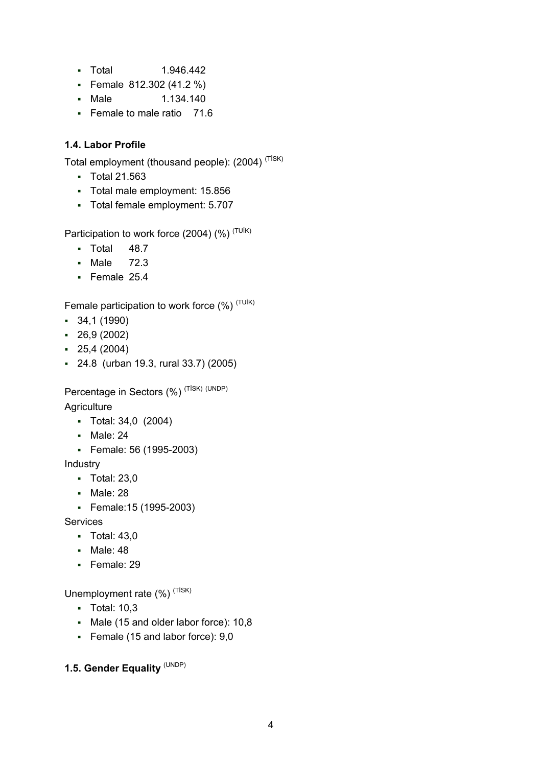- Total 1.946.442
- Female 812.302 (41.2 %)
- Male 1.134.140
- Female to male ratio 71.6

### 1.4. Labor Profile

Total employment (thousand people): (2004) (TİSK)

- Total 21.563
- Total male employment: 15.856
- Total female employment: 5.707

Participation to work force (2004) (%) (TUİK)

- Total 48.7
- Male 72.3
- Female 25.4

Female participation to work force (%) (TUİK)

- 34,1 (1990)
- 26,9 (2002)
- 25,4 (2004)
- 24.8 (urban 19.3, rural 33.7) (2005)

Percentage in Sectors (%) (TİSK) (UNDP)

Agriculture

- Total: 34,0 (2004)
- Male: 24
- Female: 56 (1995-2003)

Industry

- Total: 23,0
- Male: 28
- Female:15 (1995-2003)

Services

- Total: 43,0
- Male: 48
- Female: 29

Unemployment rate (%) (TİSK)

- Total: 10,3
- Male (15 and older labor force): 10,8
- Female (15 and labor force): 9,0

### 1.5. Gender Equality (UNDP)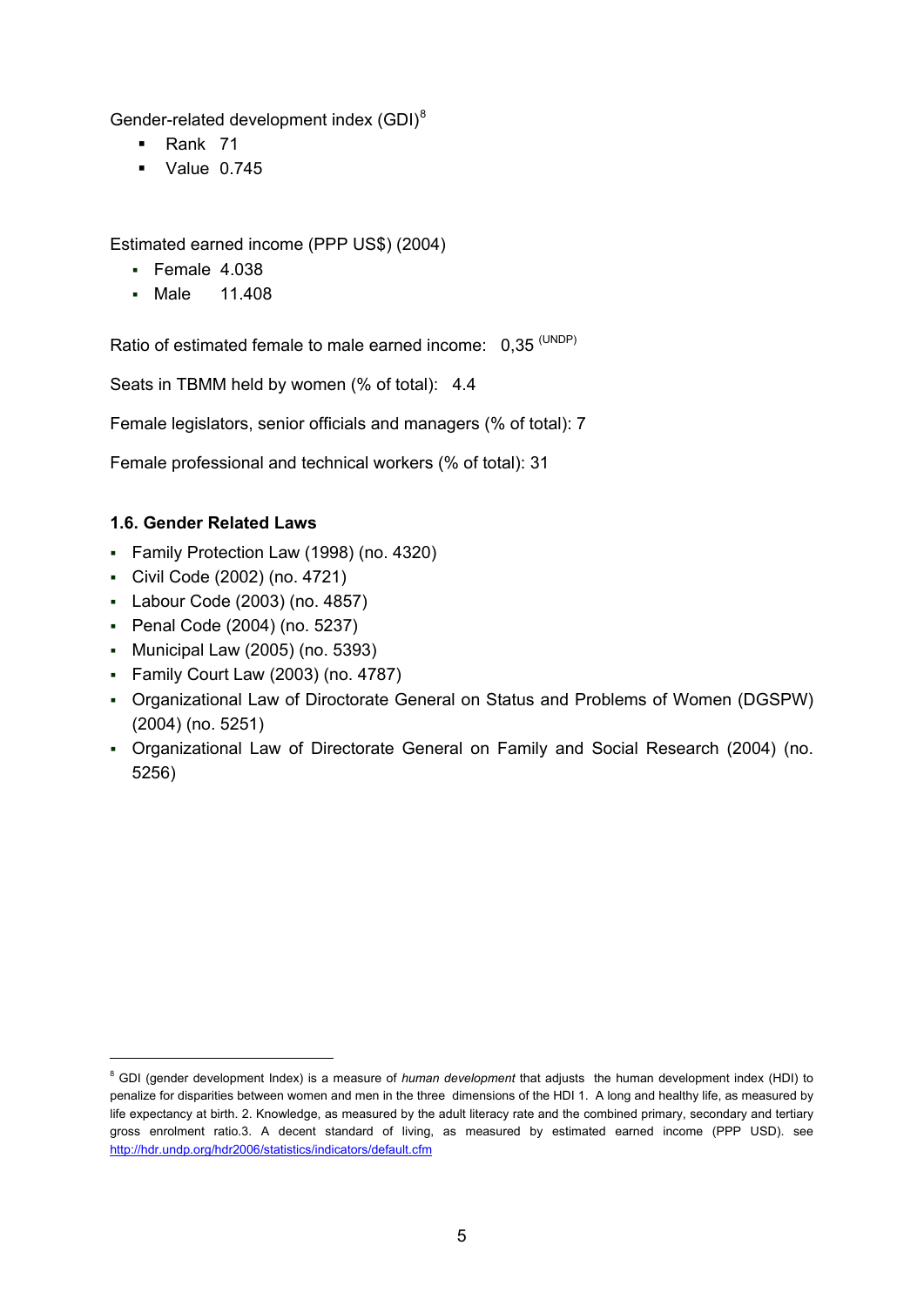Gender-related development index (GDI)[8]

- Rank 71
- Value 0.745

Estimated earned income (PPP US$) (2004)

- Female 4.038
- Male 11.408

Ratio of estimated female to male earned income: 0,35 (UNDP)

Seats in TBMM held by women (% of total): 4.4

Female legislators, senior officials and managers (% of total): 7

Female professional and technical workers (% of total): 31

### 1.6. Gender Related Laws

- Family Protection Law (1998) (no. 4320)
- Civil Code (2002) (no. 4721)
- Labour Code (2003) (no. 4857)
- Penal Code (2004) (no. 5237)
- Municipal Law (2005) (no. 5393)
- Family Court Law (2003) (no. 4787)
- Organizational Law of Dirоctorate General on Status and Problems of Women (DGSPW) (2004) (no. 5251)
- Organizational Law of Directorate General on Family and Social Research (2004) (no. 5256)

---

[8] GDI (gender development Index) is a measure of *human development* that adjusts the human development index (HDI) to penalize for disparities between women and men in the three dimensions of the HDI 1. A long and healthy life, as measured by life expectancy at birth. 2. Knowledge, as measured by the adult literacy rate and the combined primary, secondary and tertiary gross enrolment ratio.3. A decent standard of living, as measured by estimated earned income (PPP USD). see http://hdr.undp.org/hdr2006/statistics/indicators/default.cfm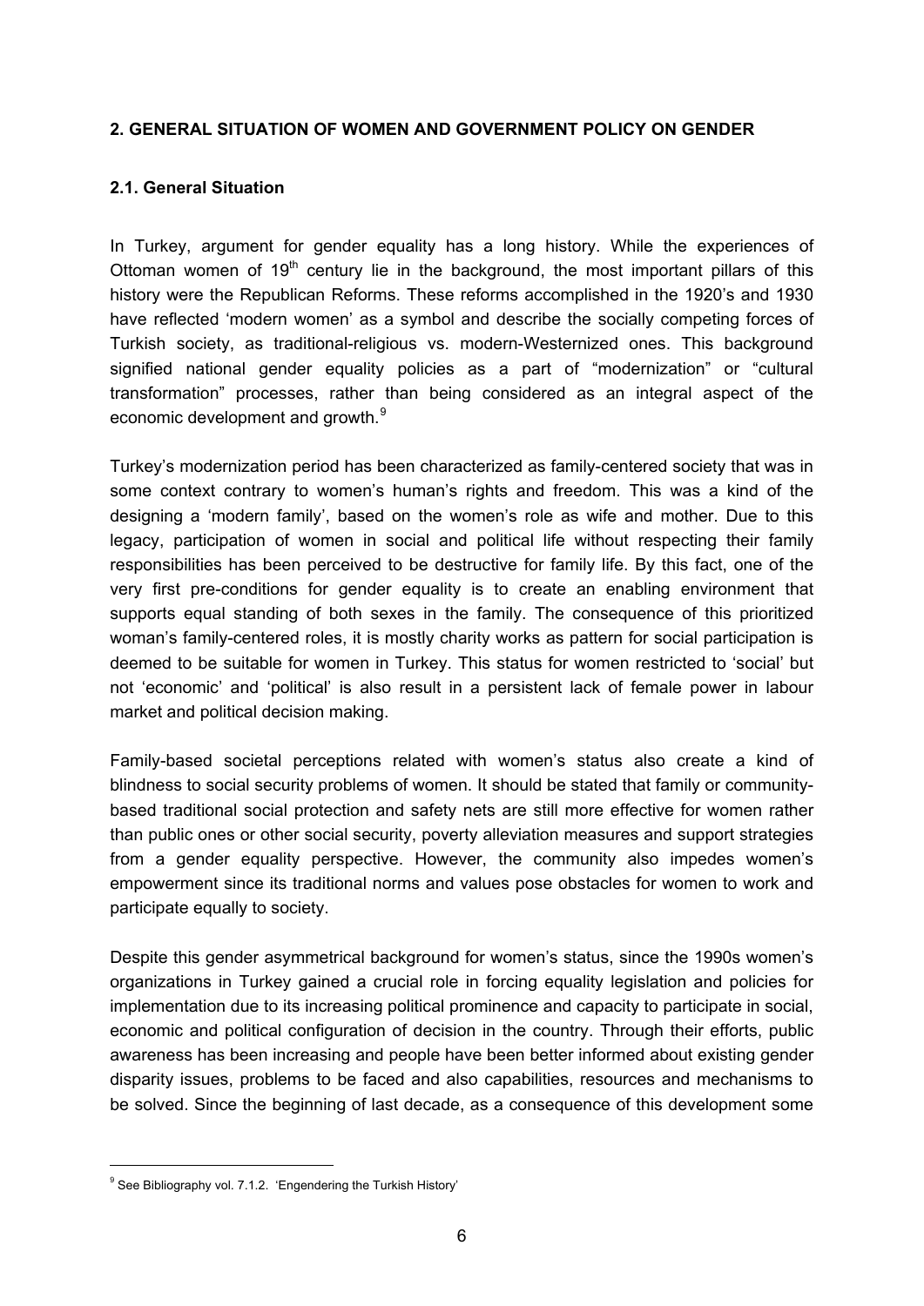## 2. GENERAL SITUATION OF WOMEN AND GOVERNMENT POLICY ON GENDER

### 2.1. General Situation

In Turkey, argument for gender equality has a long history. While the experiences of Ottoman women of 19$^{th}$ century lie in the background, the most important pillars of this history were the Republican Reforms. These reforms accomplished in the 1920's and 1930 have reflected 'modern women' as a symbol and describe the socially competing forces of Turkish society, as traditional-religious vs. modern-Westernized ones. This background signified national gender equality policies as a part of "modernization" or "cultural transformation" processes, rather than being considered as an integral aspect of the economic development and growth.[9]

Turkey's modernization period has been characterized as family-centered society that was in some context contrary to women's human's rights and freedom. This was a kind of the designing a 'modern family', based on the women's role as wife and mother. Due to this legacy, participation of women in social and political life without respecting their family responsibilities has been perceived to be destructive for family life. By this fact, one of the very first pre-conditions for gender equality is to create an enabling environment that supports equal standing of both sexes in the family. The consequence of this prioritized woman's family-centered roles, it is mostly charity works as pattern for social participation is deemed to be suitable for women in Turkey. This status for women restricted to 'social' but not 'economic' and 'political' is also result in a persistent lack of female power in labour market and political decision making.

Family-based societal perceptions related with women's status also create a kind of blindness to social security problems of women. It should be stated that family or community-based traditional social protection and safety nets are still more effective for women rather than public ones or other social security, poverty alleviation measures and support strategies from a gender equality perspective. However, the community also impedes women's empowerment since its traditional norms and values pose obstacles for women to work and participate equally to society.

Despite this gender asymmetrical background for women's status, since the 1990s women's organizations in Turkey gained a crucial role in forcing equality legislation and policies for implementation due to its increasing political prominence and capacity to participate in social, economic and political configuration of decision in the country. Through their efforts, public awareness has been increasing and people have been better informed about existing gender disparity issues, problems to be faced and also capabilities, resources and mechanisms to be solved. Since the beginning of last decade, as a consequence of this development some

[9] See Bibliography vol. 7.1.2. 'Engendering the Turkish History'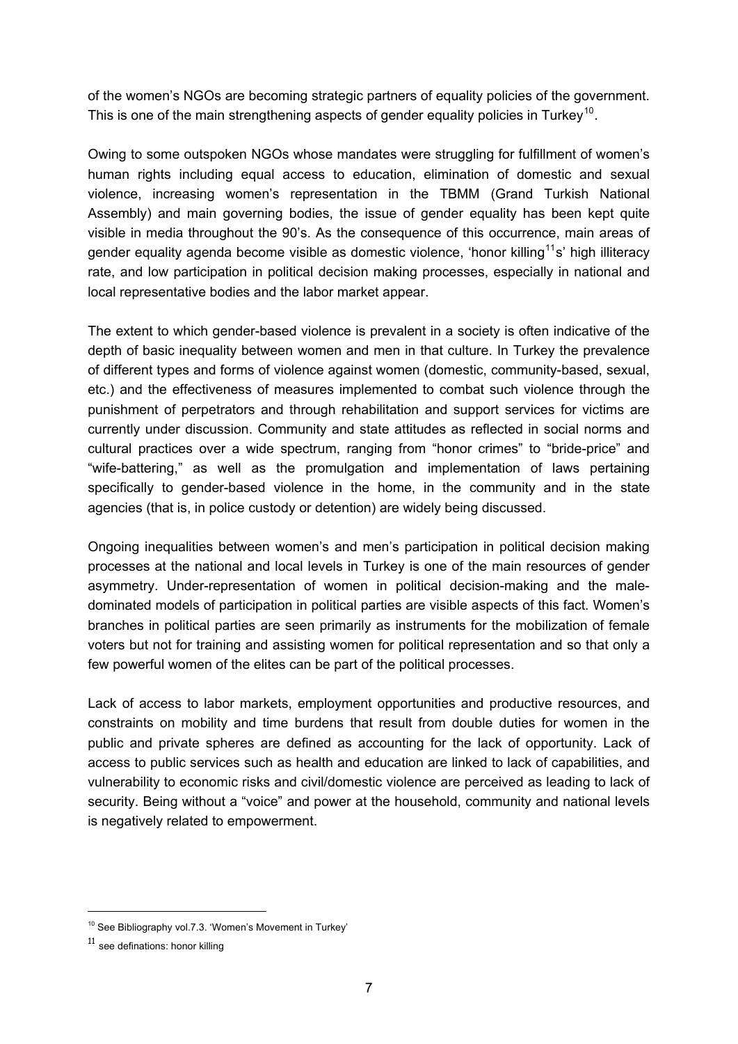of the women's NGOs are becoming strategic partners of equality policies of the government. This is one of the main strengthening aspects of gender equality policies in Turkey[10].

Owing to some outspoken NGOs whose mandates were struggling for fulfillment of women's human rights including equal access to education, elimination of domestic and sexual violence, increasing women's representation in the TBMM (Grand Turkish National Assembly) and main governing bodies, the issue of gender equality has been kept quite visible in media throughout the 90's. As the consequence of this occurrence, main areas of gender equality agenda become visible as domestic violence, 'honor killing[11]s' high illiteracy rate, and low participation in political decision making processes, especially in national and local representative bodies and the labor market appear.

The extent to which gender-based violence is prevalent in a society is often indicative of the depth of basic inequality between women and men in that culture. In Turkey the prevalence of different types and forms of violence against women (domestic, community-based, sexual, etc.) and the effectiveness of measures implemented to combat such violence through the punishment of perpetrators and through rehabilitation and support services for victims are currently under discussion. Community and state attitudes as reflected in social norms and cultural practices over a wide spectrum, ranging from "honor crimes" to "bride-price" and "wife-battering," as well as the promulgation and implementation of laws pertaining specifically to gender-based violence in the home, in the community and in the state agencies (that is, in police custody or detention) are widely being discussed.

Ongoing inequalities between women's and men's participation in political decision making processes at the national and local levels in Turkey is one of the main resources of gender asymmetry. Under-representation of women in political decision-making and the male-dominated models of participation in political parties are visible aspects of this fact. Women's branches in political parties are seen primarily as instruments for the mobilization of female voters but not for training and assisting women for political representation and so that only a few powerful women of the elites can be part of the political processes.

Lack of access to labor markets, employment opportunities and productive resources, and constraints on mobility and time burdens that result from double duties for women in the public and private spheres are defined as accounting for the lack of opportunity. Lack of access to public services such as health and education are linked to lack of capabilities, and vulnerability to economic risks and civil/domestic violence are perceived as leading to lack of security. Being without a "voice" and power at the household, community and national levels is negatively related to empowerment.

---

[10] See Bibliography vol.7.3. 'Women's Movement in Turkey'

[11] see definations: honor killing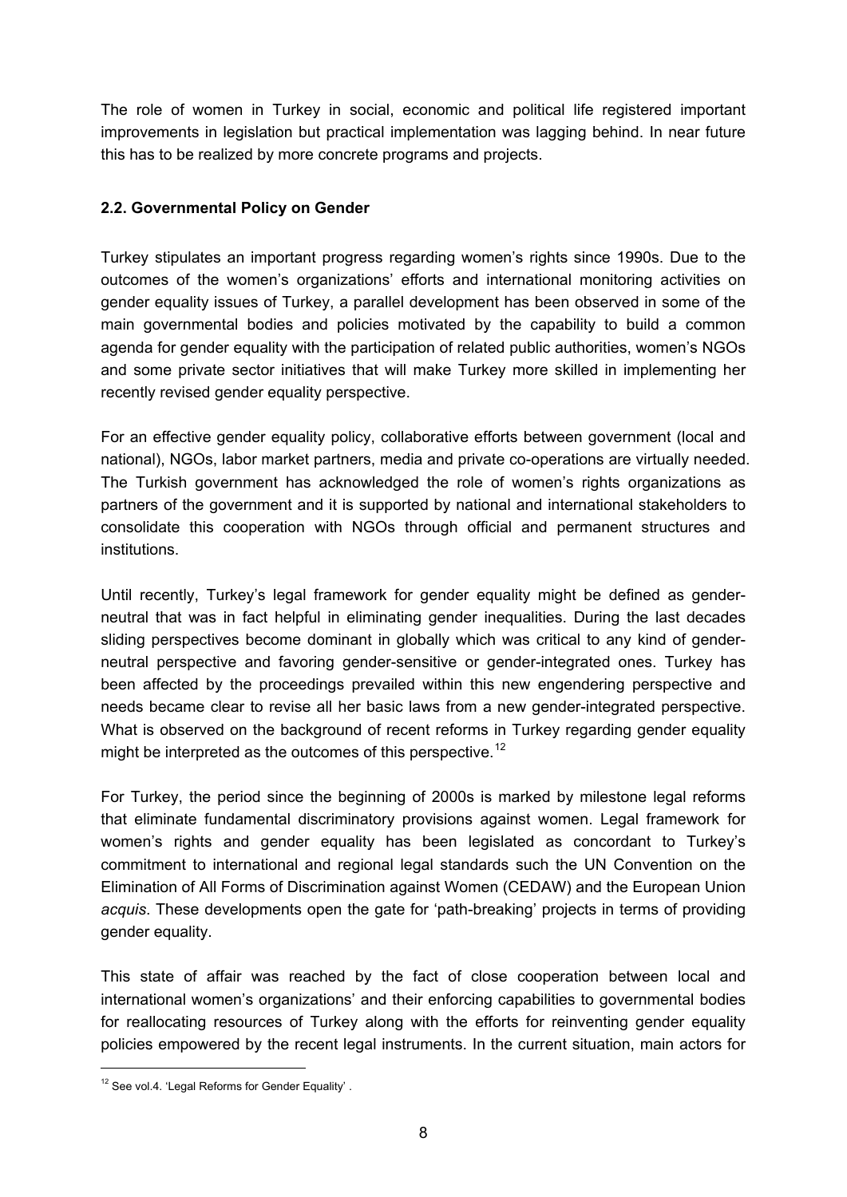The role of women in Turkey in social, economic and political life registered important improvements in legislation but practical implementation was lagging behind. In near future this has to be realized by more concrete programs and projects.

### 2.2. Governmental Policy on Gender

Turkey stipulates an important progress regarding women's rights since 1990s. Due to the outcomes of the women's organizations' efforts and international monitoring activities on gender equality issues of Turkey, a parallel development has been observed in some of the main governmental bodies and policies motivated by the capability to build a common agenda for gender equality with the participation of related public authorities, women's NGOs and some private sector initiatives that will make Turkey more skilled in implementing her recently revised gender equality perspective.

For an effective gender equality policy, collaborative efforts between government (local and national), NGOs, labor market partners, media and private co-operations are virtually needed. The Turkish government has acknowledged the role of women's rights organizations as partners of the government and it is supported by national and international stakeholders to consolidate this cooperation with NGOs through official and permanent structures and institutions.

Until recently, Turkey's legal framework for gender equality might be defined as gender-neutral that was in fact helpful in eliminating gender inequalities. During the last decades sliding perspectives become dominant in globally which was critical to any kind of gender-neutral perspective and favoring gender-sensitive or gender-integrated ones. Turkey has been affected by the proceedings prevailed within this new engendering perspective and needs became clear to revise all her basic laws from a new gender-integrated perspective. What is observed on the background of recent reforms in Turkey regarding gender equality might be interpreted as the outcomes of this perspective.[12]

For Turkey, the period since the beginning of 2000s is marked by milestone legal reforms that eliminate fundamental discriminatory provisions against women. Legal framework for women's rights and gender equality has been legislated as concordant to Turkey's commitment to international and regional legal standards such the UN Convention on the Elimination of All Forms of Discrimination against Women (CEDAW) and the European Union *acquis*. These developments open the gate for 'path-breaking' projects in terms of providing gender equality.

This state of affair was reached by the fact of close cooperation between local and international women's organizations' and their enforcing capabilities to governmental bodies for reallocating resources of Turkey along with the efforts for reinventing gender equality policies empowered by the recent legal instruments. In the current situation, main actors for

[12] See vol.4. 'Legal Reforms for Gender Equality' .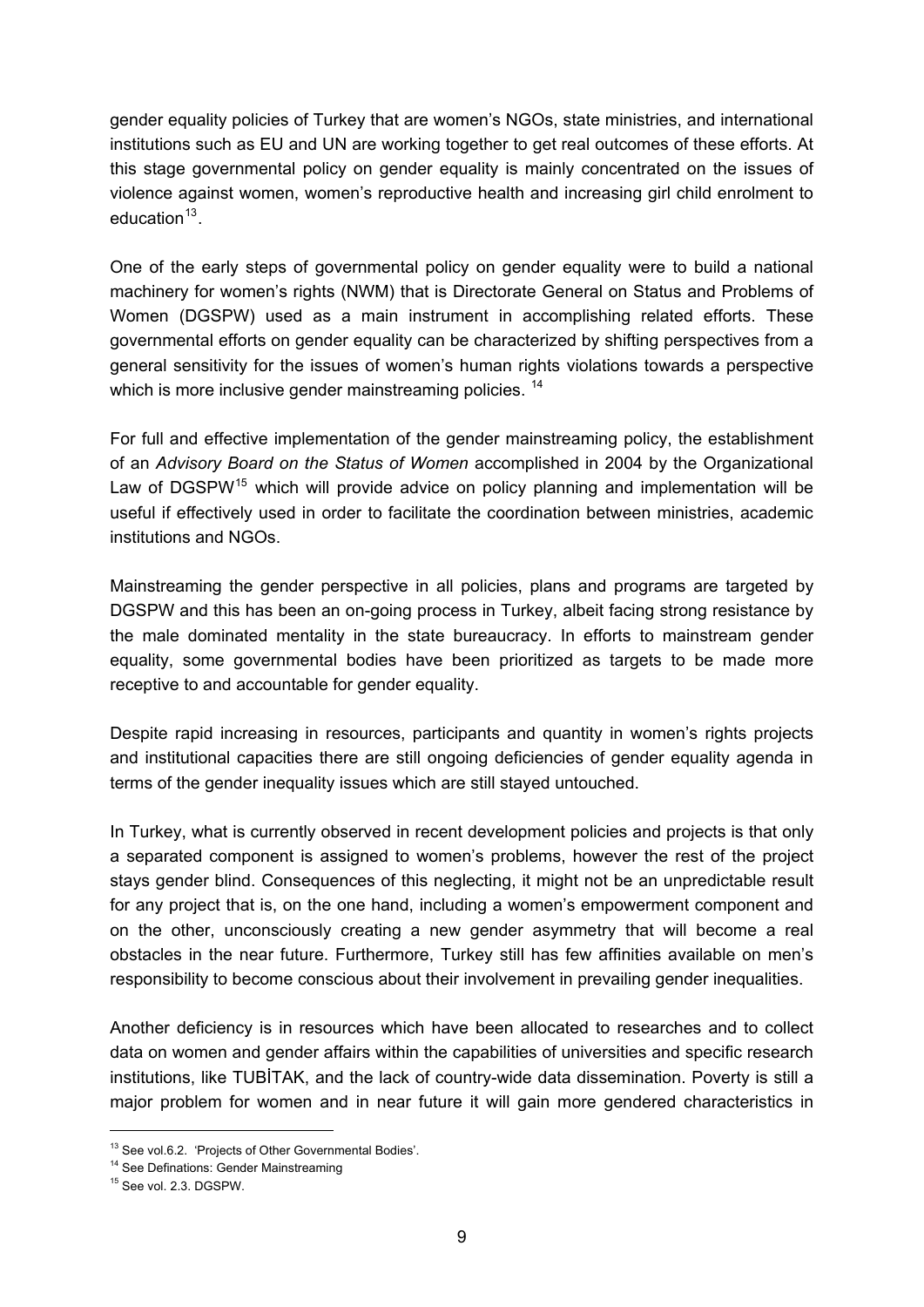gender equality policies of Turkey that are women's NGOs, state ministries, and international institutions such as EU and UN are working together to get real outcomes of these efforts. At this stage governmental policy on gender equality is mainly concentrated on the issues of violence against women, women's reproductive health and increasing girl child enrolment to education[13].

One of the early steps of governmental policy on gender equality were to build a national machinery for women's rights (NWM) that is Directorate General on Status and Problems of Women (DGSPW) used as a main instrument in accomplishing related efforts. These governmental efforts on gender equality can be characterized by shifting perspectives from a general sensitivity for the issues of women's human rights violations towards a perspective which is more inclusive gender mainstreaming policies. [14]

For full and effective implementation of the gender mainstreaming policy, the establishment of an *Advisory Board on the Status of Women* accomplished in 2004 by the Organizational Law of DGSPW[15] which will provide advice on policy planning and implementation will be useful if effectively used in order to facilitate the coordination between ministries, academic institutions and NGOs.

Mainstreaming the gender perspective in all policies, plans and programs are targeted by DGSPW and this has been an on-going process in Turkey, albeit facing strong resistance by the male dominated mentality in the state bureaucracy. In efforts to mainstream gender equality, some governmental bodies have been prioritized as targets to be made more receptive to and accountable for gender equality.

Despite rapid increasing in resources, participants and quantity in women's rights projects and institutional capacities there are still ongoing deficiencies of gender equality agenda in terms of the gender inequality issues which are still stayed untouched.

In Turkey, what is currently observed in recent development policies and projects is that only a separated component is assigned to women's problems, however the rest of the project stays gender blind. Consequences of this neglecting, it might not be an unpredictable result for any project that is, on the one hand, including a women's empowerment component and on the other, unconsciously creating a new gender asymmetry that will become a real obstacles in the near future. Furthermore, Turkey still has few affinities available on men's responsibility to become conscious about their involvement in prevailing gender inequalities.

Another deficiency is in resources which have been allocated to researches and to collect data on women and gender affairs within the capabilities of universities and specific research institutions, like TUBİTAK, and the lack of country-wide data dissemination. Poverty is still a major problem for women and in near future it will gain more gendered characteristics in

---

[13] See vol.6.2. 'Projects of Other Governmental Bodies'.

[14] See Definations: Gender Mainstreaming

[15] See vol. 2.3. DGSPW.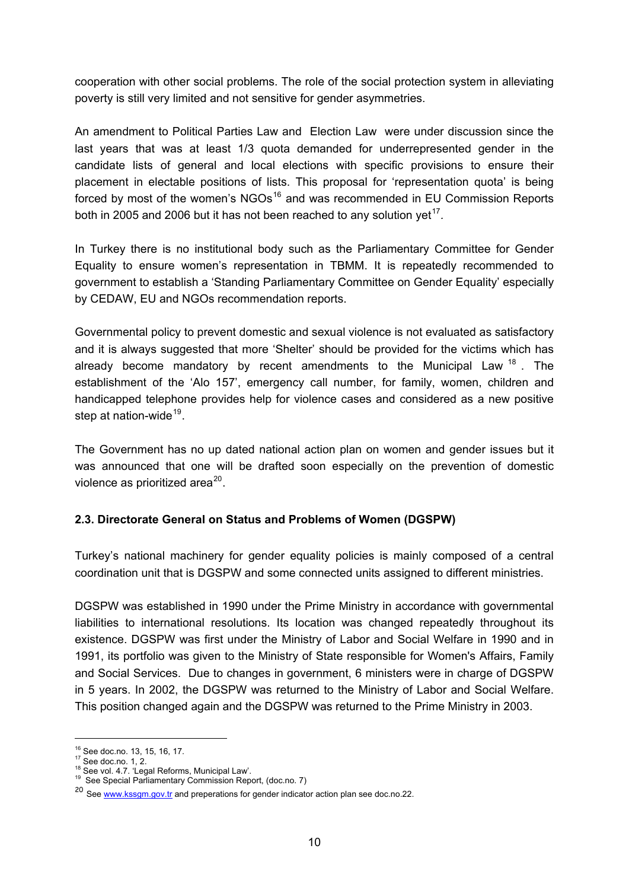cooperation with other social problems. The role of the social protection system in alleviating poverty is still very limited and not sensitive for gender asymmetries.

An amendment to Political Parties Law and Election Law were under discussion since the last years that was at least 1/3 quota demanded for underrepresented gender in the candidate lists of general and local elections with specific provisions to ensure their placement in electable positions of lists. This proposal for 'representation quota' is being forced by most of the women's NGOs[16] and was recommended in EU Commission Reports both in 2005 and 2006 but it has not been reached to any solution yet[17].

In Turkey there is no institutional body such as the Parliamentary Committee for Gender Equality to ensure women's representation in TBMM. It is repeatedly recommended to government to establish a 'Standing Parliamentary Committee on Gender Equality' especially by CEDAW, EU and NGOs recommendation reports.

Governmental policy to prevent domestic and sexual violence is not evaluated as satisfactory and it is always suggested that more 'Shelter' should be provided for the victims which has already become mandatory by recent amendments to the Municipal Law [18]. The establishment of the 'Alo 157', emergency call number, for family, women, children and handicapped telephone provides help for violence cases and considered as a new positive step at nation-wide[19].

The Government has no up dated national action plan on women and gender issues but it was announced that one will be drafted soon especially on the prevention of domestic violence as prioritized area[20].

### 2.3. Directorate General on Status and Problems of Women (DGSPW)

Turkey's national machinery for gender equality policies is mainly composed of a central coordination unit that is DGSPW and some connected units assigned to different ministries.

DGSPW was established in 1990 under the Prime Ministry in accordance with governmental liabilities to international resolutions. Its location was changed repeatedly throughout its existence. DGSPW was first under the Ministry of Labor and Social Welfare in 1990 and in 1991, its portfolio was given to the Ministry of State responsible for Women's Affairs, Family and Social Services. Due to changes in government, 6 ministers were in charge of DGSPW in 5 years. In 2002, the DGSPW was returned to the Ministry of Labor and Social Welfare. This position changed again and the DGSPW was returned to the Prime Ministry in 2003.

---

[16] See doc.no. 13, 15, 16, 17.
[17] See doc.no. 1, 2.
[18] See vol. 4.7. 'Legal Reforms, Municipal Law'.
[19] See Special Parliamentary Commission Report, (doc.no. 7)
[20] See www.kssgm.gov.tr and preperations for gender indicator action plan see doc.no.22.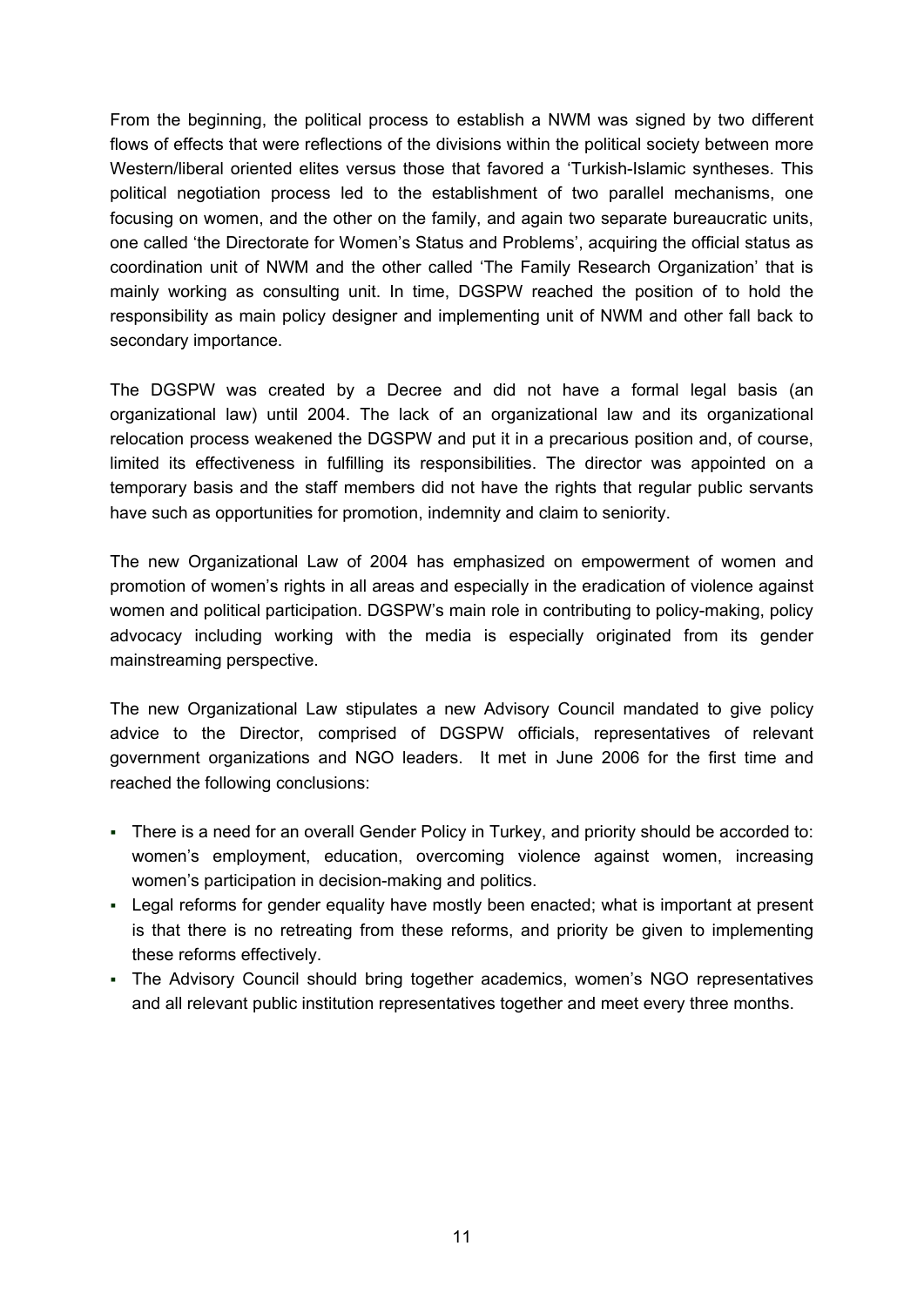From the beginning, the political process to establish a NWM was signed by two different flows of effects that were reflections of the divisions within the political society between more Western/liberal oriented elites versus those that favored a 'Turkish-Islamic syntheses. This political negotiation process led to the establishment of two parallel mechanisms, one focusing on women, and the other on the family, and again two separate bureaucratic units, one called 'the Directorate for Women's Status and Problems', acquiring the official status as coordination unit of NWM and the other called 'The Family Research Organization' that is mainly working as consulting unit. In time, DGSPW reached the position of to hold the responsibility as main policy designer and implementing unit of NWM and other fall back to secondary importance.

The DGSPW was created by a Decree and did not have a formal legal basis (an organizational law) until 2004. The lack of an organizational law and its organizational relocation process weakened the DGSPW and put it in a precarious position and, of course, limited its effectiveness in fulfilling its responsibilities. The director was appointed on a temporary basis and the staff members did not have the rights that regular public servants have such as opportunities for promotion, indemnity and claim to seniority.

The new Organizational Law of 2004 has emphasized on empowerment of women and promotion of women's rights in all areas and especially in the eradication of violence against women and political participation. DGSPW's main role in contributing to policy-making, policy advocacy including working with the media is especially originated from its gender mainstreaming perspective.

The new Organizational Law stipulates a new Advisory Council mandated to give policy advice to the Director, comprised of DGSPW officials, representatives of relevant government organizations and NGO leaders. It met in June 2006 for the first time and reached the following conclusions:

- There is a need for an overall Gender Policy in Turkey, and priority should be accorded to: women's employment, education, overcoming violence against women, increasing women's participation in decision-making and politics.
- Legal reforms for gender equality have mostly been enacted; what is important at present is that there is no retreating from these reforms, and priority be given to implementing these reforms effectively.
- The Advisory Council should bring together academics, women's NGO representatives and all relevant public institution representatives together and meet every three months.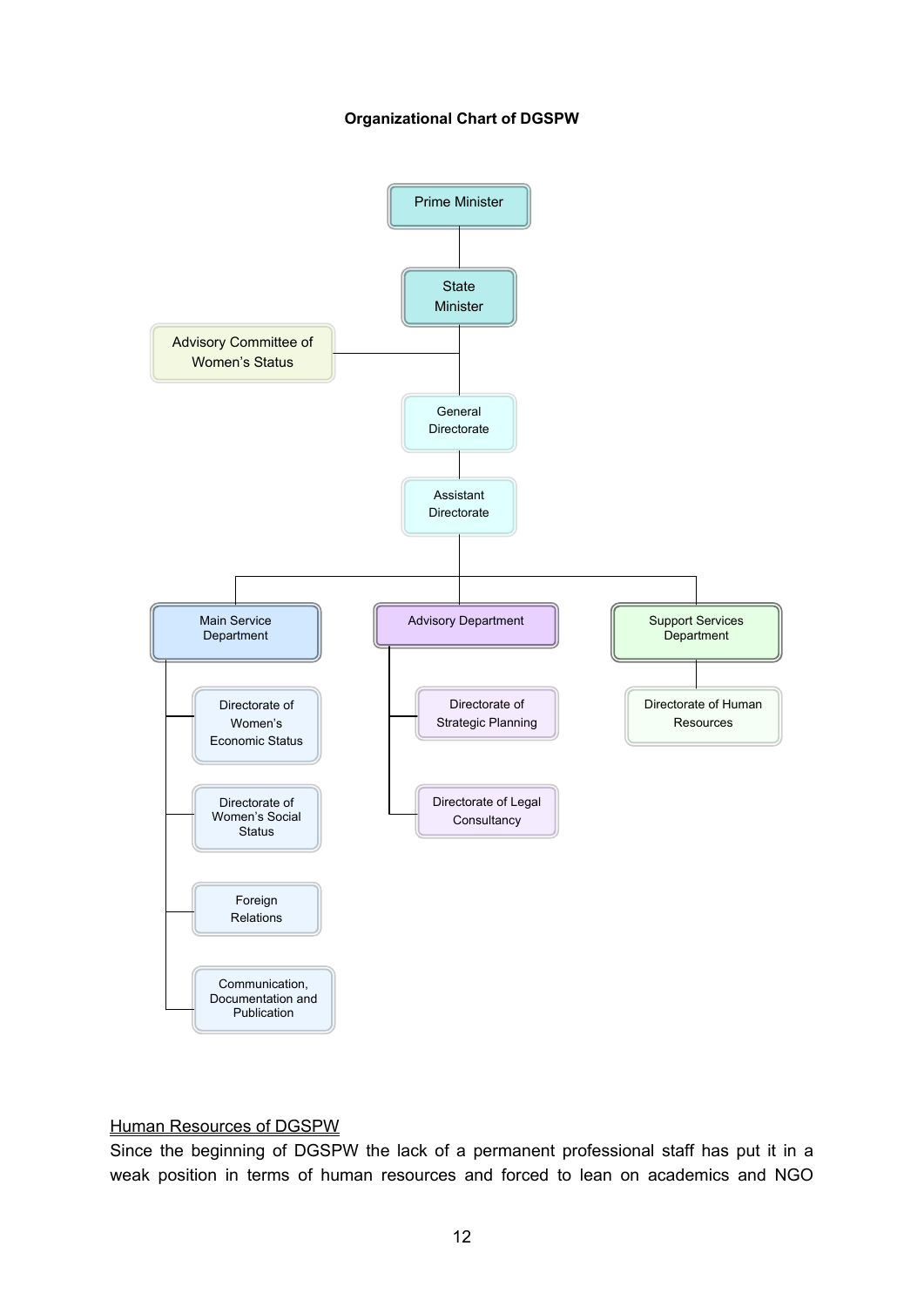**Organizational Chart of DGSPW**

- Prime Minister
  - State Minister
    - Advisory Committee of Women's Status
    - General Directorate
      - Assistant Directorate
        - Main Service Department
          - Directorate of Women's Economic Status
          - Directorate of Women's Social Status
          - Foreign Relations
          - Communication, Documentation and Publication
        - Advisory Department
          - Directorate of Strategic Planning
          - Directorate of Legal Consultancy
        - Support Services Department
          - Directorate of Human Resources

<u>Human Resources of DGSPW</u>

Since the beginning of DGSPW the lack of a permanent professional staff has put it in a weak position in terms of human resources and forced to lean on academics and NGO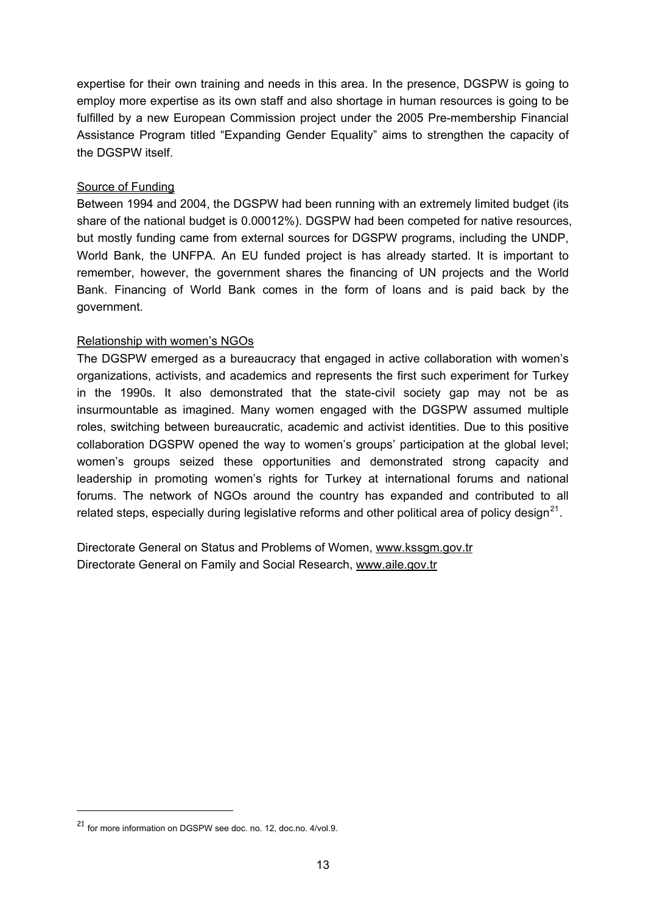expertise for their own training and needs in this area. In the presence, DGSPW is going to employ more expertise as its own staff and also shortage in human resources is going to be fulfilled by a new European Commission project under the 2005 Pre-membership Financial Assistance Program titled "Expanding Gender Equality" aims to strengthen the capacity of the DGSPW itself.

Source of Funding

Between 1994 and 2004, the DGSPW had been running with an extremely limited budget (its share of the national budget is 0.00012%). DGSPW had been competed for native resources, but mostly funding came from external sources for DGSPW programs, including the UNDP, World Bank, the UNFPA. An EU funded project is has already started. It is important to remember, however, the government shares the financing of UN projects and the World Bank. Financing of World Bank comes in the form of loans and is paid back by the government.

Relationship with women's NGOs

The DGSPW emerged as a bureaucracy that engaged in active collaboration with women's organizations, activists, and academics and represents the first such experiment for Turkey in the 1990s. It also demonstrated that the state-civil society gap may not be as insurmountable as imagined. Many women engaged with the DGSPW assumed multiple roles, switching between bureaucratic, academic and activist identities. Due to this positive collaboration DGSPW opened the way to women's groups' participation at the global level; women's groups seized these opportunities and demonstrated strong capacity and leadership in promoting women's rights for Turkey at international forums and national forums. The network of NGOs around the country has expanded and contributed to all related steps, especially during legislative reforms and other political area of policy design[21].

Directorate General on Status and Problems of Women, www.kssgm.gov.tr
Directorate General on Family and Social Research, www.aile.gov.tr

[21] for more information on DGSPW see doc. no. 12, doc.no. 4/vol.9.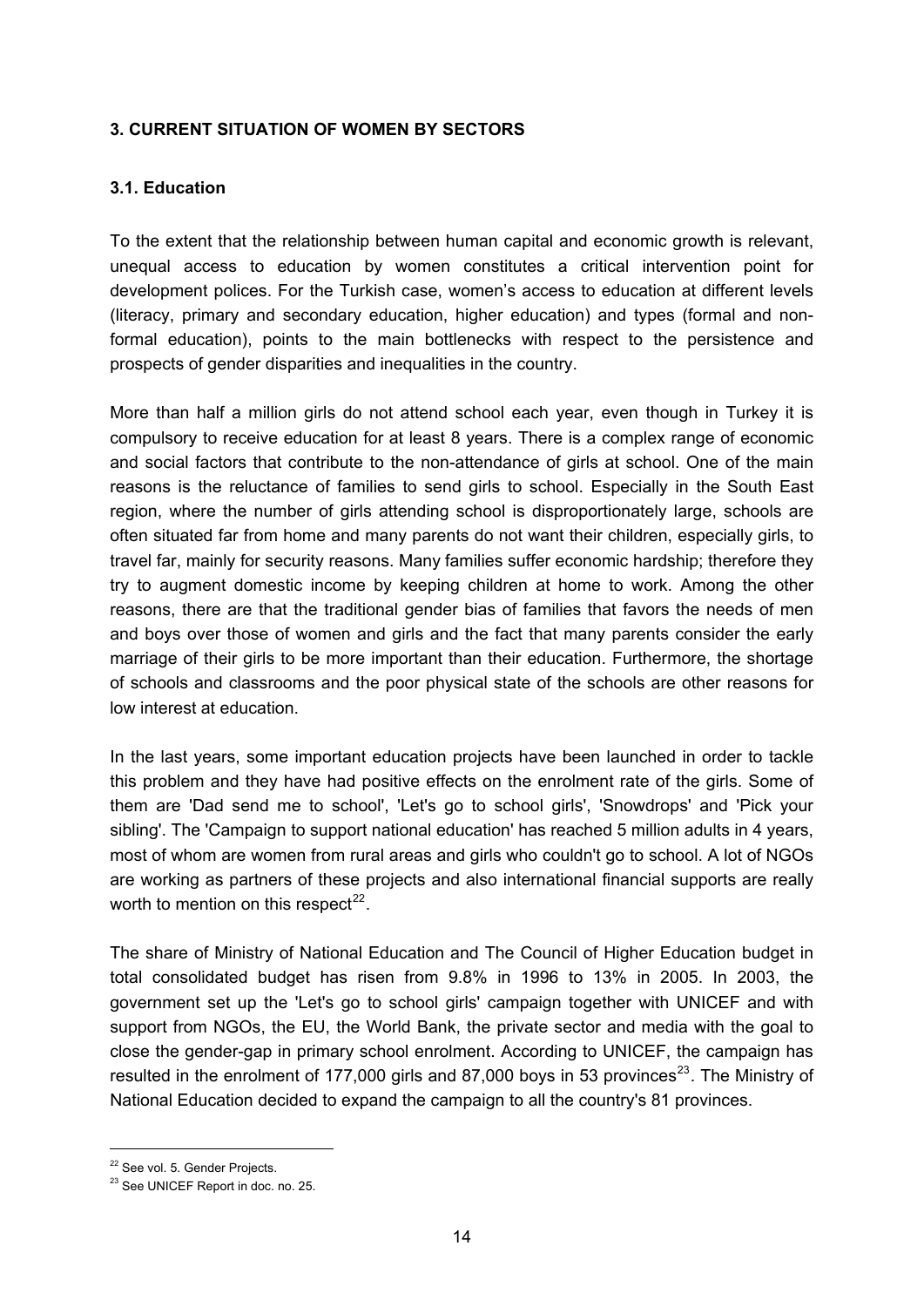## 3. CURRENT SITUATION OF WOMEN BY SECTORS

### 3.1. Education

To the extent that the relationship between human capital and economic growth is relevant, unequal access to education by women constitutes a critical intervention point for development polices. For the Turkish case, women's access to education at different levels (literacy, primary and secondary education, higher education) and types (formal and non-formal education), points to the main bottlenecks with respect to the persistence and prospects of gender disparities and inequalities in the country.

More than half a million girls do not attend school each year, even though in Turkey it is compulsory to receive education for at least 8 years. There is a complex range of economic and social factors that contribute to the non-attendance of girls at school. One of the main reasons is the reluctance of families to send girls to school. Especially in the South East region, where the number of girls attending school is disproportionately large, schools are often situated far from home and many parents do not want their children, especially girls, to travel far, mainly for security reasons. Many families suffer economic hardship; therefore they try to augment domestic income by keeping children at home to work. Among the other reasons, there are that the traditional gender bias of families that favors the needs of men and boys over those of women and girls and the fact that many parents consider the early marriage of their girls to be more important than their education. Furthermore, the shortage of schools and classrooms and the poor physical state of the schools are other reasons for low interest at education.

In the last years, some important education projects have been launched in order to tackle this problem and they have had positive effects on the enrolment rate of the girls. Some of them are 'Dad send me to school', 'Let's go to school girls', 'Snowdrops' and 'Pick your sibling'. The 'Campaign to support national education' has reached 5 million adults in 4 years, most of whom are women from rural areas and girls who couldn't go to school. A lot of NGOs are working as partners of these projects and also international financial supports are really worth to mention on this respect[22].

The share of Ministry of National Education and The Council of Higher Education budget in total consolidated budget has risen from 9.8% in 1996 to 13% in 2005. In 2003, the government set up the 'Let's go to school girls' campaign together with UNICEF and with support from NGOs, the EU, the World Bank, the private sector and media with the goal to close the gender-gap in primary school enrolment. According to UNICEF, the campaign has resulted in the enrolment of 177,000 girls and 87,000 boys in 53 provinces[23]. The Ministry of National Education decided to expand the campaign to all the country's 81 provinces.

---

[22] See vol. 5. Gender Projects.

[23] See UNICEF Report in doc. no. 25.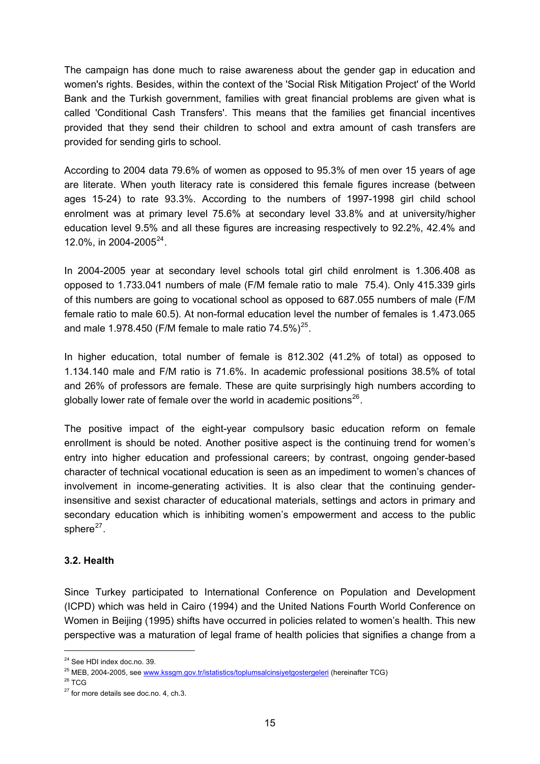The campaign has done much to raise awareness about the gender gap in education and women's rights. Besides, within the context of the 'Social Risk Mitigation Project' of the World Bank and the Turkish government, families with great financial problems are given what is called 'Conditional Cash Transfers'. This means that the families get financial incentives provided that they send their children to school and extra amount of cash transfers are provided for sending girls to school.

According to 2004 data 79.6% of women as opposed to 95.3% of men over 15 years of age are literate. When youth literacy rate is considered this female figures increase (between ages 15-24) to rate 93.3%. According to the numbers of 1997-1998 girl child school enrolment was at primary level 75.6% at secondary level 33.8% and at university/higher education level 9.5% and all these figures are increasing respectively to 92.2%, 42.4% and 12.0%, in 2004-2005[24].

In 2004-2005 year at secondary level schools total girl child enrolment is 1.306.408 as opposed to 1.733.041 numbers of male (F/M female ratio to male 75.4). Only 415.339 girls of this numbers are going to vocational school as opposed to 687.055 numbers of male (F/M female ratio to male 60.5). At non-formal education level the number of females is 1.473.065 and male 1.978.450 (F/M female to male ratio 74.5%)[25].

In higher education, total number of female is 812.302 (41.2% of total) as opposed to 1.134.140 male and F/M ratio is 71.6%. In academic professional positions 38.5% of total and 26% of professors are female. These are quite surprisingly high numbers according to globally lower rate of female over the world in academic positions[26].

The positive impact of the eight-year compulsory basic education reform on female enrollment is should be noted. Another positive aspect is the continuing trend for women's entry into higher education and professional careers; by contrast, ongoing gender-based character of technical vocational education is seen as an impediment to women's chances of involvement in income-generating activities. It is also clear that the continuing gender-insensitive and sexist character of educational materials, settings and actors in primary and secondary education which is inhibiting women's empowerment and access to the public sphere[27].

### 3.2. Health

Since Turkey participated to International Conference on Population and Development (ICPD) which was held in Cairo (1994) and the United Nations Fourth World Conference on Women in Beijing (1995) shifts have occurred in policies related to women's health. This new perspective was a maturation of legal frame of health policies that signifies a change from a

---

[24] See HDI index doc.no. 39.

[25] MEB, 2004-2005, see www.kssgm.gov.tr/istatistics/toplumsalcinsiyetgostergeleri (hereinafter TCG)

[26] TCG

[27] for more details see doc.no. 4, ch.3.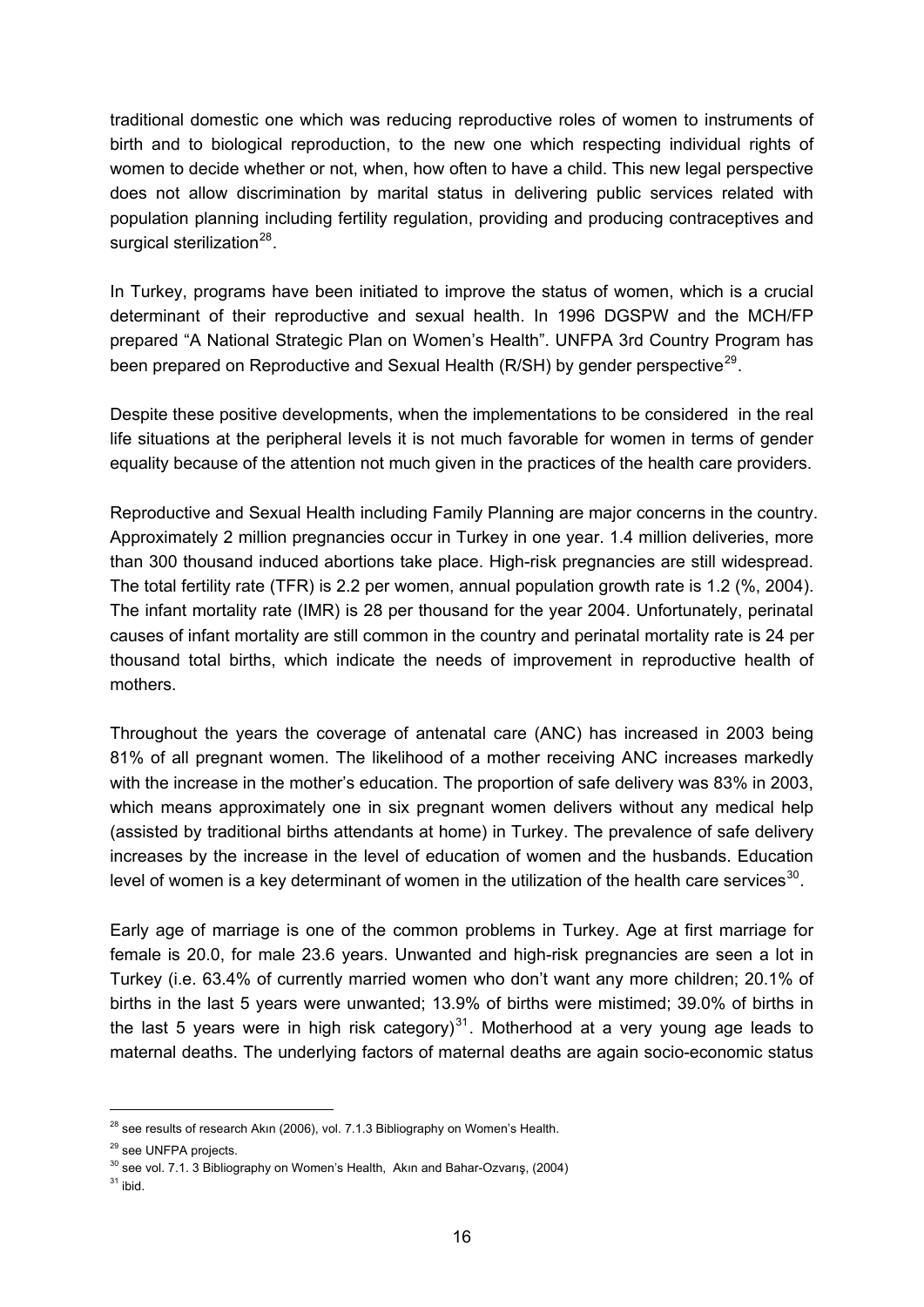traditional domestic one which was reducing reproductive roles of women to instruments of birth and to biological reproduction, to the new one which respecting individual rights of women to decide whether or not, when, how often to have a child. This new legal perspective does not allow discrimination by marital status in delivering public services related with population planning including fertility regulation, providing and producing contraceptives and surgical sterilization[28].

In Turkey, programs have been initiated to improve the status of women, which is a crucial determinant of their reproductive and sexual health. In 1996 DGSPW and the MCH/FP prepared "A National Strategic Plan on Women's Health". UNFPA 3rd Country Program has been prepared on Reproductive and Sexual Health (R/SH) by gender perspective[29].

Despite these positive developments, when the implementations to be considered in the real life situations at the peripheral levels it is not much favorable for women in terms of gender equality because of the attention not much given in the practices of the health care providers.

Reproductive and Sexual Health including Family Planning are major concerns in the country. Approximately 2 million pregnancies occur in Turkey in one year. 1.4 million deliveries, more than 300 thousand induced abortions take place. High-risk pregnancies are still widespread. The total fertility rate (TFR) is 2.2 per women, annual population growth rate is 1.2 (%, 2004). The infant mortality rate (IMR) is 28 per thousand for the year 2004. Unfortunately, perinatal causes of infant mortality are still common in the country and perinatal mortality rate is 24 per thousand total births, which indicate the needs of improvement in reproductive health of mothers.

Throughout the years the coverage of antenatal care (ANC) has increased in 2003 being 81% of all pregnant women. The likelihood of a mother receiving ANC increases markedly with the increase in the mother's education. The proportion of safe delivery was 83% in 2003, which means approximately one in six pregnant women delivers without any medical help (assisted by traditional births attendants at home) in Turkey. The prevalence of safe delivery increases by the increase in the level of education of women and the husbands. Education level of women is a key determinant of women in the utilization of the health care services[30].

Early age of marriage is one of the common problems in Turkey. Age at first marriage for female is 20.0, for male 23.6 years. Unwanted and high-risk pregnancies are seen a lot in Turkey (i.e. 63.4% of currently married women who don't want any more children; 20.1% of births in the last 5 years were unwanted; 13.9% of births were mistimed; 39.0% of births in the last 5 years were in high risk category)[31]. Motherhood at a very young age leads to maternal deaths. The underlying factors of maternal deaths are again socio-economic status

---

[28] see results of research Akın (2006), vol. 7.1.3 Bibliography on Women's Health.

[29] see UNFPA projects.

[30] see vol. 7.1. 3 Bibliography on Women's Health, Akın and Bahar-Ozvarış, (2004)

[31] ibid.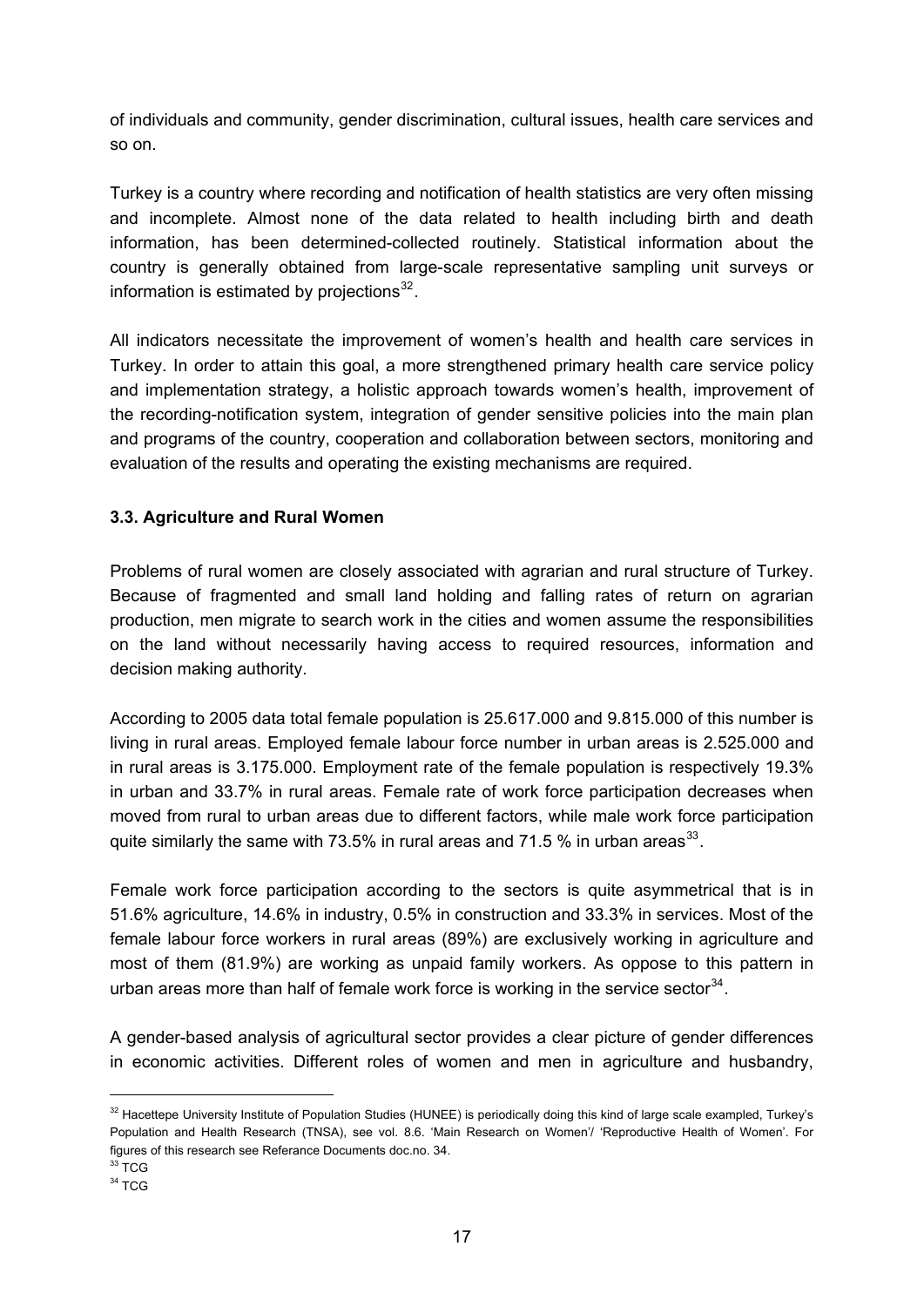of individuals and community, gender discrimination, cultural issues, health care services and so on.

Turkey is a country where recording and notification of health statistics are very often missing and incomplete. Almost none of the data related to health including birth and death information, has been determined-collected routinely. Statistical information about the country is generally obtained from large-scale representative sampling unit surveys or information is estimated by projections[32].

All indicators necessitate the improvement of women's health and health care services in Turkey. In order to attain this goal, a more strengthened primary health care service policy and implementation strategy, a holistic approach towards women's health, improvement of the recording-notification system, integration of gender sensitive policies into the main plan and programs of the country, cooperation and collaboration between sectors, monitoring and evaluation of the results and operating the existing mechanisms are required.

### 3.3. Agriculture and Rural Women

Problems of rural women are closely associated with agrarian and rural structure of Turkey. Because of fragmented and small land holding and falling rates of return on agrarian production, men migrate to search work in the cities and women assume the responsibilities on the land without necessarily having access to required resources, information and decision making authority.

According to 2005 data total female population is 25.617.000 and 9.815.000 of this number is living in rural areas. Employed female labour force number in urban areas is 2.525.000 and in rural areas is 3.175.000. Employment rate of the female population is respectively 19.3% in urban and 33.7% in rural areas. Female rate of work force participation decreases when moved from rural to urban areas due to different factors, while male work force participation quite similarly the same with 73.5% in rural areas and 71.5 % in urban areas[33].

Female work force participation according to the sectors is quite asymmetrical that is in 51.6% agriculture, 14.6% in industry, 0.5% in construction and 33.3% in services. Most of the female labour force workers in rural areas (89%) are exclusively working in agriculture and most of them (81.9%) are working as unpaid family workers. As oppose to this pattern in urban areas more than half of female work force is working in the service sector[34].

A gender-based analysis of agricultural sector provides a clear picture of gender differences in economic activities. Different roles of women and men in agriculture and husbandry,

---

[32] Hacettepe University Institute of Population Studies (HUNEE) is periodically doing this kind of large scale exampled, Turkey's Population and Health Research (TNSA), see vol. 8.6. 'Main Research on Women'/ 'Reproductive Health of Women'. For figures of this research see Referance Documents doc.no. 34.

[33] TCG

[34] TCG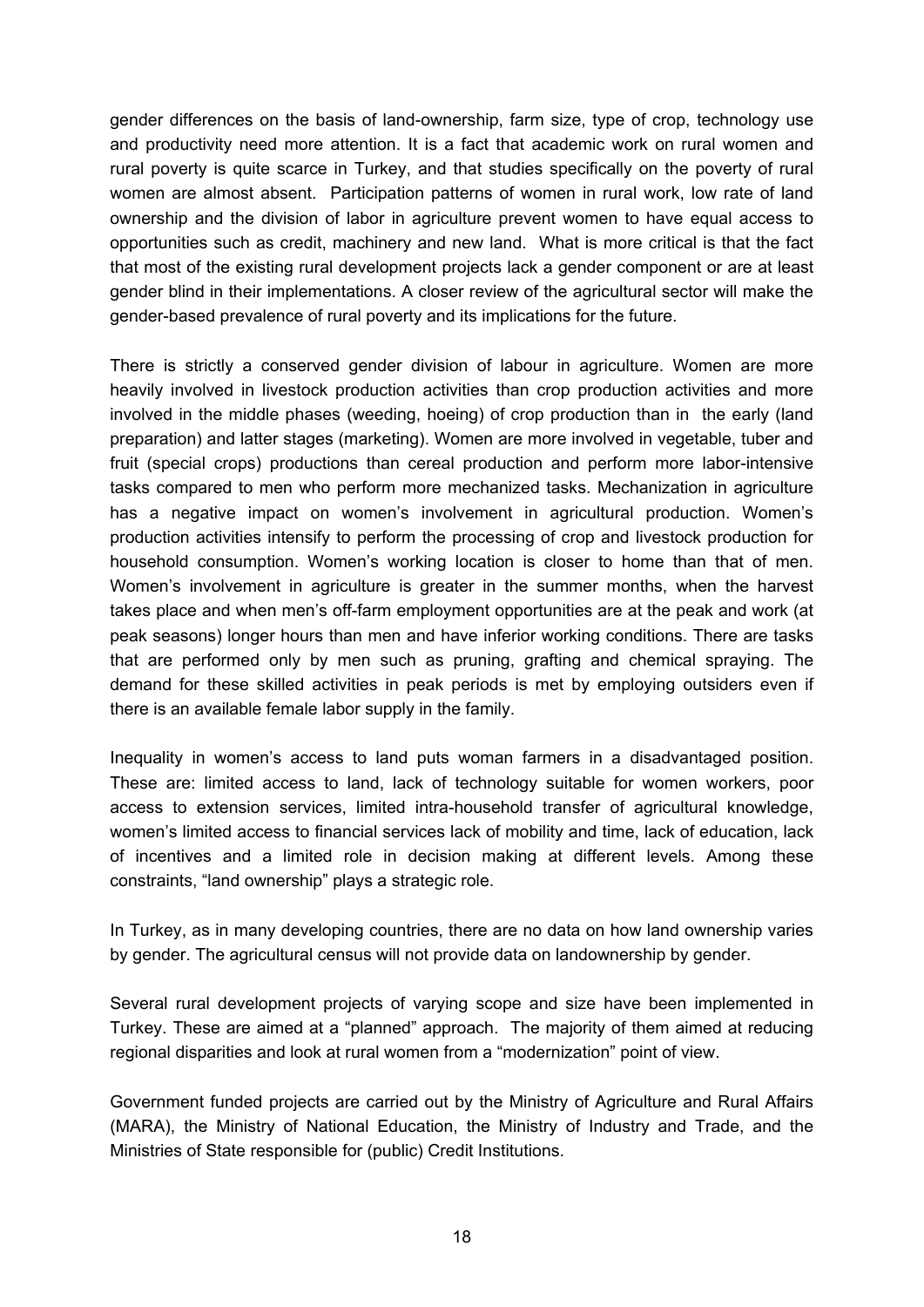gender differences on the basis of land-ownership, farm size, type of crop, technology use and productivity need more attention. It is a fact that academic work on rural women and rural poverty is quite scarce in Turkey, and that studies specifically on the poverty of rural women are almost absent. Participation patterns of women in rural work, low rate of land ownership and the division of labor in agriculture prevent women to have equal access to opportunities such as credit, machinery and new land. What is more critical is that the fact that most of the existing rural development projects lack a gender component or are at least gender blind in their implementations. A closer review of the agricultural sector will make the gender-based prevalence of rural poverty and its implications for the future.

There is strictly a conserved gender division of labour in agriculture. Women are more heavily involved in livestock production activities than crop production activities and more involved in the middle phases (weeding, hoeing) of crop production than in the early (land preparation) and latter stages (marketing). Women are more involved in vegetable, tuber and fruit (special crops) productions than cereal production and perform more labor-intensive tasks compared to men who perform more mechanized tasks. Mechanization in agriculture has a negative impact on women's involvement in agricultural production. Women's production activities intensify to perform the processing of crop and livestock production for household consumption. Women's working location is closer to home than that of men. Women's involvement in agriculture is greater in the summer months, when the harvest takes place and when men's off-farm employment opportunities are at the peak and work (at peak seasons) longer hours than men and have inferior working conditions. There are tasks that are performed only by men such as pruning, grafting and chemical spraying. The demand for these skilled activities in peak periods is met by employing outsiders even if there is an available female labor supply in the family.

Inequality in women's access to land puts woman farmers in a disadvantaged position. These are: limited access to land, lack of technology suitable for women workers, poor access to extension services, limited intra-household transfer of agricultural knowledge, women's limited access to financial services lack of mobility and time, lack of education, lack of incentives and a limited role in decision making at different levels. Among these constraints, "land ownership" plays a strategic role.

In Turkey, as in many developing countries, there are no data on how land ownership varies by gender. The agricultural census will not provide data on landownership by gender.

Several rural development projects of varying scope and size have been implemented in Turkey. These are aimed at a "planned" approach. The majority of them aimed at reducing regional disparities and look at rural women from a "modernization" point of view.

Government funded projects are carried out by the Ministry of Agriculture and Rural Affairs (MARA), the Ministry of National Education, the Ministry of Industry and Trade, and the Ministries of State responsible for (public) Credit Institutions.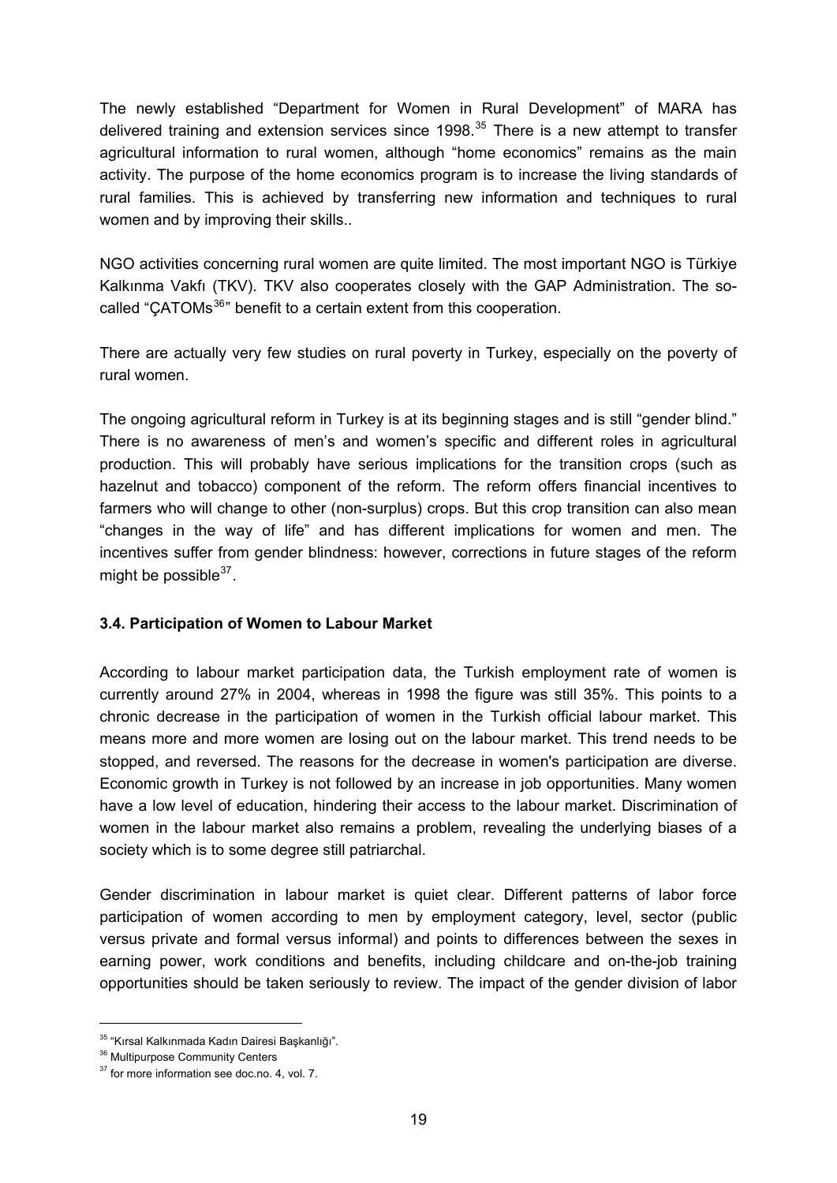The newly established "Department for Women in Rural Development" of MARA has delivered training and extension services since 1998.[35] There is a new attempt to transfer agricultural information to rural women, although "home economics" remains as the main activity. The purpose of the home economics program is to increase the living standards of rural families. This is achieved by transferring new information and techniques to rural women and by improving their skills..

NGO activities concerning rural women are quite limited. The most important NGO is Türkiye Kalkınma Vakfı (TKV). TKV also cooperates closely with the GAP Administration. The so-called "ÇATOMs[36]" benefit to a certain extent from this cooperation.

There are actually very few studies on rural poverty in Turkey, especially on the poverty of rural women.

The ongoing agricultural reform in Turkey is at its beginning stages and is still "gender blind." There is no awareness of men's and women's specific and different roles in agricultural production. This will probably have serious implications for the transition crops (such as hazelnut and tobacco) component of the reform. The reform offers financial incentives to farmers who will change to other (non-surplus) crops. But this crop transition can also mean "changes in the way of life" and has different implications for women and men. The incentives suffer from gender blindness: however, corrections in future stages of the reform might be possible[37].

### 3.4. Participation of Women to Labour Market

According to labour market participation data, the Turkish employment rate of women is currently around 27% in 2004, whereas in 1998 the figure was still 35%. This points to a chronic decrease in the participation of women in the Turkish official labour market. This means more and more women are losing out on the labour market. This trend needs to be stopped, and reversed. The reasons for the decrease in women's participation are diverse. Economic growth in Turkey is not followed by an increase in job opportunities. Many women have a low level of education, hindering their access to the labour market. Discrimination of women in the labour market also remains a problem, revealing the underlying biases of a society which is to some degree still patriarchal.

Gender discrimination in labour market is quiet clear. Different patterns of labor force participation of women according to men by employment category, level, sector (public versus private and formal versus informal) and points to differences between the sexes in earning power, work conditions and benefits, including childcare and on-the-job training opportunities should be taken seriously to review. The impact of the gender division of labor

---

[35] "Kırsal Kalkınmada Kadın Dairesi Başkanlığı".

[36] Multipurpose Community Centers

[37] for more information see doc.no. 4, vol. 7.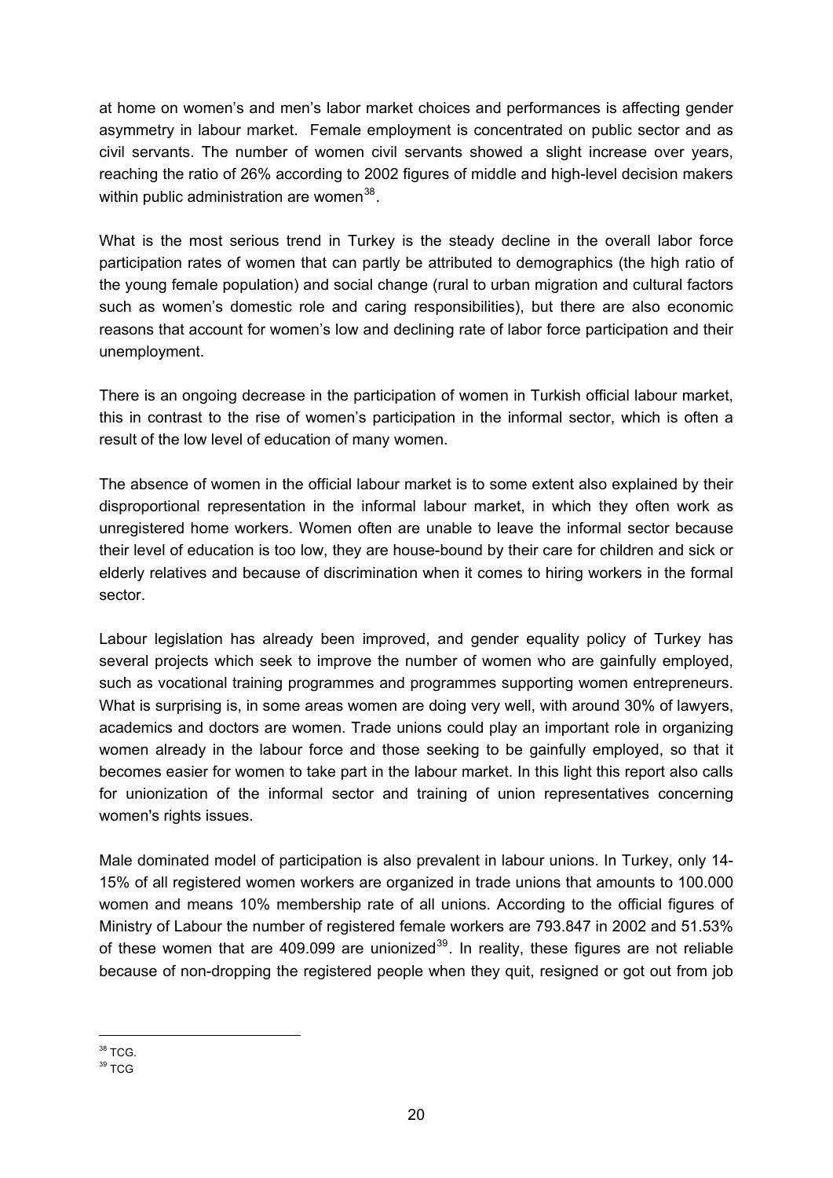at home on women's and men's labor market choices and performances is affecting gender asymmetry in labour market. Female employment is concentrated on public sector and as civil servants. The number of women civil servants showed a slight increase over years, reaching the ratio of 26% according to 2002 figures of middle and high-level decision makers within public administration are women[38].

What is the most serious trend in Turkey is the steady decline in the overall labor force participation rates of women that can partly be attributed to demographics (the high ratio of the young female population) and social change (rural to urban migration and cultural factors such as women's domestic role and caring responsibilities), but there are also economic reasons that account for women's low and declining rate of labor force participation and their unemployment.

There is an ongoing decrease in the participation of women in Turkish official labour market, this in contrast to the rise of women's participation in the informal sector, which is often a result of the low level of education of many women.

The absence of women in the official labour market is to some extent also explained by their disproportional representation in the informal labour market, in which they often work as unregistered home workers. Women often are unable to leave the informal sector because their level of education is too low, they are house-bound by their care for children and sick or elderly relatives and because of discrimination when it comes to hiring workers in the formal sector.

Labour legislation has already been improved, and gender equality policy of Turkey has several projects which seek to improve the number of women who are gainfully employed, such as vocational training programmes and programmes supporting women entrepreneurs. What is surprising is, in some areas women are doing very well, with around 30% of lawyers, academics and doctors are women. Trade unions could play an important role in organizing women already in the labour force and those seeking to be gainfully employed, so that it becomes easier for women to take part in the labour market. In this light this report also calls for unionization of the informal sector and training of union representatives concerning women's rights issues.

Male dominated model of participation is also prevalent in labour unions. In Turkey, only 14-15% of all registered women workers are organized in trade unions that amounts to 100.000 women and means 10% membership rate of all unions. According to the official figures of Ministry of Labour the number of registered female workers are 793.847 in 2002 and 51.53% of these women that are 409.099 are unionized[39]. In reality, these figures are not reliable because of non-dropping the registered people when they quit, resigned or got out from job

---

[38] TCG.

[39] TCG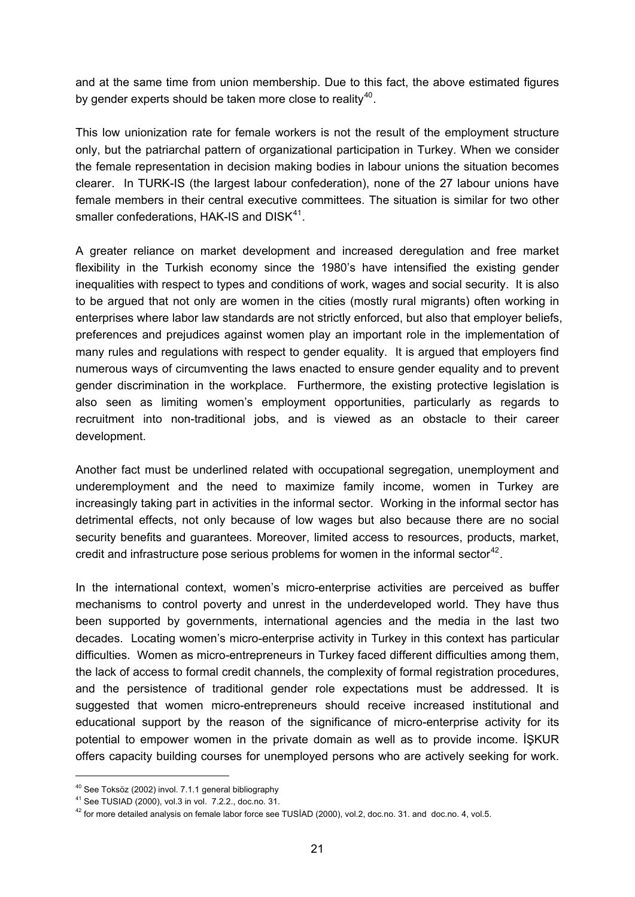and at the same time from union membership. Due to this fact, the above estimated figures by gender experts should be taken more close to reality[40].

This low unionization rate for female workers is not the result of the employment structure only, but the patriarchal pattern of organizational participation in Turkey. When we consider the female representation in decision making bodies in labour unions the situation becomes clearer. In TURK-IS (the largest labour confederation), none of the 27 labour unions have female members in their central executive committees. The situation is similar for two other smaller confederations, HAK-IS and DISK[41].

A greater reliance on market development and increased deregulation and free market flexibility in the Turkish economy since the 1980's have intensified the existing gender inequalities with respect to types and conditions of work, wages and social security. It is also to be argued that not only are women in the cities (mostly rural migrants) often working in enterprises where labor law standards are not strictly enforced, but also that employer beliefs, preferences and prejudices against women play an important role in the implementation of many rules and regulations with respect to gender equality. It is argued that employers find numerous ways of circumventing the laws enacted to ensure gender equality and to prevent gender discrimination in the workplace. Furthermore, the existing protective legislation is also seen as limiting women's employment opportunities, particularly as regards to recruitment into non-traditional jobs, and is viewed as an obstacle to their career development.

Another fact must be underlined related with occupational segregation, unemployment and underemployment and the need to maximize family income, women in Turkey are increasingly taking part in activities in the informal sector. Working in the informal sector has detrimental effects, not only because of low wages but also because there are no social security benefits and guarantees. Moreover, limited access to resources, products, market, credit and infrastructure pose serious problems for women in the informal sector[42].

In the international context, women's micro-enterprise activities are perceived as buffer mechanisms to control poverty and unrest in the underdeveloped world. They have thus been supported by governments, international agencies and the media in the last two decades. Locating women's micro-enterprise activity in Turkey in this context has particular difficulties. Women as micro-entrepreneurs in Turkey faced different difficulties among them, the lack of access to formal credit channels, the complexity of formal registration procedures, and the persistence of traditional gender role expectations must be addressed. It is suggested that women micro-entrepreneurs should receive increased institutional and educational support by the reason of the significance of micro-enterprise activity for its potential to empower women in the private domain as well as to provide income. İŞKUR offers capacity building courses for unemployed persons who are actively seeking for work.

---

[40] See Toksöz (2002) invol. 7.1.1 general bibliography

[41] See TUSIAD (2000), vol.3 in vol. 7.2.2., doc.no. 31.

[42] for more detailed analysis on female labor force see TUSİAD (2000), vol.2, doc.no. 31. and doc.no. 4, vol.5.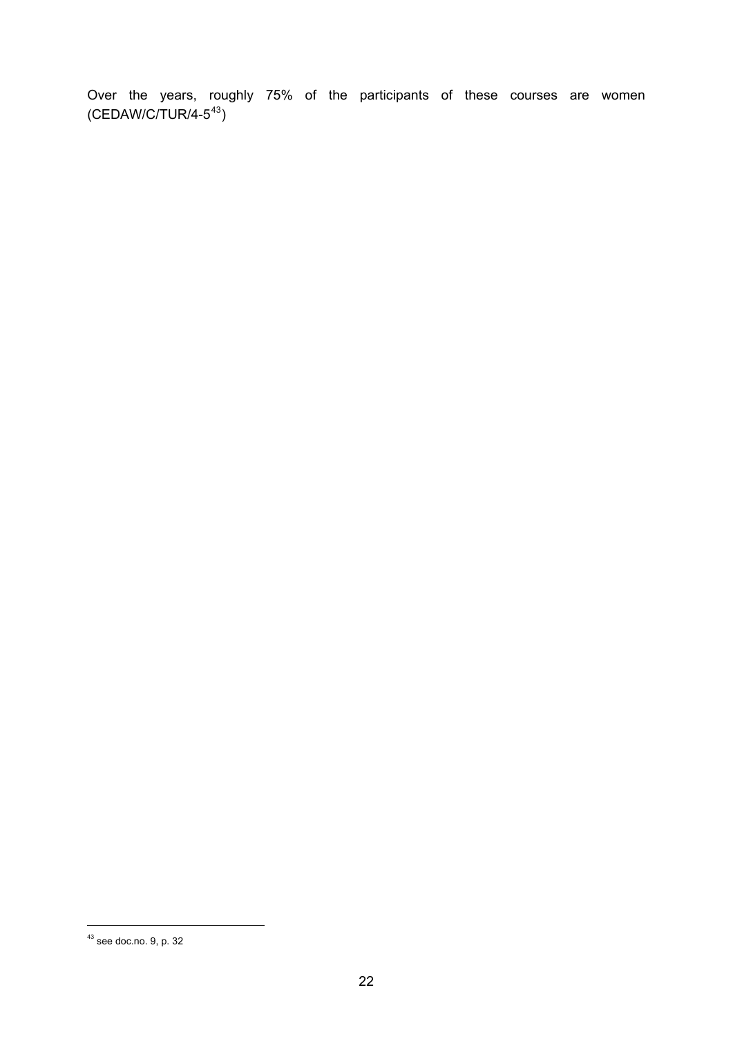Over the years, roughly 75% of the participants of these courses are women (CEDAW/C/TUR/4-5[43])

[43] see doc.no. 9, p. 32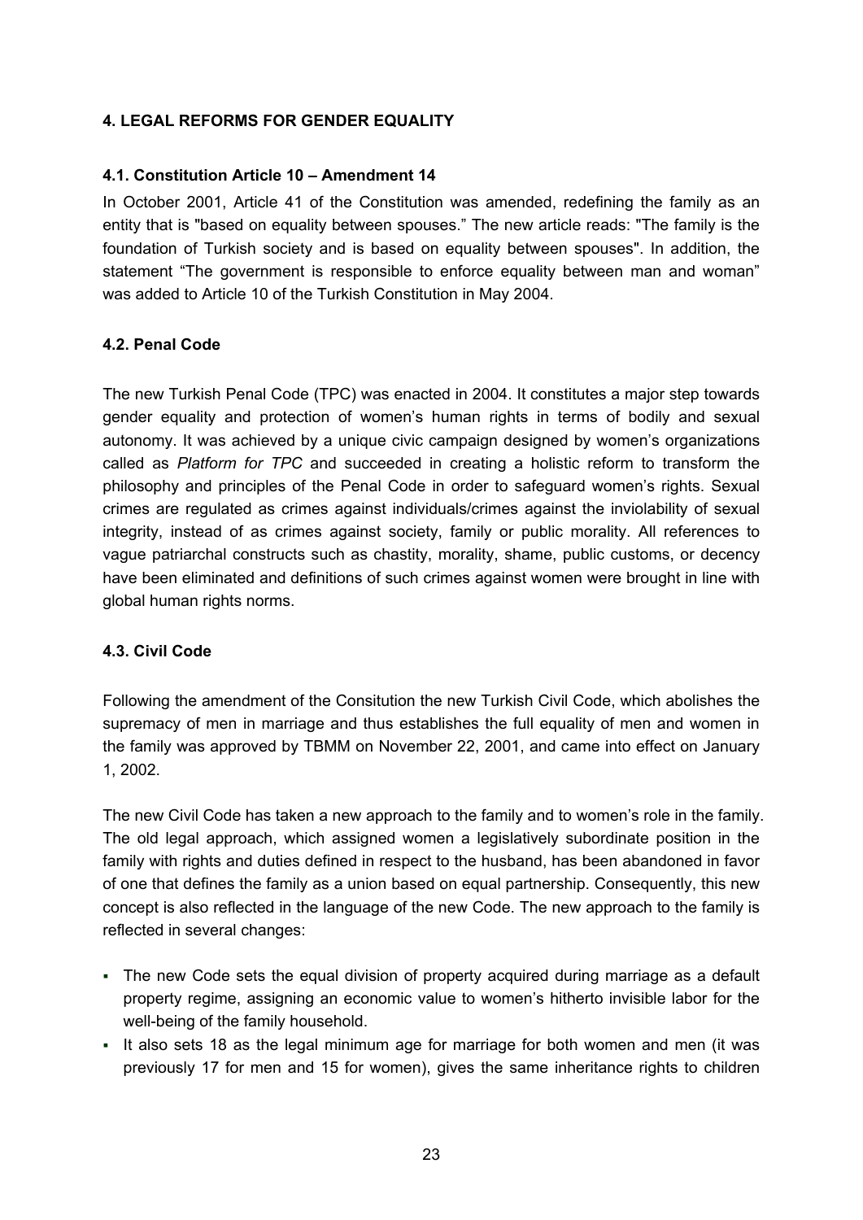## 4. LEGAL REFORMS FOR GENDER EQUALITY

### 4.1. Constitution Article 10 – Amendment 14

In October 2001, Article 41 of the Constitution was amended, redefining the family as an entity that is "based on equality between spouses." The new article reads: "The family is the foundation of Turkish society and is based on equality between spouses". In addition, the statement "The government is responsible to enforce equality between man and woman" was added to Article 10 of the Turkish Constitution in May 2004.

### 4.2. Penal Code

The new Turkish Penal Code (TPC) was enacted in 2004. It constitutes a major step towards gender equality and protection of women's human rights in terms of bodily and sexual autonomy. It was achieved by a unique civic campaign designed by women's organizations called as *Platform for TPC* and succeeded in creating a holistic reform to transform the philosophy and principles of the Penal Code in order to safeguard women's rights. Sexual crimes are regulated as crimes against individuals/crimes against the inviolability of sexual integrity, instead of as crimes against society, family or public morality. All references to vague patriarchal constructs such as chastity, morality, shame, public customs, or decency have been eliminated and definitions of such crimes against women were brought in line with global human rights norms.

### 4.3. Civil Code

Following the amendment of the Consitution the new Turkish Civil Code, which abolishes the supremacy of men in marriage and thus establishes the full equality of men and women in the family was approved by TBMM on November 22, 2001, and came into effect on January 1, 2002.

The new Civil Code has taken a new approach to the family and to women's role in the family. The old legal approach, which assigned women a legislatively subordinate position in the family with rights and duties defined in respect to the husband, has been abandoned in favor of one that defines the family as a union based on equal partnership. Consequently, this new concept is also reflected in the language of the new Code. The new approach to the family is reflected in several changes:

- The new Code sets the equal division of property acquired during marriage as a default property regime, assigning an economic value to women's hitherto invisible labor for the well-being of the family household.
- It also sets 18 as the legal minimum age for marriage for both women and men (it was previously 17 for men and 15 for women), gives the same inheritance rights to children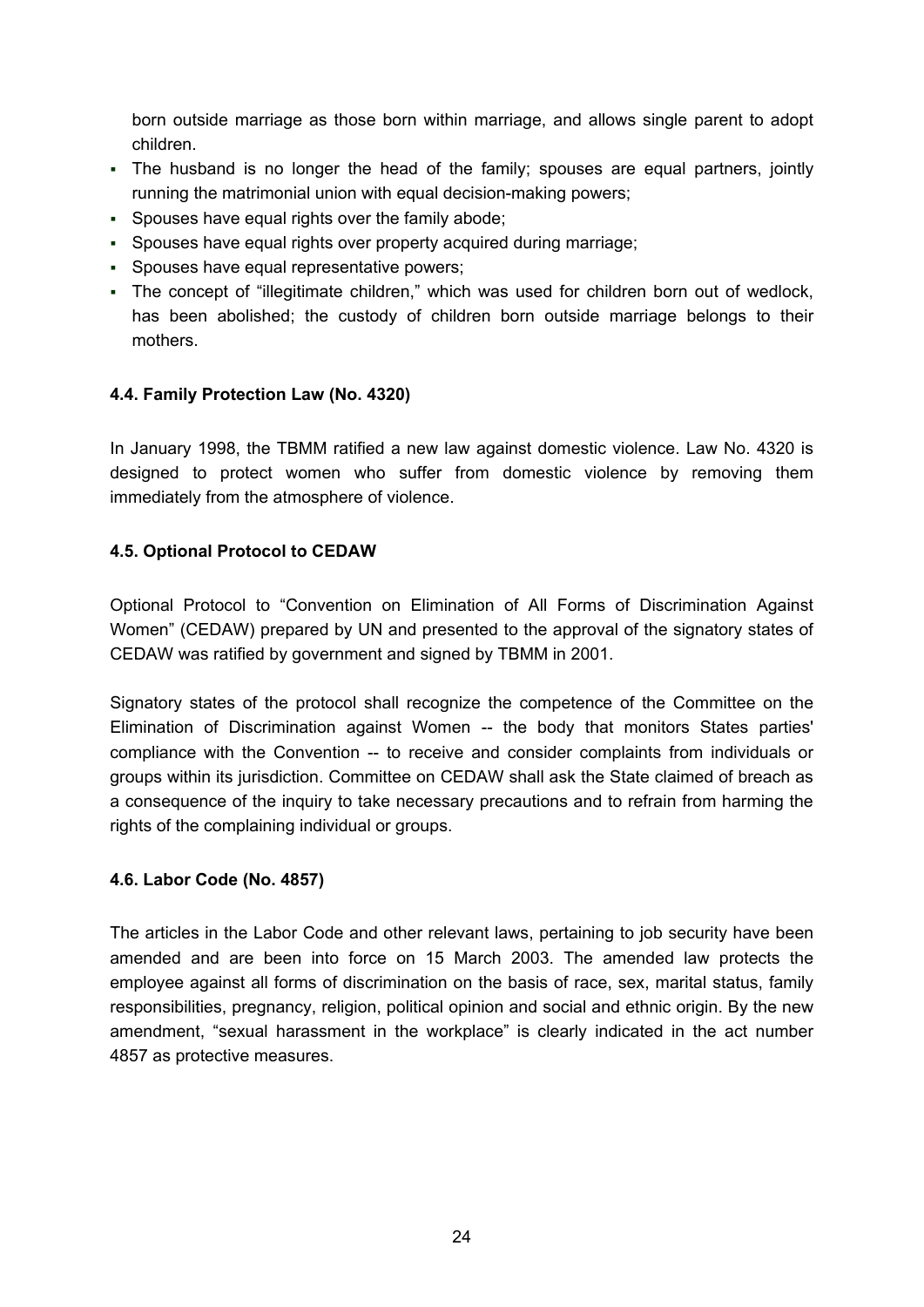born outside marriage as those born within marriage, and allows single parent to adopt children.

- The husband is no longer the head of the family; spouses are equal partners, jointly running the matrimonial union with equal decision-making powers;
- Spouses have equal rights over the family abode;
- Spouses have equal rights over property acquired during marriage;
- Spouses have equal representative powers;
- The concept of "illegitimate children," which was used for children born out of wedlock, has been abolished; the custody of children born outside marriage belongs to their mothers.

#### 4.4. Family Protection Law (No. 4320)

In January 1998, the TBMM ratified a new law against domestic violence. Law No. 4320 is designed to protect women who suffer from domestic violence by removing them immediately from the atmosphere of violence.

#### 4.5. Optional Protocol to CEDAW

Optional Protocol to "Convention on Elimination of All Forms of Discrimination Against Women" (CEDAW) prepared by UN and presented to the approval of the signatory states of CEDAW was ratified by government and signed by TBMM in 2001.

Signatory states of the protocol shall recognize the competence of the Committee on the Elimination of Discrimination against Women -- the body that monitors States parties' compliance with the Convention -- to receive and consider complaints from individuals or groups within its jurisdiction. Committee on CEDAW shall ask the State claimed of breach as a consequence of the inquiry to take necessary precautions and to refrain from harming the rights of the complaining individual or groups.

#### 4.6. Labor Code (No. 4857)

The articles in the Labor Code and other relevant laws, pertaining to job security have been amended and are been into force on 15 March 2003. The amended law protects the employee against all forms of discrimination on the basis of race, sex, marital status, family responsibilities, pregnancy, religion, political opinion and social and ethnic origin. By the new amendment, "sexual harassment in the workplace" is clearly indicated in the act number 4857 as protective measures.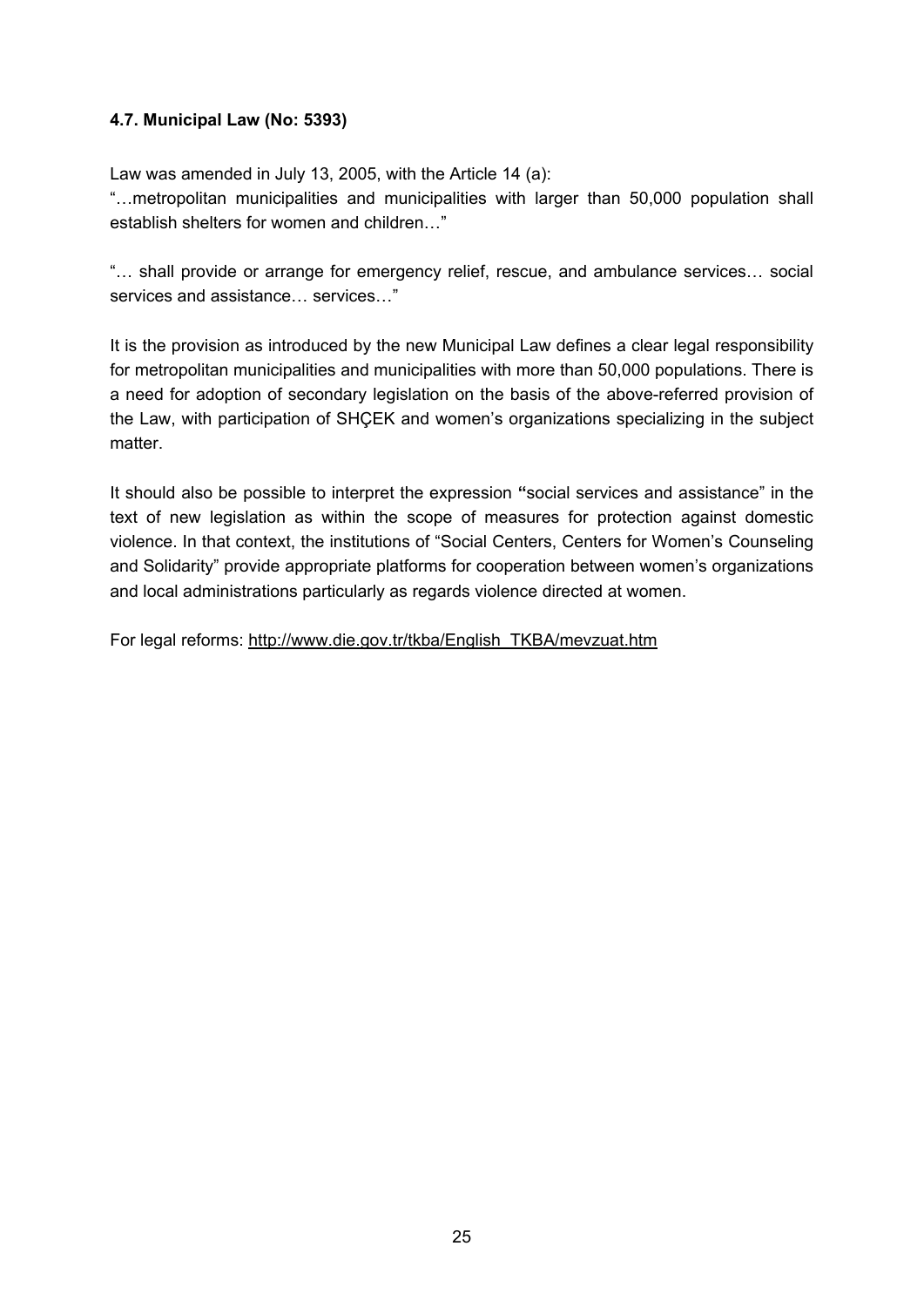#### 4.7. Municipal Law (No: 5393)

Law was amended in July 13, 2005, with the Article 14 (a):

"…metropolitan municipalities and municipalities with larger than 50,000 population shall establish shelters for women and children…"

"… shall provide or arrange for emergency relief, rescue, and ambulance services… social services and assistance… services…"

It is the provision as introduced by the new Municipal Law defines a clear legal responsibility for metropolitan municipalities and municipalities with more than 50,000 populations. There is a need for adoption of secondary legislation on the basis of the above-referred provision of the Law, with participation of SHÇEK and women's organizations specializing in the subject matter.

It should also be possible to interpret the expression **"**social services and assistance" in the text of new legislation as within the scope of measures for protection against domestic violence. In that context, the institutions of "Social Centers, Centers for Women's Counseling and Solidarity" provide appropriate platforms for cooperation between women's organizations and local administrations particularly as regards violence directed at women.

For legal reforms: http://www.die.gov.tr/tkba/English_TKBA/mevzuat.htm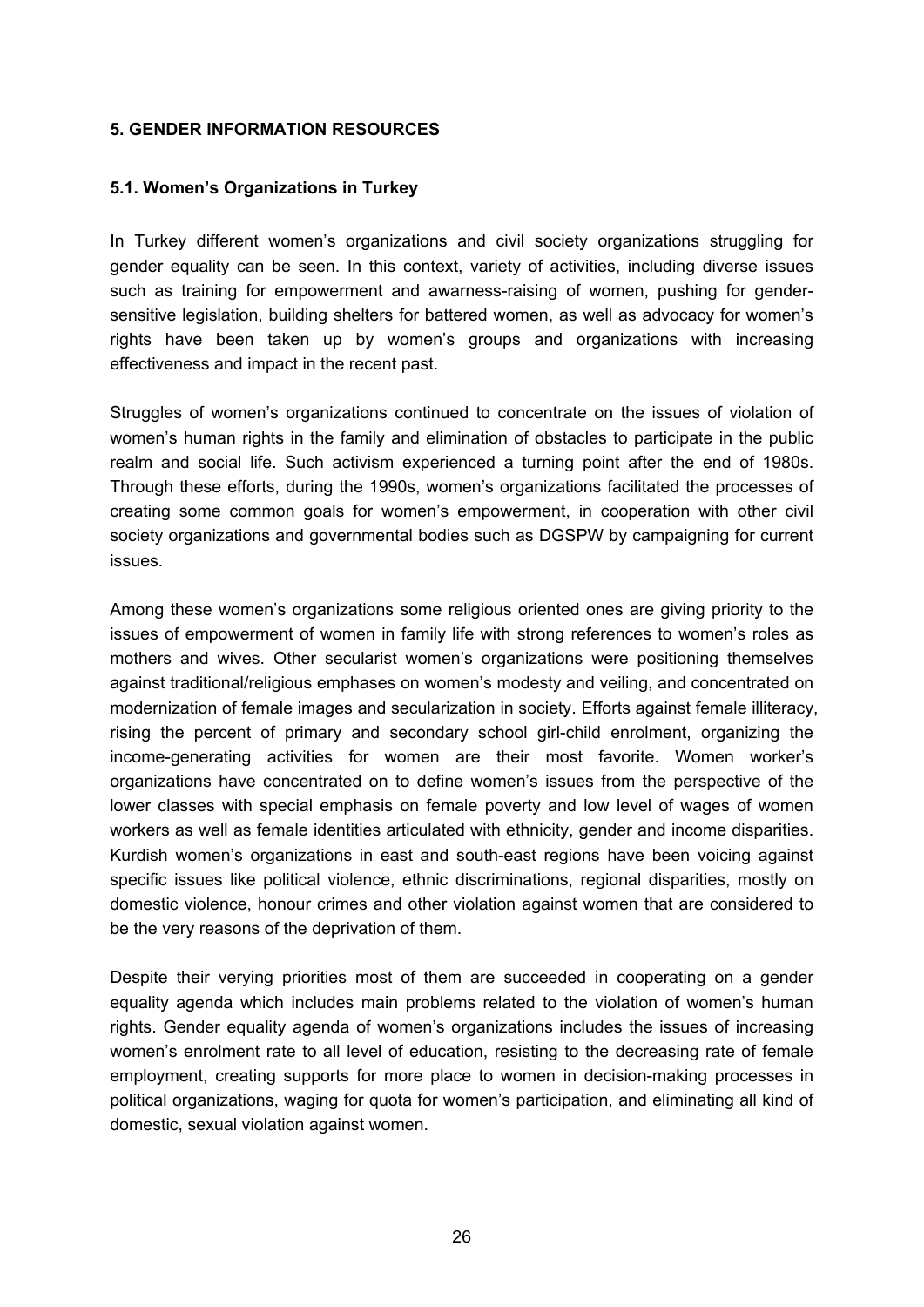## 5. GENDER INFORMATION RESOURCES

### 5.1. Women's Organizations in Turkey

In Turkey different women's organizations and civil society organizations struggling for gender equality can be seen. In this context, variety of activities, including diverse issues such as training for empowerment and awarness-raising of women, pushing for gender-sensitive legislation, building shelters for battered women, as well as advocacy for women's rights have been taken up by women's groups and organizations with increasing effectiveness and impact in the recent past.

Struggles of women's organizations continued to concentrate on the issues of violation of women's human rights in the family and elimination of obstacles to participate in the public realm and social life. Such activism experienced a turning point after the end of 1980s. Through these efforts, during the 1990s, women's organizations facilitated the processes of creating some common goals for women's empowerment, in cooperation with other civil society organizations and governmental bodies such as DGSPW by campaigning for current issues.

Among these women's organizations some religious oriented ones are giving priority to the issues of empowerment of women in family life with strong references to women's roles as mothers and wives. Other secularist women's organizations were positioning themselves against traditional/religious emphases on women's modesty and veiling, and concentrated on modernization of female images and secularization in society. Efforts against female illiteracy, rising the percent of primary and secondary school girl-child enrolment, organizing the income-generating activities for women are their most favorite. Women worker's organizations have concentrated on to define women's issues from the perspective of the lower classes with special emphasis on female poverty and low level of wages of women workers as well as female identities articulated with ethnicity, gender and income disparities. Kurdish women's organizations in east and south-east regions have been voicing against specific issues like political violence, ethnic discriminations, regional disparities, mostly on domestic violence, honour crimes and other violation against women that are considered to be the very reasons of the deprivation of them.

Despite their verying priorities most of them are succeeded in cooperating on a gender equality agenda which includes main problems related to the violation of women's human rights. Gender equality agenda of women's organizations includes the issues of increasing women's enrolment rate to all level of education, resisting to the decreasing rate of female employment, creating supports for more place to women in decision-making processes in political organizations, waging for quota for women's participation, and eliminating all kind of domestic, sexual violation against women.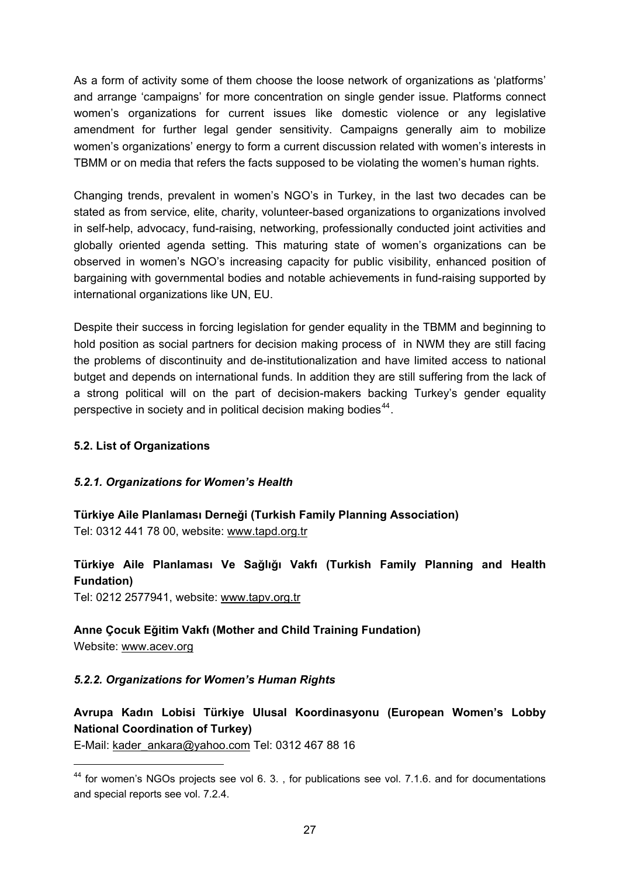As a form of activity some of them choose the loose network of organizations as 'platforms' and arrange 'campaigns' for more concentration on single gender issue. Platforms connect women's organizations for current issues like domestic violence or any legislative amendment for further legal gender sensitivity. Campaigns generally aim to mobilize women's organizations' energy to form a current discussion related with women's interests in TBMM or on media that refers the facts supposed to be violating the women's human rights.

Changing trends, prevalent in women's NGO's in Turkey, in the last two decades can be stated as from service, elite, charity, volunteer-based organizations to organizations involved in self-help, advocacy, fund-raising, networking, professionally conducted joint activities and globally oriented agenda setting. This maturing state of women's organizations can be observed in women's NGO's increasing capacity for public visibility, enhanced position of bargaining with governmental bodies and notable achievements in fund-raising supported by international organizations like UN, EU.

Despite their success in forcing legislation for gender equality in the TBMM and beginning to hold position as social partners for decision making process of in NWM they are still facing the problems of discontinuity and de-institutionalization and have limited access to national butget and depends on international funds. In addition they are still suffering from the lack of a strong political will on the part of decision-makers backing Turkey's gender equality perspective in society and in political decision making bodies[44].

### 5.2. List of Organizations

#### *5.2.1. Organizations for Women's Health*

**Türkiye Aile Planlaması Derneği (Turkish Family Planning Association)**
Tel: 0312 441 78 00, website: www.tapd.org.tr

**Türkiye Aile Planlaması Ve Sağlığı Vakfı (Turkish Family Planning and Health Fundation)**
Tel: 0212 2577941, website: www.tapv.org.tr

**Anne Çocuk Eğitim Vakfı (Mother and Child Training Fundation)**
Website: www.acev.org

#### *5.2.2. Organizations for Women's Human Rights*

**Avrupa Kadın Lobisi Türkiye Ulusal Koordinasyonu (European Women's Lobby National Coordination of Turkey)**
E-Mail: kader_ankara@yahoo.com Tel: 0312 467 88 16

---

[44] for women's NGOs projects see vol 6. 3. , for publications see vol. 7.1.6. and for documentations and special reports see vol. 7.2.4.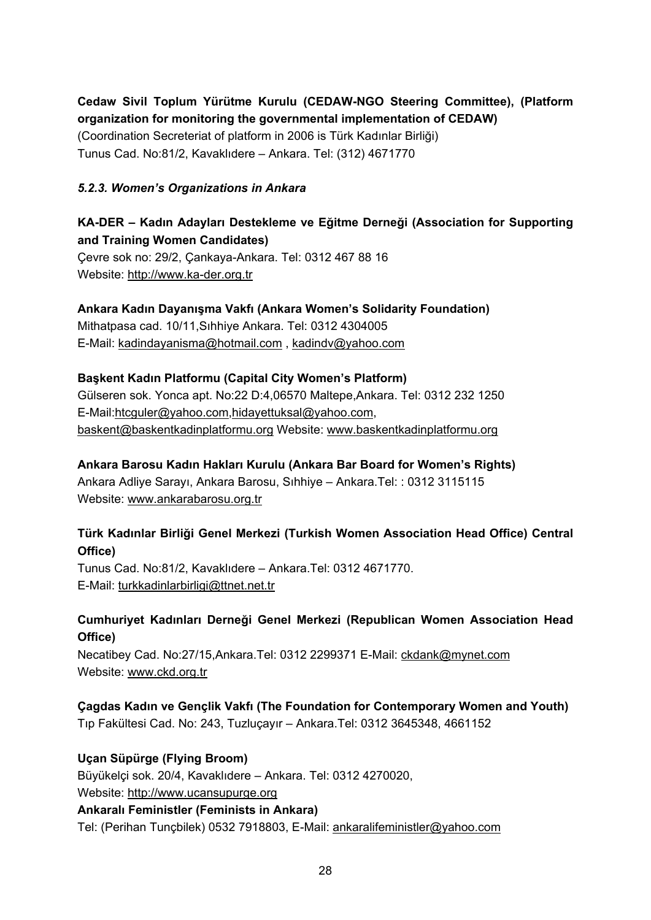**Cedaw Sivil Toplum Yürütme Kurulu (CEDAW-NGO Steering Committee), (Platform organization for monitoring the governmental implementation of CEDAW)**
(Coordination Secreteriat of platform in 2006 is Türk Kadınlar Birliği)
Tunus Cad. No:81/2, Kavaklıdere – Ankara. Tel: (312) 4671770

### *5.2.3. Women's Organizations in Ankara*

**KA-DER – Kadın Adayları Destekleme ve Eğitme Derneği (Association for Supporting and Training Women Candidates)**
Çevre sok no: 29/2, Çankaya-Ankara. Tel: 0312 467 88 16
Website: http://www.ka-der.org.tr

**Ankara Kadın Dayanışma Vakfı (Ankara Women's Solidarity Foundation)**
Mithatpasa cad. 10/11,Sıhhiye Ankara. Tel: 0312 4304005
E-Mail: kadindayanisma@hotmail.com , kadindv@yahoo.com

**Başkent Kadın Platformu (Capital City Women's Platform)**
Gülseren sok. Yonca apt. No:22 D:4,06570 Maltepe,Ankara. Tel: 0312 232 1250
E-Mail:htcguler@yahoo.com,hidayettuksal@yahoo.com,
baskent@baskentkadinplatformu.org Website: www.baskentkadinplatformu.org

**Ankara Barosu Kadın Hakları Kurulu (Ankara Bar Board for Women's Rights)**
Ankara Adliye Sarayı, Ankara Barosu, Sıhhiye – Ankara.Tel: : 0312 3115115
Website: www.ankarabarosu.org.tr

**Türk Kadınlar Birliği Genel Merkezi (Turkish Women Association Head Office) Central Office)**
Tunus Cad. No:81/2, Kavaklıdere – Ankara.Tel: 0312 4671770.
E-Mail: turkkadinlarbirligi@ttnet.net.tr

**Cumhuriyet Kadınları Derneği Genel Merkezi (Republican Women Association Head Office)**
Necatibey Cad. No:27/15,Ankara.Tel: 0312 2299371 E-Mail: ckdank@mynet.com
Website: www.ckd.org.tr

**Çagdas Kadın ve Gençlik Vakfı (The Foundation for Contemporary Women and Youth)**
Tıp Fakültesi Cad. No: 243, Tuzluçayır – Ankara.Tel: 0312 3645348, 4661152

**Uçan Süpürge (Flying Broom)**
Büyükelçi sok. 20/4, Kavaklıdere – Ankara. Tel: 0312 4270020,
Website: http://www.ucansupurge.org

**Ankaralı Feministler (Feminists in Ankara)**
Tel: (Perihan Tunçbilek) 0532 7918803, E-Mail: ankaralifeministler@yahoo.com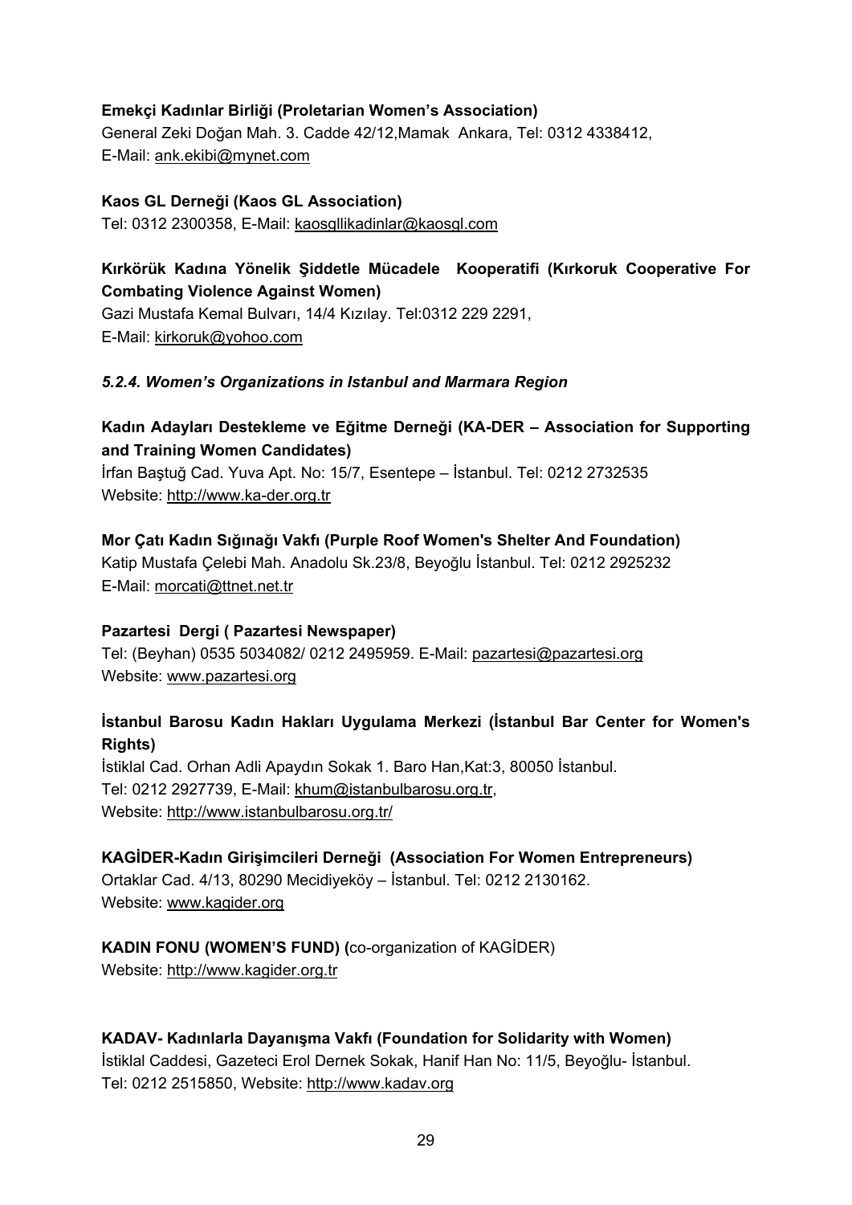**Emekçi Kadınlar Birliği (Proletarian Women's Association)**
General Zeki Doğan Mah. 3. Cadde 42/12,Mamak Ankara, Tel: 0312 4338412,
E-Mail: ank.ekibi@mynet.com

**Kaos GL Derneği (Kaos GL Association)**
Tel: 0312 2300358, E-Mail: kaosgllikadinlar@kaosgl.com

**Kırkörük Kadına Yönelik Şiddetle Mücadele Kooperatifi (Kırkoruk Cooperative For Combating Violence Against Women)**
Gazi Mustafa Kemal Bulvarı, 14/4 Kızılay. Tel:0312 229 2291,
E-Mail: kirkoruk@yohoo.com

#### *5.2.4. Women's Organizations in Istanbul and Marmara Region*

**Kadın Adayları Destekleme ve Eğitme Derneği (KA-DER – Association for Supporting and Training Women Candidates)**
İrfan Baştuğ Cad. Yuva Apt. No: 15/7, Esentepe – İstanbul. Tel: 0212 2732535
Website: http://www.ka-der.org.tr

**Mor Çatı Kadın Sığınağı Vakfı (Purple Roof Women's Shelter And Foundation)**
Katip Mustafa Çelebi Mah. Anadolu Sk.23/8, Beyoğlu İstanbul. Tel: 0212 2925232
E-Mail: morcati@ttnet.net.tr

**Pazartesi Dergi ( Pazartesi Newspaper)**
Tel: (Beyhan) 0535 5034082/ 0212 2495959. E-Mail: pazartesi@pazartesi.org
Website: www.pazartesi.org

**İstanbul Barosu Kadın Hakları Uygulama Merkezi (İstanbul Bar Center for Women's Rights)**
İstiklal Cad. Orhan Adli Apaydın Sokak 1. Baro Han,Kat:3, 80050 İstanbul.
Tel: 0212 2927739, E-Mail: khum@istanbulbarosu.org.tr,
Website: http://www.istanbulbarosu.org.tr/

**KAGİDER-Kadın Girişimcileri Derneği (Association For Women Entrepreneurs)**
Ortaklar Cad. 4/13, 80290 Mecidiyeköy – İstanbul. Tel: 0212 2130162.
Website: www.kagider.org

**KADIN FONU (WOMEN'S FUND) (**co-organization of KAGİDER)
Website: http://www.kagider.org.tr

**KADAV- Kadınlarla Dayanışma Vakfı (Foundation for Solidarity with Women)**
İstiklal Caddesi, Gazeteci Erol Dernek Sokak, Hanif Han No: 11/5, Beyoğlu- İstanbul.
Tel: 0212 2515850, Website: http://www.kadav.org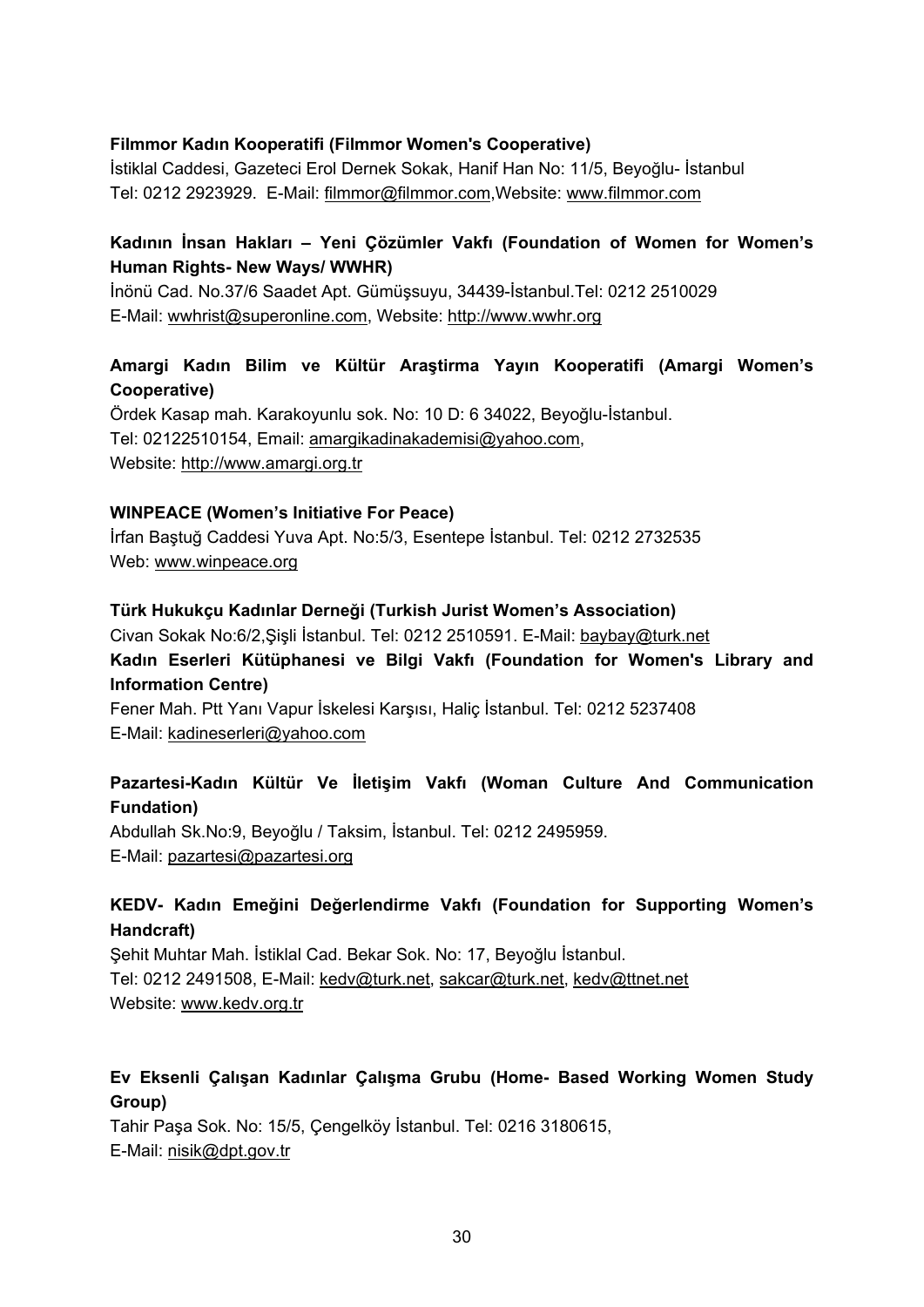**Filmmor Kadın Kooperatifi (Filmmor Women's Cooperative)**
İstiklal Caddesi, Gazeteci Erol Dernek Sokak, Hanif Han No: 11/5, Beyoğlu- İstanbul
Tel: 0212 2923929. E-Mail: filmmor@filmmor.com,Website: www.filmmor.com

**Kadının İnsan Hakları – Yeni Çözümler Vakfı (Foundation of Women for Women's Human Rights- New Ways/ WWHR)**
İnönü Cad. No.37/6 Saadet Apt. Gümüşsuyu, 34439-İstanbul.Tel: 0212 2510029
E-Mail: wwhrist@superonline.com, Website: http://www.wwhr.org

**Amargi Kadın Bilim ve Kültür Araştirma Yayın Kooperatifi (Amargi Women's Cooperative)**
Ördek Kasap mah. Karakoyunlu sok. No: 10 D: 6 34022, Beyoğlu-İstanbul.
Tel: 02122510154, Email: amargikadinakademisi@yahoo.com,
Website: http://www.amargi.org.tr

**WINPEACE (Women's Initiative For Peace)**
İrfan Baştuğ Caddesi Yuva Apt. No:5/3, Esentepe İstanbul. Tel: 0212 2732535
Web: www.winpeace.org

**Türk Hukukçu Kadınlar Derneği (Turkish Jurist Women's Association)**
Civan Sokak No:6/2,Şişli İstanbul. Tel: 0212 2510591. E-Mail: baybay@turk.net

**Kadın Eserleri Kütüphanesi ve Bilgi Vakfı (Foundation for Women's Library and Information Centre)**
Fener Mah. Ptt Yanı Vapur İskelesi Karşısı, Haliç İstanbul. Tel: 0212 5237408
E-Mail: kadineserleri@yahoo.com

**Pazartesi-Kadın Kültür Ve İletişim Vakfı (Woman Culture And Communication Fundation)**
Abdullah Sk.No:9, Beyoğlu / Taksim, İstanbul. Tel: 0212 2495959.
E-Mail: pazartesi@pazartesi.org

**KEDV- Kadın Emeğini Değerlendirme Vakfı (Foundation for Supporting Women's Handcraft)**
Şehit Muhtar Mah. İstiklal Cad. Bekar Sok. No: 17, Beyoğlu İstanbul.
Tel: 0212 2491508, E-Mail: kedv@turk.net, sakcar@turk.net, kedv@ttnet.net
Website: www.kedv.org.tr

**Ev Eksenli Çalışan Kadınlar Çalışma Grubu (Home- Based Working Women Study Group)**
Tahir Paşa Sok. No: 15/5, Çengelköy İstanbul. Tel: 0216 3180615,
E-Mail: nisik@dpt.gov.tr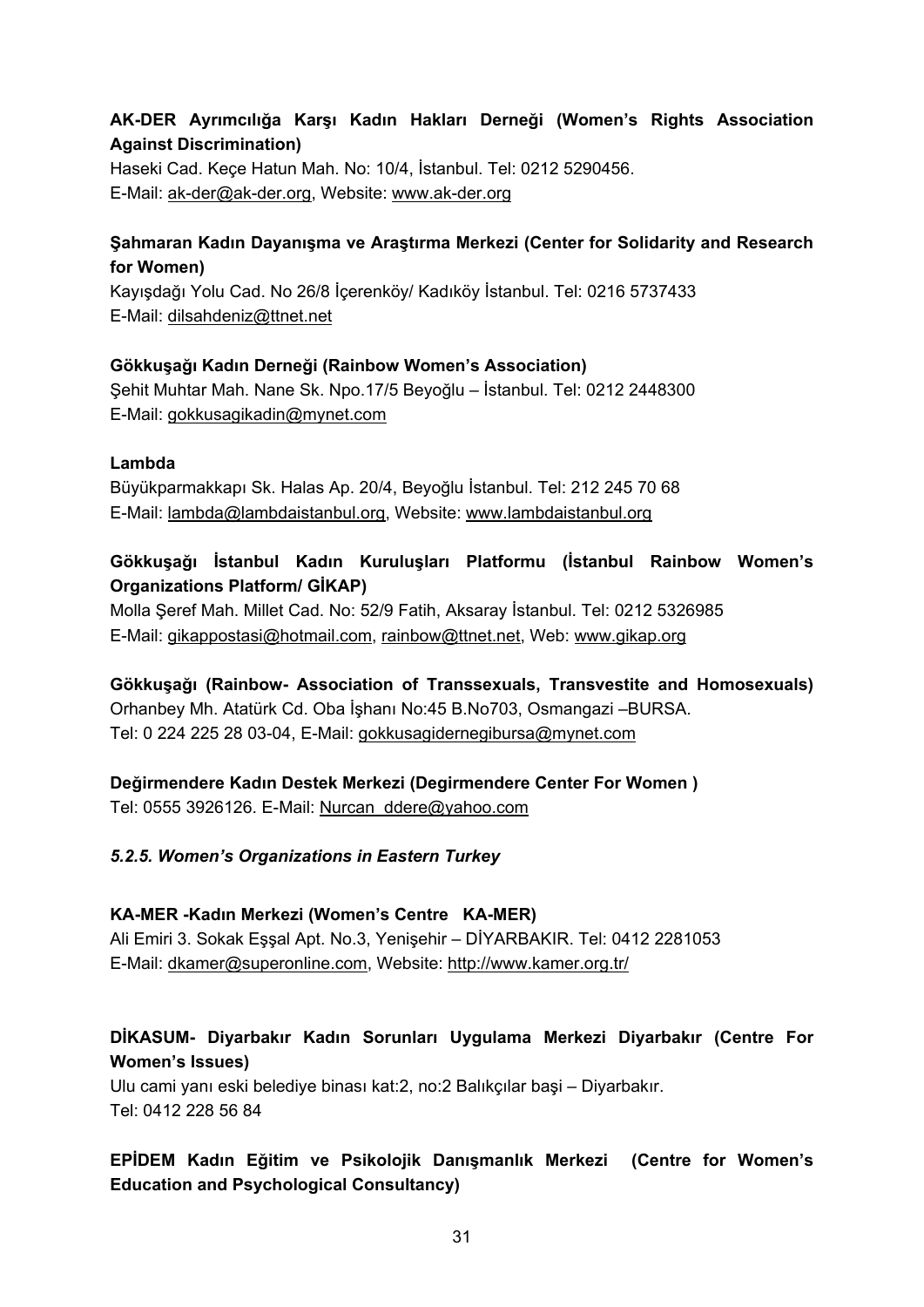**AK-DER Ayrımcılığa Karşı Kadın Hakları Derneği (Women's Rights Association Against Discrimination)**
Haseki Cad. Keçe Hatun Mah. No: 10/4, İstanbul. Tel: 0212 5290456.
E-Mail: ak-der@ak-der.org, Website: www.ak-der.org

**Şahmaran Kadın Dayanışma ve Araştırma Merkezi (Center for Solidarity and Research for Women)**
Kayışdağı Yolu Cad. No 26/8 İçerenköy/ Kadıköy İstanbul. Tel: 0216 5737433
E-Mail: dilsahdeniz@ttnet.net

**Gökkuşağı Kadın Derneği (Rainbow Women's Association)**
Şehit Muhtar Mah. Nane Sk. Npo.17/5 Beyoğlu – İstanbul. Tel: 0212 2448300
E-Mail: gokkusagikadin@mynet.com

**Lambda**
Büyükparmakkapı Sk. Halas Ap. 20/4, Beyoğlu İstanbul. Tel: 212 245 70 68
E-Mail: lambda@lambdaistanbul.org, Website: www.lambdaistanbul.org

**Gökkuşağı İstanbul Kadın Kuruluşları Platformu (İstanbul Rainbow Women's Organizations Platform/ GİKAP)**
Molla Şeref Mah. Millet Cad. No: 52/9 Fatih, Aksaray İstanbul. Tel: 0212 5326985
E-Mail: gikappostasi@hotmail.com, rainbow@ttnet.net, Web: www.gikap.org

**Gökkuşağı (Rainbow- Association of Transsexuals, Transvestite and Homosexuals)**
Orhanbey Mh. Atatürk Cd. Oba İşhanı No:45 B.No703, Osmangazi –BURSA.
Tel: 0 224 225 28 03-04, E-Mail: gokkusagidernegibursa@mynet.com

**Değirmendere Kadın Destek Merkezi (Degirmendere Center For Women )**
Tel: 0555 3926126. E-Mail: Nurcan_ddere@yahoo.com

### *5.2.5. Women's Organizations in Eastern Turkey*

**KA-MER -Kadın Merkezi (Women's Centre KA-MER)**
Ali Emiri 3. Sokak Eşşal Apt. No.3, Yenişehir – DİYARBAKIR. Tel: 0412 2281053
E-Mail: dkamer@superonline.com, Website: http://www.kamer.org.tr/

**DİKASUM- Diyarbakır Kadın Sorunları Uygulama Merkezi Diyarbakır (Centre For Women's Issues)**
Ulu cami yanı eski belediye binası kat:2, no:2 Balıkçılar başi – Diyarbakır.
Tel: 0412 228 56 84

**EPİDEM Kadın Eğitim ve Psikolojik Danışmanlık Merkezi (Centre for Women's Education and Psychological Consultancy)**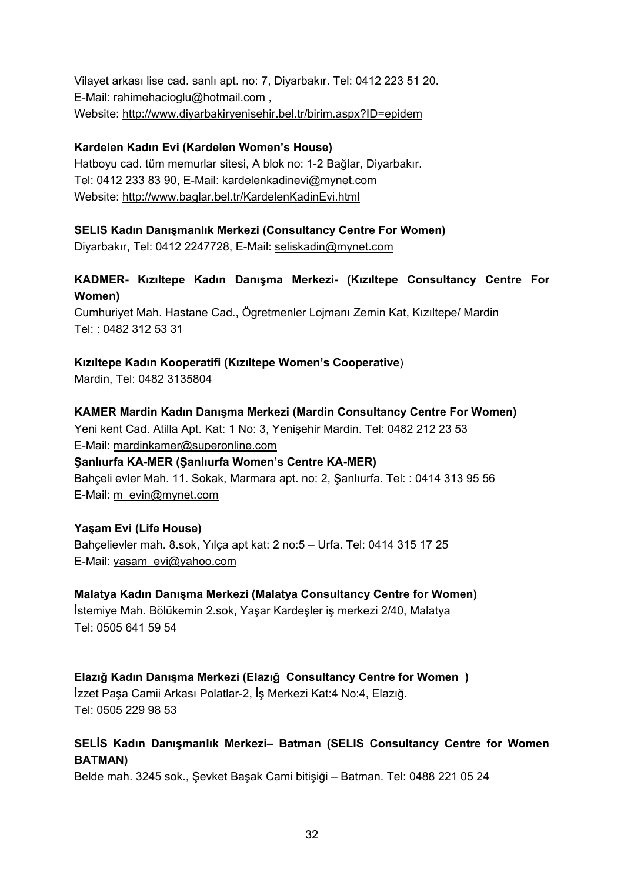Vilayet arkası lise cad. sanlı apt. no: 7, Diyarbakır. Tel: 0412 223 51 20.
E-Mail: rahimehacioglu@hotmail.com ,
Website: http://www.diyarbakiryenisehir.bel.tr/birim.aspx?ID=epidem

**Kardelen Kadın Evi (Kardelen Women's House)**
Hatboyu cad. tüm memurlar sitesi, A blok no: 1-2 Bağlar, Diyarbakır.
Tel: 0412 233 83 90, E-Mail: kardelenkadinevi@mynet.com
Website: http://www.baglar.bel.tr/KardelenKadinEvi.html

**SELIS Kadın Danışmanlık Merkezi (Consultancy Centre For Women)**
Diyarbakır, Tel: 0412 2247728, E-Mail: seliskadin@mynet.com

**KADMER- Kızıltepe Kadın Danışma Merkezi- (Kızıltepe Consultancy Centre For Women)**
Cumhuriyet Mah. Hastane Cad., Ögretmenler Lojmanı Zemin Kat, Kızıltepe/ Mardin
Tel: : 0482 312 53 31

**Kızıltepe Kadın Kooperatifi (Kızıltepe Women's Cooperative**)
Mardin, Tel: 0482 3135804

**KAMER Mardin Kadın Danışma Merkezi (Mardin Consultancy Centre For Women)**
Yeni kent Cad. Atilla Apt. Kat: 1 No: 3, Yenişehir Mardin. Tel: 0482 212 23 53
E-Mail: mardinkamer@superonline.com

**Şanlıurfa KA-MER (Şanlıurfa Women's Centre KA-MER)**
Bahçeli evler Mah. 11. Sokak, Marmara apt. no: 2, Şanlıurfa. Tel: : 0414 313 95 56
E-Mail: m_evin@mynet.com

**Yaşam Evi (Life House)**
Bahçelievler mah. 8.sok, Yılça apt kat: 2 no:5 – Urfa. Tel: 0414 315 17 25
E-Mail: yasam_evi@yahoo.com

**Malatya Kadın Danışma Merkezi (Malatya Consultancy Centre for Women)**
İstemiye Mah. Bölükemin 2.sok, Yaşar Kardeşler iş merkezi 2/40, Malatya
Tel: 0505 641 59 54

**Elazığ Kadın Danışma Merkezi (Elazığ Consultancy Centre for Women )**
İzzet Paşa Camii Arkası Polatlar-2, İş Merkezi Kat:4 No:4, Elazığ.
Tel: 0505 229 98 53

**SELİS Kadın Danışmanlık Merkezi– Batman (SELIS Consultancy Centre for Women BATMAN)**
Belde mah. 3245 sok., Şevket Başak Cami bitişiği – Batman. Tel: 0488 221 05 24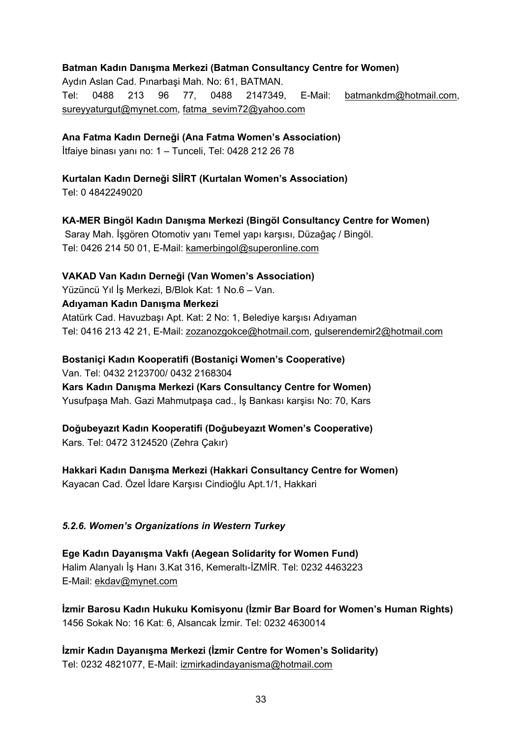**Batman Kadın Danışma Merkezi (Batman Consultancy Centre for Women)**
Aydın Aslan Cad. Pınarbaşi Mah. No: 61, BATMAN.
Tel: 0488 213 96 77, 0488 2147349, E-Mail: batmankdm@hotmail.com, sureyyaturgut@mynet.com, fatma_sevim72@yahoo.com

**Ana Fatma Kadın Derneği (Ana Fatma Women's Association)**
İtfaiye binası yanı no: 1 – Tunceli, Tel: 0428 212 26 78

**Kurtalan Kadın Derneği SİİRT (Kurtalan Women's Association)**
Tel: 0 4842249020

**KA-MER Bingöl Kadın Danışma Merkezi (Bingöl Consultancy Centre for Women)**
Saray Mah. İşgören Otomotiv yanı Temel yapı karşısı, Düzağaç / Bingöl.
Tel: 0426 214 50 01, E-Mail: kamerbingol@superonline.com

**VAKAD Van Kadın Derneği (Van Women's Association)**
Yüzüncü Yıl İş Merkezi, B/Blok Kat: 1 No.6 – Van.
**Adıyaman Kadın Danışma Merkezi**
Atatürk Cad. Havuzbaşı Apt. Kat: 2 No: 1, Belediye karşısı Adıyaman
Tel: 0416 213 42 21, E-Mail: zozanozgokce@hotmail.com, gulserendemir2@hotmail.com

**Bostaniçi Kadın Kooperatifi (Bostaniçi Women's Cooperative)**
Van. Tel: 0432 2123700/ 0432 2168304
**Kars Kadın Danışma Merkezi (Kars Consultancy Centre for Women)**
Yusufpaşa Mah. Gazi Mahmutpaşa cad., İş Bankası karşisı No: 70, Kars

**Doğubeyazıt Kadın Kooperatifi (Doğubeyazıt Women's Cooperative)**
Kars. Tel: 0472 3124520 (Zehra Çakır)

**Hakkari Kadın Danışma Merkezi (Hakkari Consultancy Centre for Women)**
Kayacan Cad. Özel İdare Karşısı Cindioğlu Apt.1/1, Hakkari

### *5.2.6. Women's Organizations in Western Turkey*

**Ege Kadın Dayanışma Vakfı (Aegean Solidarity for Women Fund)**
Halim Alanyalı İş Hanı 3.Kat 316, Kemeraltı-İZMİR. Tel: 0232 4463223
E-Mail: ekdav@mynet.com

**İzmir Barosu Kadın Hukuku Komisyonu (İzmir Bar Board for Women's Human Rights)**
1456 Sokak No: 16 Kat: 6, Alsancak İzmir. Tel: 0232 4630014

**İzmir Kadın Dayanışma Merkezi (İzmir Centre for Women's Solidarity)**
Tel: 0232 4821077, E-Mail: izmirkadindayanisma@hotmail.com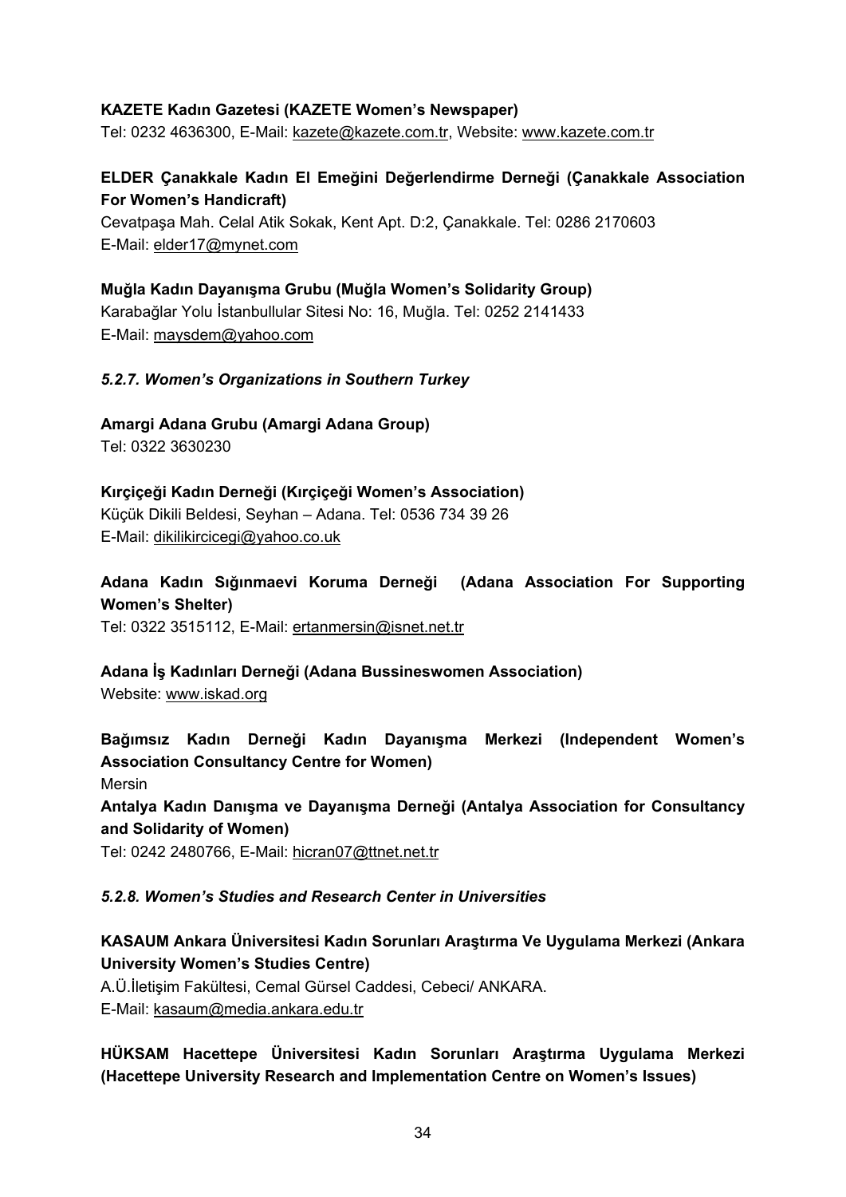**KAZETE Kadın Gazetesi (KAZETE Women's Newspaper)**
Tel: 0232 4636300, E-Mail: kazete@kazete.com.tr, Website: www.kazete.com.tr

**ELDER Çanakkale Kadın El Emeğini Değerlendirme Derneği (Çanakkale Association For Women's Handicraft)**
Cevatpaşa Mah. Celal Atik Sokak, Kent Apt. D:2, Çanakkale. Tel: 0286 2170603
E-Mail: elder17@mynet.com

**Muğla Kadın Dayanışma Grubu (Muğla Women's Solidarity Group)**
Karabağlar Yolu İstanbullular Sitesi No: 16, Muğla. Tel: 0252 2141433
E-Mail: maysdem@yahoo.com

#### *5.2.7. Women's Organizations in Southern Turkey*

**Amargi Adana Grubu (Amargi Adana Group)**
Tel: 0322 3630230

**Kırçiçeği Kadın Derneği (Kırçiçeği Women's Association)**
Küçük Dikili Beldesi, Seyhan – Adana. Tel: 0536 734 39 26
E-Mail: dikilikircicegi@yahoo.co.uk

**Adana Kadın Sığınmaevi Koruma Derneği (Adana Association For Supporting Women's Shelter)**
Tel: 0322 3515112, E-Mail: ertanmersin@isnet.net.tr

**Adana İş Kadınları Derneği (Adana Bussineswomen Association)**
Website: www.iskad.org

**Bağımsız Kadın Derneği Kadın Dayanışma Merkezi (Independent Women's Association Consultancy Centre for Women)**
Mersin

**Antalya Kadın Danışma ve Dayanışma Derneği (Antalya Association for Consultancy and Solidarity of Women)**
Tel: 0242 2480766, E-Mail: hicran07@ttnet.net.tr

#### *5.2.8. Women's Studies and Research Center in Universities*

**KASAUM Ankara Üniversitesi Kadın Sorunları Araştırma Ve Uygulama Merkezi (Ankara University Women's Studies Centre)**
A.Ü.İletişim Fakültesi, Cemal Gürsel Caddesi, Cebeci/ ANKARA.
E-Mail: kasaum@media.ankara.edu.tr

**HÜKSAM Hacettepe Üniversitesi Kadın Sorunları Araştırma Uygulama Merkezi (Hacettepe University Research and Implementation Centre on Women's Issues)**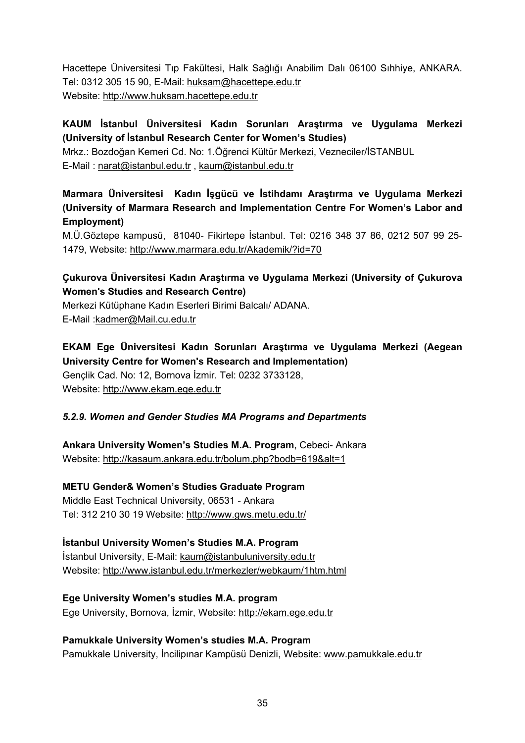Hacettepe Üniversitesi Tıp Fakültesi, Halk Sağlığı Anabilim Dalı 06100 Sıhhiye, ANKARA. Tel: 0312 305 15 90, E-Mail: huksam@hacettepe.edu.tr
Website: http://www.huksam.hacettepe.edu.tr

**KAUM İstanbul Üniversitesi Kadın Sorunları Araştırma ve Uygulama Merkezi (University of İstanbul Research Center for Women's Studies)**
Mrkz.: Bozdoğan Kemeri Cd. No: 1.Öğrenci Kültür Merkezi, Vezneciler/İSTANBUL
E-Mail : narat@istanbul.edu.tr , kaum@istanbul.edu.tr

**Marmara Üniversitesi Kadın İşgücü ve İstihdamı Araştırma ve Uygulama Merkezi (University of Marmara Research and Implementation Centre For Women's Labor and Employment)**
M.Ü.Göztepe kampusü, 81040- Fikirtepe İstanbul. Tel: 0216 348 37 86, 0212 507 99 25-1479, Website: http://www.marmara.edu.tr/Akademik/?id=70

**Çukurova Üniversitesi Kadın Araştırma ve Uygulama Merkezi (University of Çukurova Women's Studies and Research Centre)**
Merkezi Kütüphane Kadın Eserleri Birimi Balcalı/ ADANA.
E-Mail :kadmer@Mail.cu.edu.tr

**EKAM Ege Üniversitesi Kadın Sorunları Araştırma ve Uygulama Merkezi (Aegean University Centre for Women's Research and Implementation)**
Gençlik Cad. No: 12, Bornova İzmir. Tel: 0232 3733128,
Website: http://www.ekam.ege.edu.tr

### *5.2.9. Women and Gender Studies MA Programs and Departments*

**Ankara University Women's Studies M.A. Program**, Cebeci- Ankara
Website: http://kasaum.ankara.edu.tr/bolum.php?bodb=619&alt=1

**METU Gender& Women's Studies Graduate Program**
Middle East Technical University, 06531 - Ankara
Tel: 312 210 30 19 Website: http://www.gws.metu.edu.tr/

**İstanbul University Women's Studies M.A. Program**
İstanbul University, E-Mail: kaum@istanbuluniversity.edu.tr
Website: http://www.istanbul.edu.tr/merkezler/webkaum/1htm.html

**Ege University Women's studies M.A. program**
Ege University, Bornova, İzmir, Website: http://ekam.ege.edu.tr

**Pamukkale University Women's studies M.A. Program**
Pamukkale University, İncilipınar Kampüsü Denizli, Website: www.pamukkale.edu.tr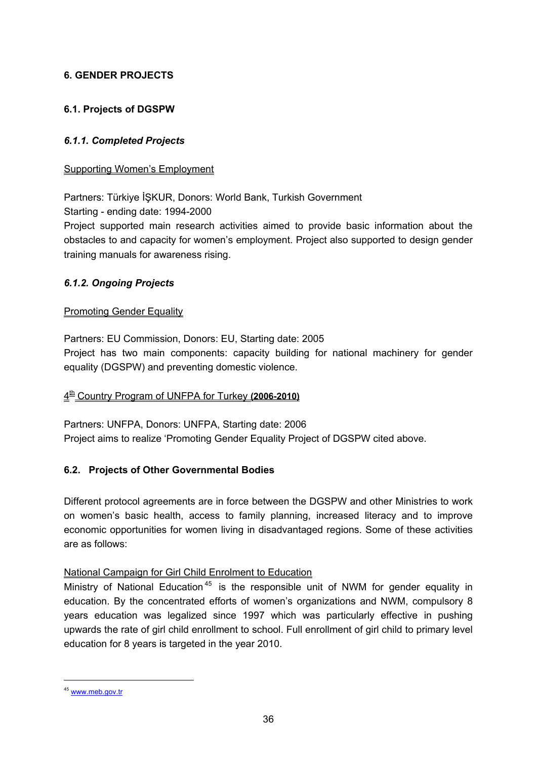## 6. GENDER PROJECTS

### 6.1. Projects of DGSPW

#### *6.1.1. Completed Projects*

Supporting Women's Employment

Partners: Türkiye İŞKUR, Donors: World Bank, Turkish Government
Starting - ending date: 1994-2000
Project supported main research activities aimed to provide basic information about the obstacles to and capacity for women's employment. Project also supported to design gender training manuals for awareness rising.

#### *6.1.2. Ongoing Projects*

Promoting Gender Equality

Partners: EU Commission, Donors: EU, Starting date: 2005
Project has two main components: capacity building for national machinery for gender equality (DGSPW) and preventing domestic violence.

4th Country Program of UNFPA for Turkey **(2006-2010)**

Partners: UNFPA, Donors: UNFPA, Starting date: 2006
Project aims to realize 'Promoting Gender Equality Project of DGSPW cited above.

### 6.2. Projects of Other Governmental Bodies

Different protocol agreements are in force between the DGSPW and other Ministries to work on women's basic health, access to family planning, increased literacy and to improve economic opportunities for women living in disadvantaged regions. Some of these activities are as follows:

National Campaign for Girl Child Enrolment to Education
Ministry of National Education[45] is the responsible unit of NWM for gender equality in education. By the concentrated efforts of women's organizations and NWM, compulsory 8 years education was legalized since 1997 which was particularly effective in pushing upwards the rate of girl child enrollment to school. Full enrollment of girl child to primary level education for 8 years is targeted in the year 2010.

[45] www.meb.gov.tr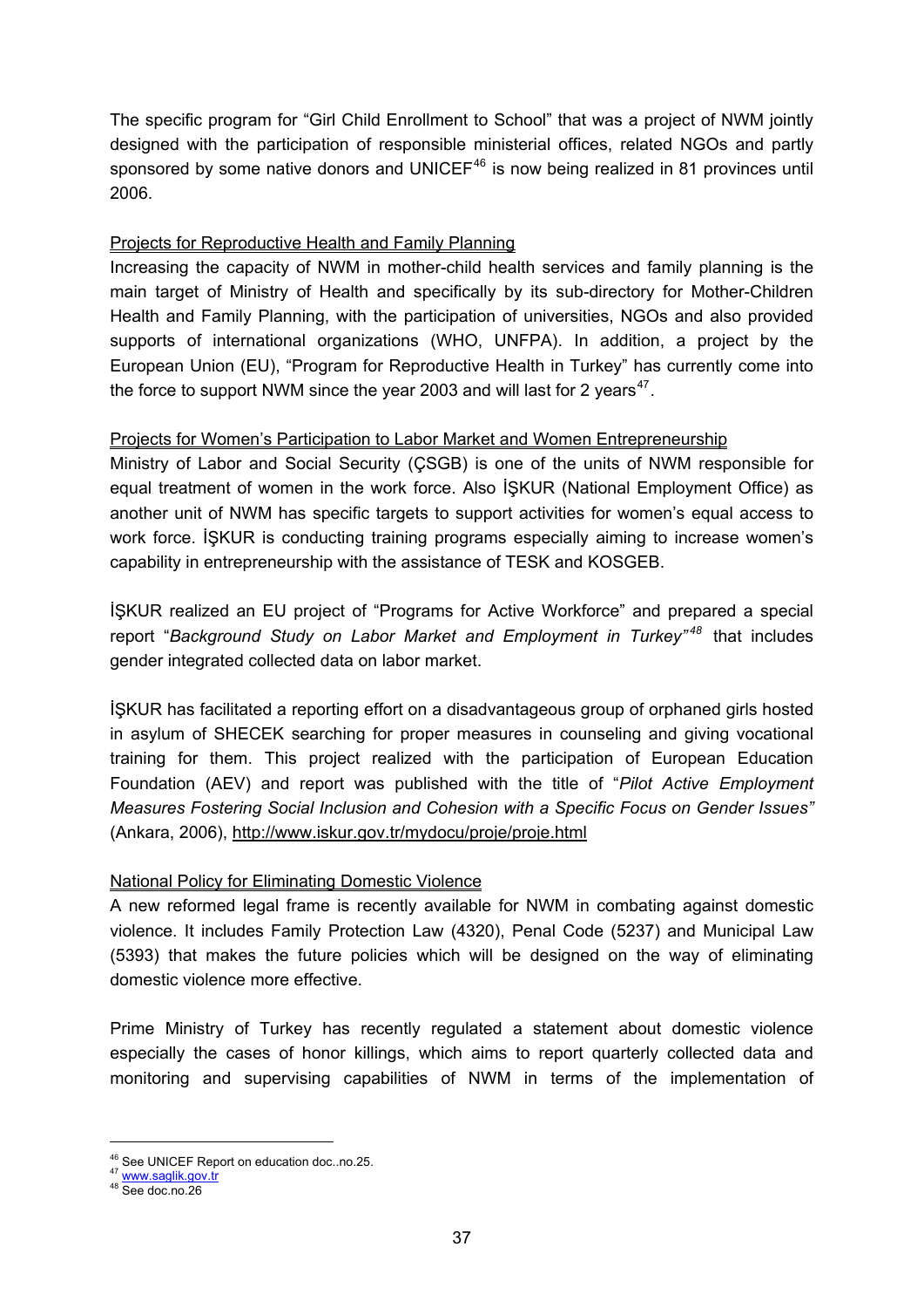The specific program for "Girl Child Enrollment to School" that was a project of NWM jointly designed with the participation of responsible ministerial offices, related NGOs and partly sponsored by some native donors and UNICEF[46] is now being realized in 81 provinces until 2006.

Projects for Reproductive Health and Family Planning

Increasing the capacity of NWM in mother-child health services and family planning is the main target of Ministry of Health and specifically by its sub-directory for Mother-Children Health and Family Planning, with the participation of universities, NGOs and also provided supports of international organizations (WHO, UNFPA). In addition, a project by the European Union (EU), "Program for Reproductive Health in Turkey" has currently come into the force to support NWM since the year 2003 and will last for 2 years[47].

Projects for Women's Participation to Labor Market and Women Entrepreneurship

Ministry of Labor and Social Security (ÇSGB) is one of the units of NWM responsible for equal treatment of women in the work force. Also İŞKUR (National Employment Office) as another unit of NWM has specific targets to support activities for women's equal access to work force. İŞKUR is conducting training programs especially aiming to increase women's capability in entrepreneurship with the assistance of TESK and KOSGEB.

İŞKUR realized an EU project of "Programs for Active Workforce" and prepared a special report "*Background Study on Labor Market and Employment in Turkey"*[48] that includes gender integrated collected data on labor market.

İŞKUR has facilitated a reporting effort on a disadvantageous group of orphaned girls hosted in asylum of SHECEK searching for proper measures in counseling and giving vocational training for them. This project realized with the participation of European Education Foundation (AEV) and report was published with the title of "*Pilot Active Employment Measures Fostering Social Inclusion and Cohesion with a Specific Focus on Gender Issues"* (Ankara, 2006), http://www.iskur.gov.tr/mydocu/proje/proje.html

National Policy for Eliminating Domestic Violence

A new reformed legal frame is recently available for NWM in combating against domestic violence. It includes Family Protection Law (4320), Penal Code (5237) and Municipal Law (5393) that makes the future policies which will be designed on the way of eliminating domestic violence more effective.

Prime Ministry of Turkey has recently regulated a statement about domestic violence especially the cases of honor killings, which aims to report quarterly collected data and monitoring and supervising capabilities of NWM in terms of the implementation of

---

[46] See UNICEF Report on education doc..no.25.

[47] www.saglik.gov.tr

[48] See doc.no.26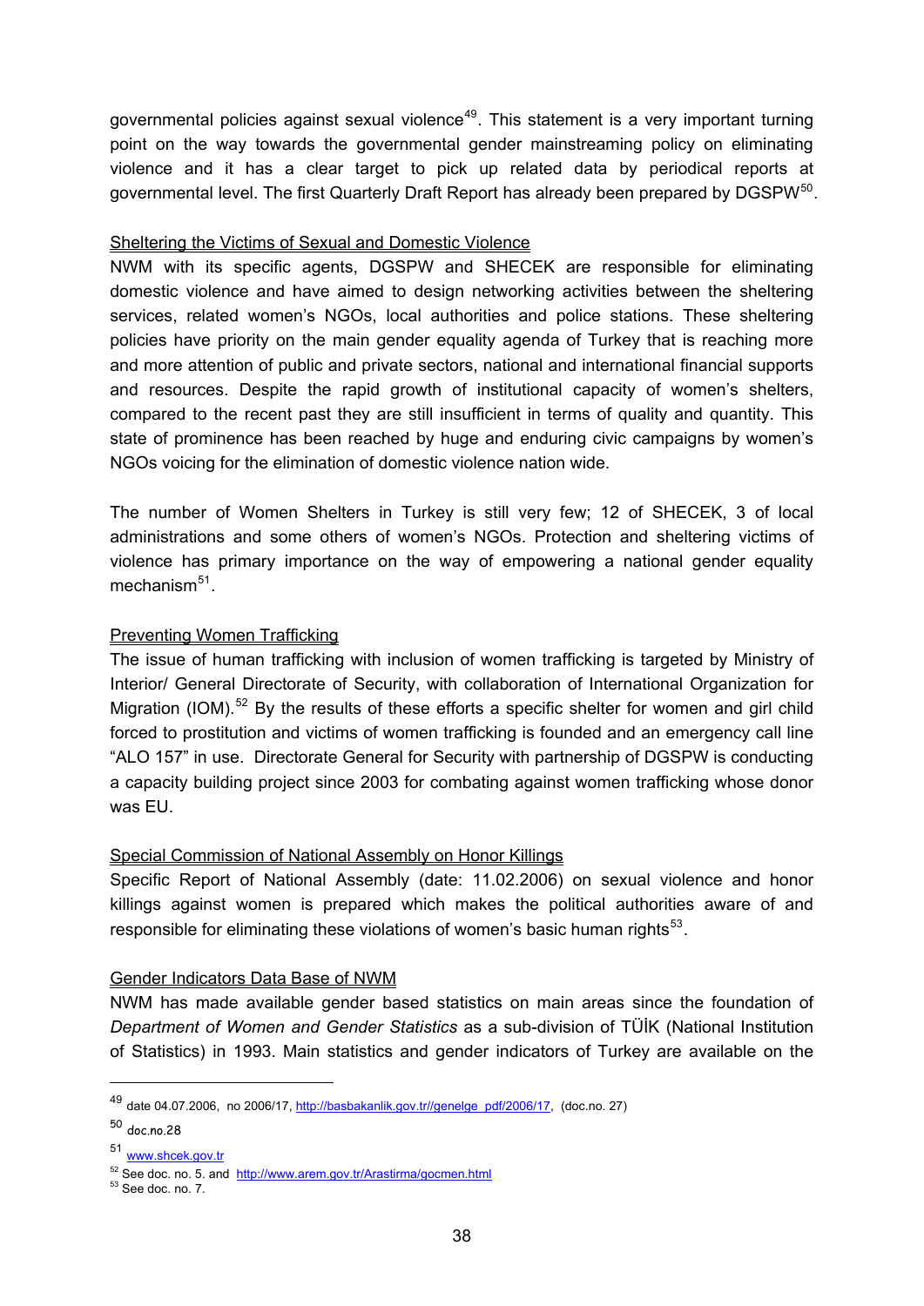governmental policies against sexual violence[49]. This statement is a very important turning point on the way towards the governmental gender mainstreaming policy on eliminating violence and it has a clear target to pick up related data by periodical reports at governmental level. The first Quarterly Draft Report has already been prepared by DGSPW[50].

Sheltering the Victims of Sexual and Domestic Violence

NWM with its specific agents, DGSPW and SHECEK are responsible for eliminating domestic violence and have aimed to design networking activities between the sheltering services, related women's NGOs, local authorities and police stations. These sheltering policies have priority on the main gender equality agenda of Turkey that is reaching more and more attention of public and private sectors, national and international financial supports and resources. Despite the rapid growth of institutional capacity of women's shelters, compared to the recent past they are still insufficient in terms of quality and quantity. This state of prominence has been reached by huge and enduring civic campaigns by women's NGOs voicing for the elimination of domestic violence nation wide.

The number of Women Shelters in Turkey is still very few; 12 of SHECEK, 3 of local administrations and some others of women's NGOs. Protection and sheltering victims of violence has primary importance on the way of empowering a national gender equality mechanism[51].

Preventing Women Trafficking

The issue of human trafficking with inclusion of women trafficking is targeted by Ministry of Interior/ General Directorate of Security, with collaboration of International Organization for Migration (IOM).[52] By the results of these efforts a specific shelter for women and girl child forced to prostitution and victims of women trafficking is founded and an emergency call line "ALO 157" in use. Directorate General for Security with partnership of DGSPW is conducting a capacity building project since 2003 for combating against women trafficking whose donor was EU.

Special Commission of National Assembly on Honor Killings

Specific Report of National Assembly (date: 11.02.2006) on sexual violence and honor killings against women is prepared which makes the political authorities aware of and responsible for eliminating these violations of women's basic human rights[53].

Gender Indicators Data Base of NWM

NWM has made available gender based statistics on main areas since the foundation of *Department of Women and Gender Statistics* as a sub-division of TÜİK (National Institution of Statistics) in 1993. Main statistics and gender indicators of Turkey are available on the

---

[49] date 04.07.2006, no 2006/17, http://basbakanlik.gov.tr//genelge_pdf/2006/17, (doc.no. 27)

[50] doc.no.28

[51] www.shcek.gov.tr

[52] See doc. no. 5. and http://www.arem.gov.tr/Arastirma/gocmen.html

[53] See doc. no. 7.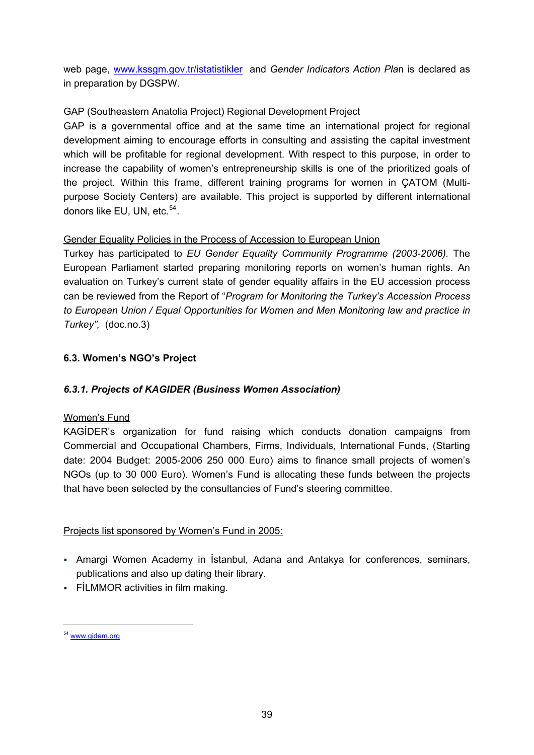web page, www.kssgm.gov.tr/istatistikler and *Gender Indicators Action Pla*n is declared as in preparation by DGSPW.

GAP (Southeastern Anatolia Project) Regional Development Project

GAP is a governmental office and at the same time an international project for regional development aiming to encourage efforts in consulting and assisting the capital investment which will be profitable for regional development. With respect to this purpose, in order to increase the capability of women's entrepreneurship skills is one of the prioritized goals of the project. Within this frame, different training programs for women in ÇATOM (Multi-purpose Society Centers) are available. This project is supported by different international donors like EU, UN, etc.[54].

Gender Equality Policies in the Process of Accession to European Union

Turkey has participated to *EU Gender Equality Community Programme (2003-2006)*. The European Parliament started preparing monitoring reports on women's human rights. An evaluation on Turkey's current state of gender equality affairs in the EU accession process can be reviewed from the Report of "*Program for Monitoring the Turkey's Accession Process to European Union / Equal Opportunities for Women and Men Monitoring law and practice in Turkey",* (doc.no.3)

### 6.3. Women's NGO's Project

#### *6.3.1. Projects of KAGIDER (Business Women Association)*

Women's Fund

KAGİDER's organization for fund raising which conducts donation campaigns from Commercial and Occupational Chambers, Firms, Individuals, International Funds, (Starting date: 2004 Budget: 2005-2006 250 000 Euro) aims to finance small projects of women's NGOs (up to 30 000 Euro). Women's Fund is allocating these funds between the projects that have been selected by the consultancies of Fund's steering committee.

Projects list sponsored by Women's Fund in 2005:

- Amargi Women Academy in İstanbul, Adana and Antakya for conferences, seminars, publications and also up dating their library.
- FİLMMOR activities in film making.

[54] www.gidem.org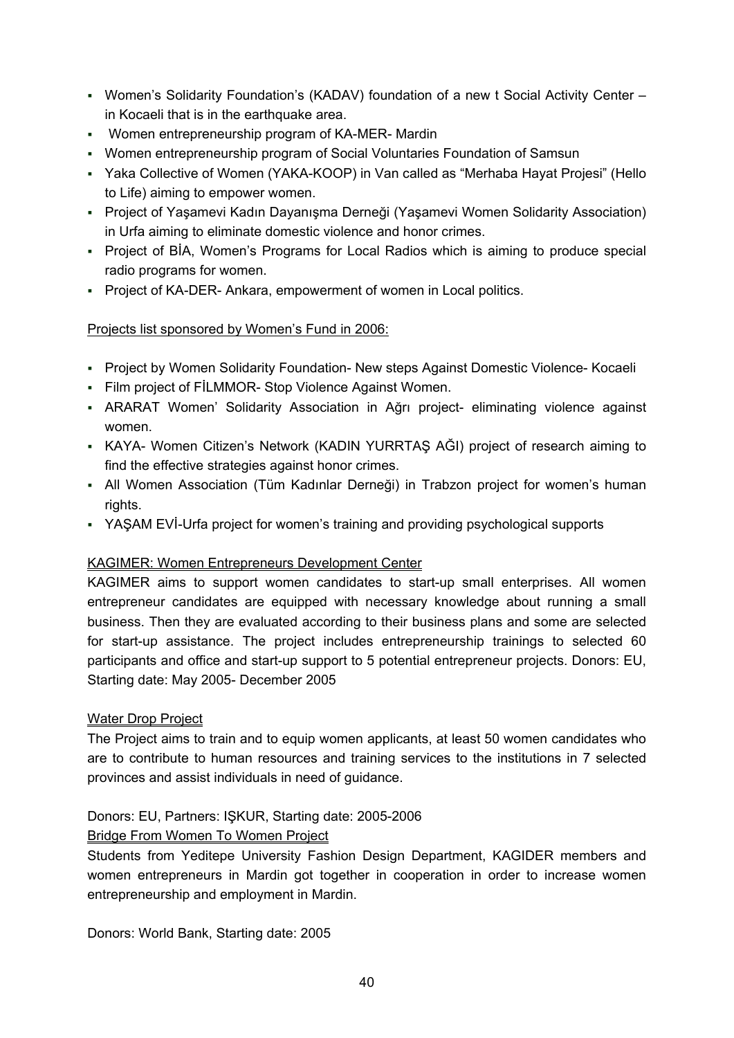- Women's Solidarity Foundation's (KADAV) foundation of a new t Social Activity Center – in Kocaeli that is in the earthquake area.
- Women entrepreneurship program of KA-MER- Mardin
- Women entrepreneurship program of Social Voluntaries Foundation of Samsun
- Yaka Collective of Women (YAKA-KOOP) in Van called as "Merhaba Hayat Projesi" (Hello to Life) aiming to empower women.
- Project of Yaşamevi Kadın Dayanışma Derneği (Yaşamevi Women Solidarity Association) in Urfa aiming to eliminate domestic violence and honor crimes.
- Project of BİA, Women's Programs for Local Radios which is aiming to produce special radio programs for women.
- Project of KA-DER- Ankara, empowerment of women in Local politics.

Projects list sponsored by Women's Fund in 2006:

- Project by Women Solidarity Foundation- New steps Against Domestic Violence- Kocaeli
- Film project of FİLMMOR- Stop Violence Against Women.
- ARARAT Women' Solidarity Association in Ağrı project- eliminating violence against women.
- KAYA- Women Citizen's Network (KADIN YURRTAŞ AĞI) project of research aiming to find the effective strategies against honor crimes.
- All Women Association (Tüm Kadınlar Derneği) in Trabzon project for women's human rights.
- YAŞAM EVİ-Urfa project for women's training and providing psychological supports

KAGIMER: Women Entrepreneurs Development Center

KAGIMER aims to support women candidates to start-up small enterprises. All women entrepreneur candidates are equipped with necessary knowledge about running a small business. Then they are evaluated according to their business plans and some are selected for start-up assistance. The project includes entrepreneurship trainings to selected 60 participants and office and start-up support to 5 potential entrepreneur projects. Donors: EU, Starting date: May 2005- December 2005

Water Drop Project

The Project aims to train and to equip women applicants, at least 50 women candidates who are to contribute to human resources and training services to the institutions in 7 selected provinces and assist individuals in need of guidance.

Donors: EU, Partners: IŞKUR, Starting date: 2005-2006

Bridge From Women To Women Project

Students from Yeditepe University Fashion Design Department, KAGIDER members and women entrepreneurs in Mardin got together in cooperation in order to increase women entrepreneurship and employment in Mardin.

Donors: World Bank, Starting date: 2005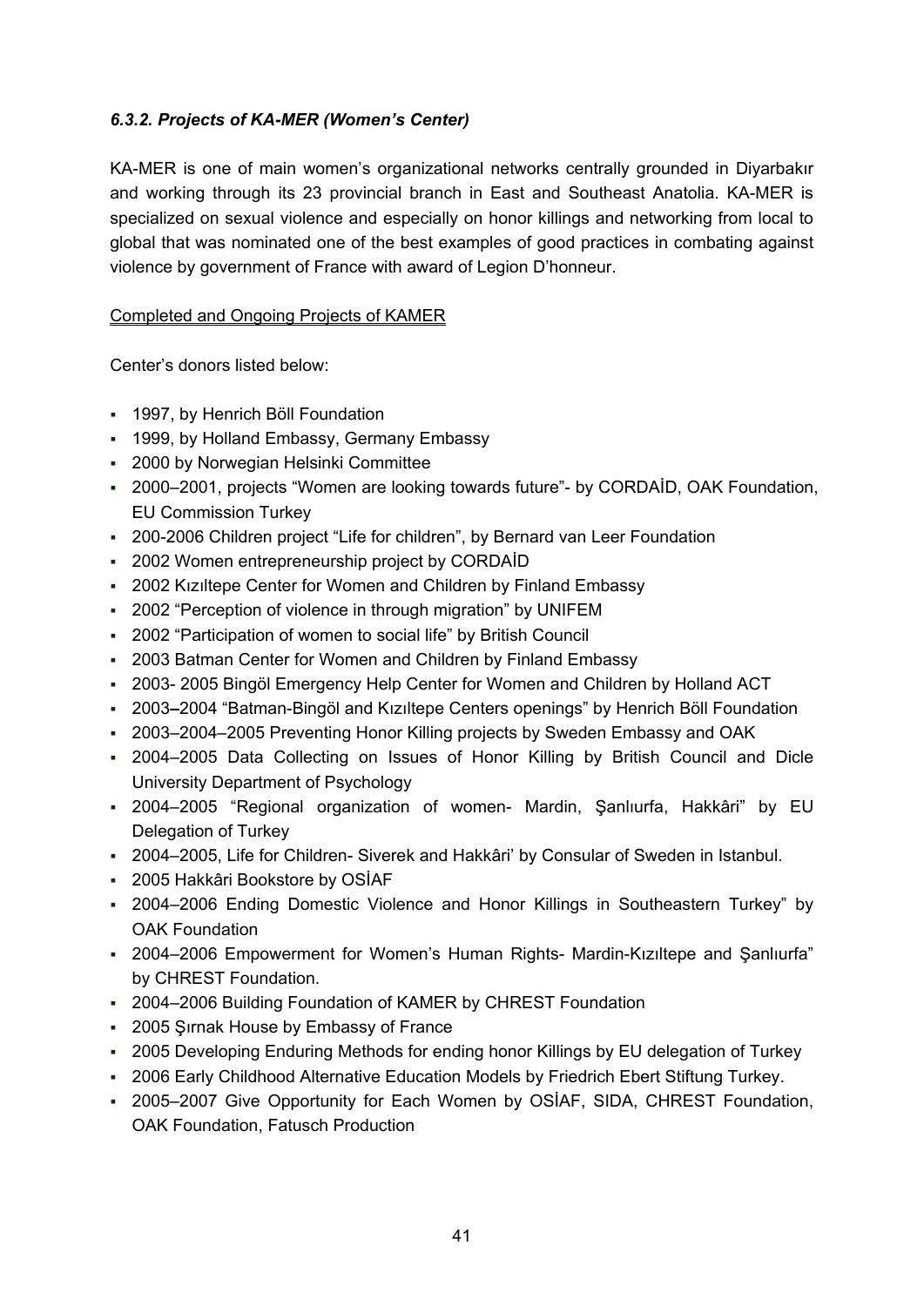### *6.3.2. Projects of KA-MER (Women's Center)*

KA-MER is one of main women's organizational networks centrally grounded in Diyarbakır and working through its 23 provincial branch in East and Southeast Anatolia. KA-MER is specialized on sexual violence and especially on honor killings and networking from local to global that was nominated one of the best examples of good practices in combating against violence by government of France with award of Legion D'honneur.

<u>Completed and Ongoing Projects of KAMER</u>

Center's donors listed below:

- 1997, by Henrich Böll Foundation
- 1999, by Holland Embassy, Germany Embassy
- 2000 by Norwegian Helsinki Committee
- 2000–2001, projects "Women are looking towards future"- by CORDAİD, OAK Foundation, EU Commission Turkey
- 200-2006 Children project "Life for children", by Bernard van Leer Foundation
- 2002 Women entrepreneurship project by CORDAİD
- 2002 Kızıltepe Center for Women and Children by Finland Embassy
- 2002 "Perception of violence in through migration" by UNIFEM
- 2002 "Participation of women to social life" by British Council
- 2003 Batman Center for Women and Children by Finland Embassy
- 2003- 2005 Bingöl Emergency Help Center for Women and Children by Holland ACT
- 2003–2004 "Batman-Bingöl and Kızıltepe Centers openings" by Henrich Böll Foundation
- 2003–2004–2005 Preventing Honor Killing projects by Sweden Embassy and OAK
- 2004–2005 Data Collecting on Issues of Honor Killing by British Council and Dicle University Department of Psychology
- 2004–2005 "Regional organization of women- Mardin, Şanlıurfa, Hakkâri" by EU Delegation of Turkey
- 2004–2005, Life for Children- Siverek and Hakkâri' by Consular of Sweden in Istanbul.
- 2005 Hakkâri Bookstore by OSİAF
- 2004–2006 Ending Domestic Violence and Honor Killings in Southeastern Turkey" by OAK Foundation
- 2004–2006 Empowerment for Women's Human Rights- Mardin-Kızıltepe and Şanlıurfa" by CHREST Foundation.
- 2004–2006 Building Foundation of KAMER by CHREST Foundation
- 2005 Şırnak House by Embassy of France
- 2005 Developing Enduring Methods for ending honor Killings by EU delegation of Turkey
- 2006 Early Childhood Alternative Education Models by Friedrich Ebert Stiftung Turkey.
- 2005–2007 Give Opportunity for Each Women by OSİAF, SIDA, CHREST Foundation, OAK Foundation, Fatusch Production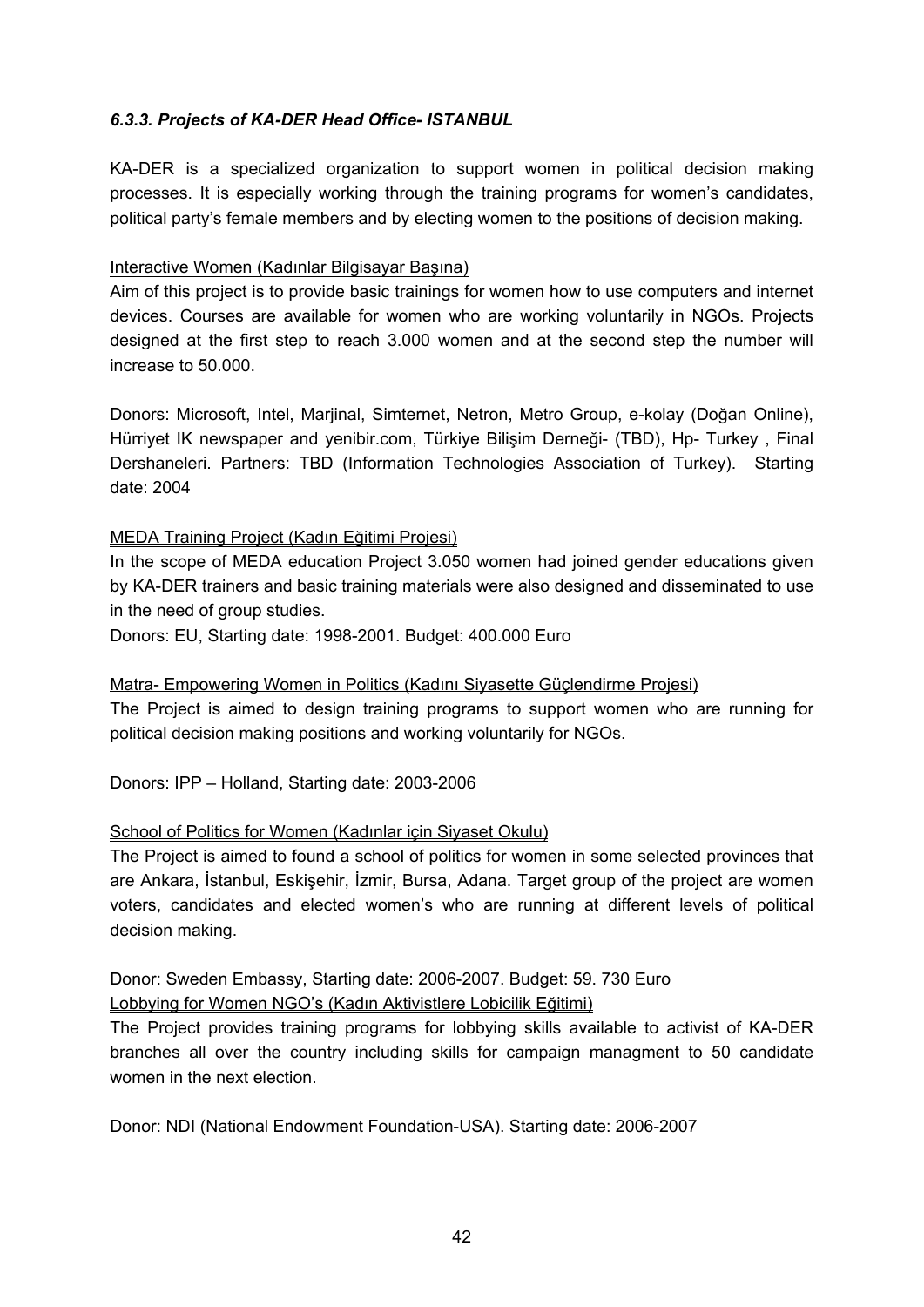### *6.3.3. Projects of KA-DER Head Office- ISTANBUL*

KA-DER is a specialized organization to support women in political decision making processes. It is especially working through the training programs for women's candidates, political party's female members and by electing women to the positions of decision making.

Interactive Women (Kadınlar Bilgisayar Başına)

Aim of this project is to provide basic trainings for women how to use computers and internet devices. Courses are available for women who are working voluntarily in NGOs. Projects designed at the first step to reach 3.000 women and at the second step the number will increase to 50.000.

Donors: Microsoft, Intel, Marjinal, Simternet, Netron, Metro Group, e-kolay (Doğan Online), Hürriyet IK newspaper and yenibir.com, Türkiye Bilişim Derneği- (TBD), Hp- Turkey , Final Dershaneleri. Partners: TBD (Information Technologies Association of Turkey). Starting date: 2004

MEDA Training Project (Kadın Eğitimi Projesi)

In the scope of MEDA education Project 3.050 women had joined gender educations given by KA-DER trainers and basic training materials were also designed and disseminated to use in the need of group studies.

Donors: EU, Starting date: 1998-2001. Budget: 400.000 Euro

Matra- Empowering Women in Politics (Kadını Siyasette Güçlendirme Projesi)

The Project is aimed to design training programs to support women who are running for political decision making positions and working voluntarily for NGOs.

Donors: IPP – Holland, Starting date: 2003-2006

School of Politics for Women (Kadınlar için Siyaset Okulu)

The Project is aimed to found a school of politics for women in some selected provinces that are Ankara, İstanbul, Eskişehir, İzmir, Bursa, Adana. Target group of the project are women voters, candidates and elected women's who are running at different levels of political decision making.

Donor: Sweden Embassy, Starting date: 2006-2007. Budget: 59. 730 Euro

Lobbying for Women NGO's (Kadın Aktivistlere Lobicilik Eğitimi)

The Project provides training programs for lobbying skills available to activist of KA-DER branches all over the country including skills for campaign managment to 50 candidate women in the next election.

Donor: NDI (National Endowment Foundation-USA). Starting date: 2006-2007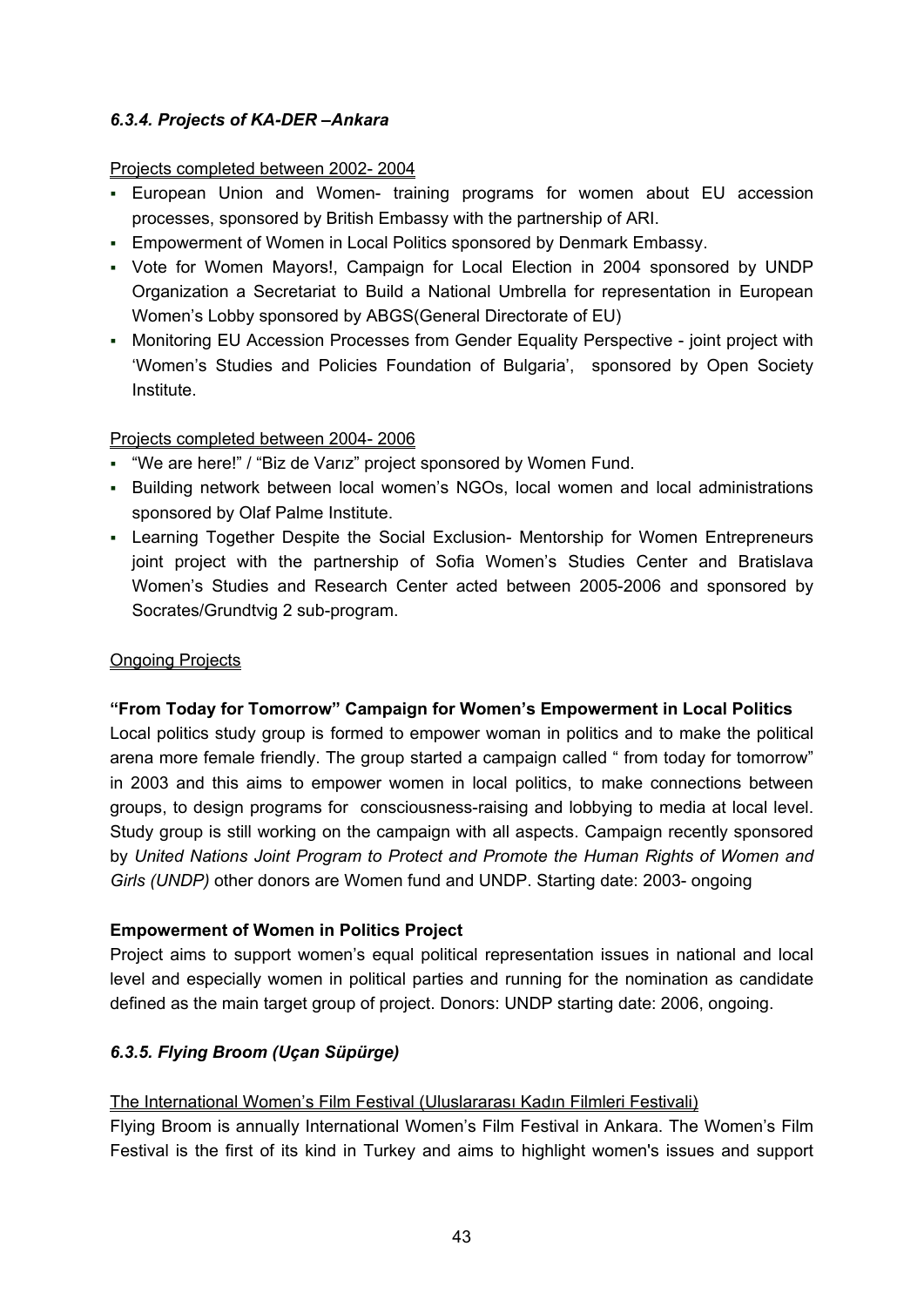### *6.3.4. Projects of KA-DER –Ankara*

Projects completed between 2002- 2004

- European Union and Women- training programs for women about EU accession processes, sponsored by British Embassy with the partnership of ARI.
- Empowerment of Women in Local Politics sponsored by Denmark Embassy.
- Vote for Women Mayors!, Campaign for Local Election in 2004 sponsored by UNDP Organization a Secretariat to Build a National Umbrella for representation in European Women's Lobby sponsored by ABGS(General Directorate of EU)
- Monitoring EU Accession Processes from Gender Equality Perspective - joint project with 'Women's Studies and Policies Foundation of Bulgaria', sponsored by Open Society Institute.

Projects completed between 2004- 2006

- "We are here!" / "Biz de Varız" project sponsored by Women Fund.
- Building network between local women's NGOs, local women and local administrations sponsored by Olaf Palme Institute.
- Learning Together Despite the Social Exclusion- Mentorship for Women Entrepreneurs joint project with the partnership of Sofia Women's Studies Center and Bratislava Women's Studies and Research Center acted between 2005-2006 and sponsored by Socrates/Grundtvig 2 sub-program.

Ongoing Projects

**"From Today for Tomorrow" Campaign for Women's Empowerment in Local Politics**

Local politics study group is formed to empower woman in politics and to make the political arena more female friendly. The group started a campaign called " from today for tomorrow" in 2003 and this aims to empower women in local politics, to make connections between groups, to design programs for consciousness-raising and lobbying to media at local level. Study group is still working on the campaign with all aspects. Campaign recently sponsored by *United Nations Joint Program to Protect and Promote the Human Rights of Women and Girls (UNDP)* other donors are Women fund and UNDP. Starting date: 2003- ongoing

**Empowerment of Women in Politics Project**

Project aims to support women's equal political representation issues in national and local level and especially women in political parties and running for the nomination as candidate defined as the main target group of project. Donors: UNDP starting date: 2006, ongoing.

### *6.3.5. Flying Broom (Uçan Süpürge)*

The International Women's Film Festival (Uluslararası Kadın Filmleri Festivali)

Flying Broom is annually International Women's Film Festival in Ankara. The Women's Film Festival is the first of its kind in Turkey and aims to highlight women's issues and support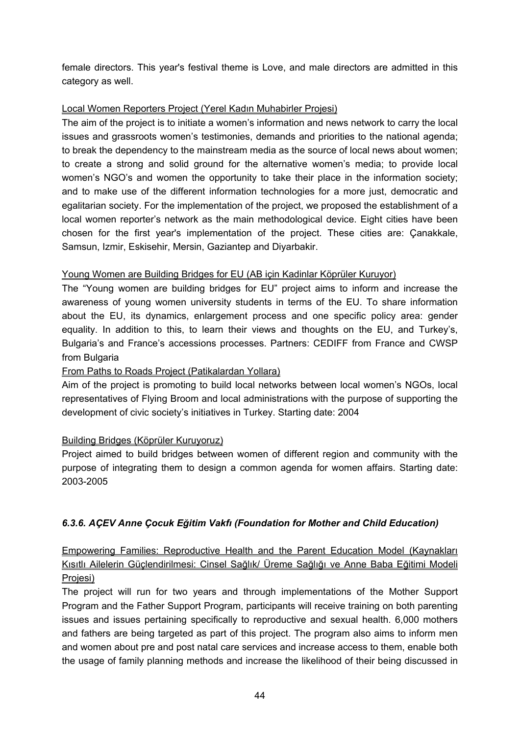female directors. This year's festival theme is Love, and male directors are admitted in this category as well.

<u>Local Women Reporters Project (Yerel Kadın Muhabirler Projesi)</u>

The aim of the project is to initiate a women's information and news network to carry the local issues and grassroots women's testimonies, demands and priorities to the national agenda; to break the dependency to the mainstream media as the source of local news about women; to create a strong and solid ground for the alternative women's media; to provide local women's NGO's and women the opportunity to take their place in the information society; and to make use of the different information technologies for a more just, democratic and egalitarian society. For the implementation of the project, we proposed the establishment of a local women reporter's network as the main methodological device. Eight cities have been chosen for the first year's implementation of the project. These cities are: Çanakkale, Samsun, Izmir, Eskisehir, Mersin, Gaziantep and Diyarbakir.

<u>Young Women are Building Bridges for EU (AB için Kadinlar Köprüler Kuruyor)</u>

The "Young women are building bridges for EU" project aims to inform and increase the awareness of young women university students in terms of the EU. To share information about the EU, its dynamics, enlargement process and one specific policy area: gender equality. In addition to this, to learn their views and thoughts on the EU, and Turkey's, Bulgaria's and France's accessions processes. Partners: CEDIFF from France and CWSP from Bulgaria

<u>From Paths to Roads Project (Patikalardan Yollara)</u>

Aim of the project is promoting to build local networks between local women's NGOs, local representatives of Flying Broom and local administrations with the purpose of supporting the development of civic society's initiatives in Turkey. Starting date: 2004

<u>Building Bridges (Köprüler Kuruyoruz)</u>

Project aimed to build bridges between women of different region and community with the purpose of integrating them to design a common agenda for women affairs. Starting date: 2003-2005

### *6.3.6. AÇEV Anne Çocuk Eğitim Vakfı (Foundation for Mother and Child Education)*

<u>Empowering Families: Reproductive Health and the Parent Education Model (Kaynakları Kısıtlı Ailelerin Güçlendirilmesi: Cinsel Sağlık/ Üreme Sağlığı ve Anne Baba Eğitimi Modeli Projesi)</u>

The project will run for two years and through implementations of the Mother Support Program and the Father Support Program, participants will receive training on both parenting issues and issues pertaining specifically to reproductive and sexual health. 6,000 mothers and fathers are being targeted as part of this project. The program also aims to inform men and women about pre and post natal care services and increase access to them, enable both the usage of family planning methods and increase the likelihood of their being discussed in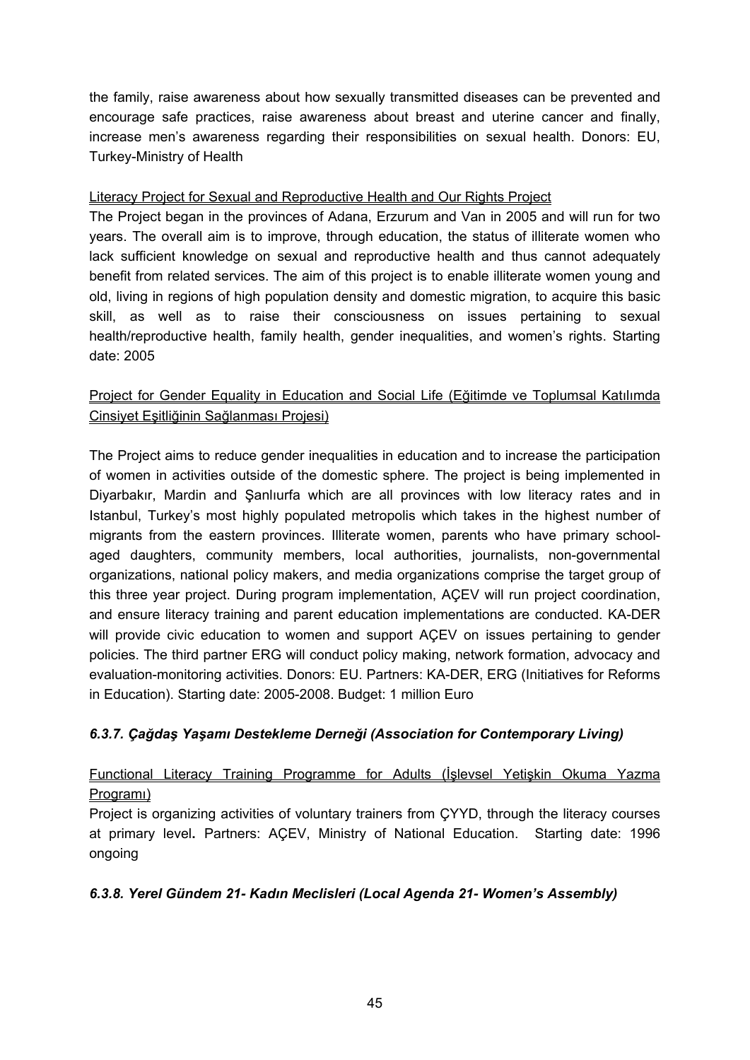the family, raise awareness about how sexually transmitted diseases can be prevented and encourage safe practices, raise awareness about breast and uterine cancer and finally, increase men's awareness regarding their responsibilities on sexual health. Donors: EU, Turkey-Ministry of Health

<u>Literacy Project for Sexual and Reproductive Health and Our Rights Project</u>

The Project began in the provinces of Adana, Erzurum and Van in 2005 and will run for two years. The overall aim is to improve, through education, the status of illiterate women who lack sufficient knowledge on sexual and reproductive health and thus cannot adequately benefit from related services. The aim of this project is to enable illiterate women young and old, living in regions of high population density and domestic migration, to acquire this basic skill, as well as to raise their consciousness on issues pertaining to sexual health/reproductive health, family health, gender inequalities, and women's rights. Starting date: 2005

<u>Project for Gender Equality in Education and Social Life (Eğitimde ve Toplumsal Katılımda Cinsiyet Eşitliğinin Sağlanması Projesi)</u>

The Project aims to reduce gender inequalities in education and to increase the participation of women in activities outside of the domestic sphere. The project is being implemented in Diyarbakır, Mardin and Şanlıurfa which are all provinces with low literacy rates and in Istanbul, Turkey's most highly populated metropolis which takes in the highest number of migrants from the eastern provinces. Illiterate women, parents who have primary school-aged daughters, community members, local authorities, journalists, non-governmental organizations, national policy makers, and media organizations comprise the target group of this three year project. During program implementation, AÇEV will run project coordination, and ensure literacy training and parent education implementations are conducted. KA-DER will provide civic education to women and support AÇEV on issues pertaining to gender policies. The third partner ERG will conduct policy making, network formation, advocacy and evaluation-monitoring activities. Donors: EU. Partners: KA-DER, ERG (Initiatives for Reforms in Education). Starting date: 2005-2008. Budget: 1 million Euro

### *6.3.7. Çağdaş Yaşamı Destekleme Derneği (Association for Contemporary Living)*

<u>Functional Literacy Training Programme for Adults (İşlevsel Yetişkin Okuma Yazma Programı)</u>

Project is organizing activities of voluntary trainers from ÇYYD, through the literacy courses at primary level**.** Partners: AÇEV, Ministry of National Education. Starting date: 1996 ongoing

### *6.3.8. Yerel Gündem 21- Kadın Meclisleri (Local Agenda 21- Women's Assembly)*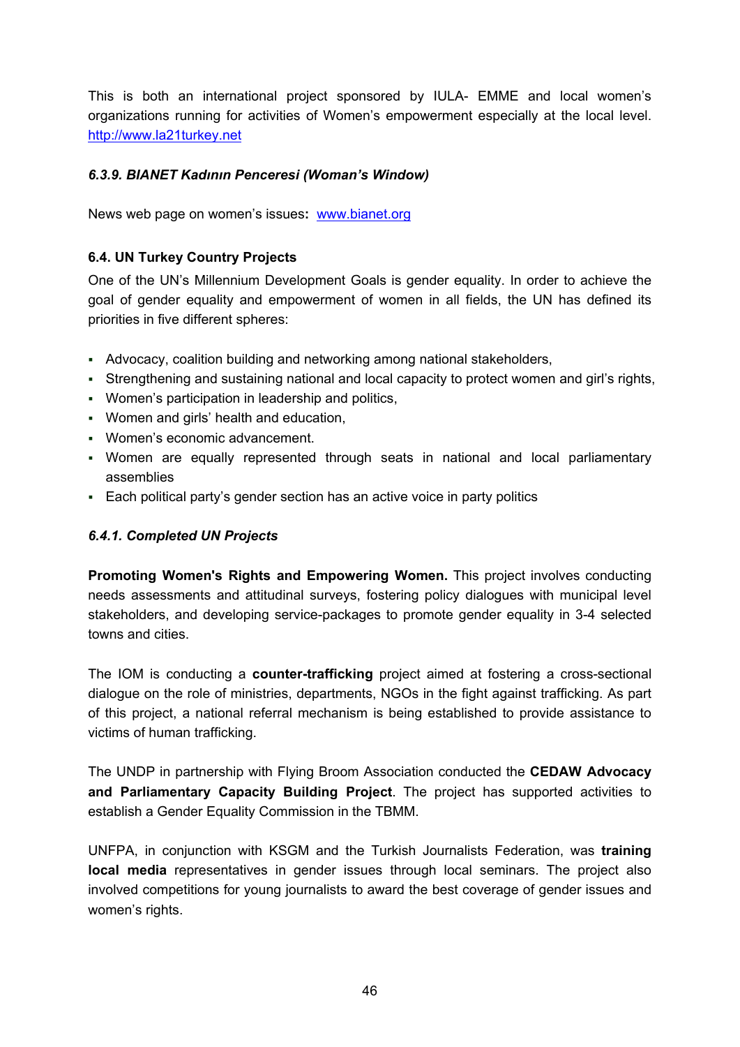This is both an international project sponsored by IULA- EMME and local women's organizations running for activities of Women's empowerment especially at the local level. http://www.la21turkey.net

#### *6.3.9. BIANET Kadının Penceresi (Woman's Window)*

News web page on women's issues**:** www.bianet.org

### 6.4. UN Turkey Country Projects

One of the UN's Millennium Development Goals is gender equality. In order to achieve the goal of gender equality and empowerment of women in all fields, the UN has defined its priorities in five different spheres:

- Advocacy, coalition building and networking among national stakeholders,
- Strengthening and sustaining national and local capacity to protect women and girl's rights,
- Women's participation in leadership and politics,
- Women and girls' health and education,
- Women's economic advancement.
- Women are equally represented through seats in national and local parliamentary assemblies
- Each political party's gender section has an active voice in party politics

#### *6.4.1. Completed UN Projects*

**Promoting Women's Rights and Empowering Women.** This project involves conducting needs assessments and attitudinal surveys, fostering policy dialogues with municipal level stakeholders, and developing service-packages to promote gender equality in 3-4 selected towns and cities.

The IOM is conducting a **counter-trafficking** project aimed at fostering a cross-sectional dialogue on the role of ministries, departments, NGOs in the fight against trafficking. As part of this project, a national referral mechanism is being established to provide assistance to victims of human trafficking.

The UNDP in partnership with Flying Broom Association conducted the **CEDAW Advocacy and Parliamentary Capacity Building Project**. The project has supported activities to establish a Gender Equality Commission in the TBMM.

UNFPA, in conjunction with KSGM and the Turkish Journalists Federation, was **training local media** representatives in gender issues through local seminars. The project also involved competitions for young journalists to award the best coverage of gender issues and women's rights.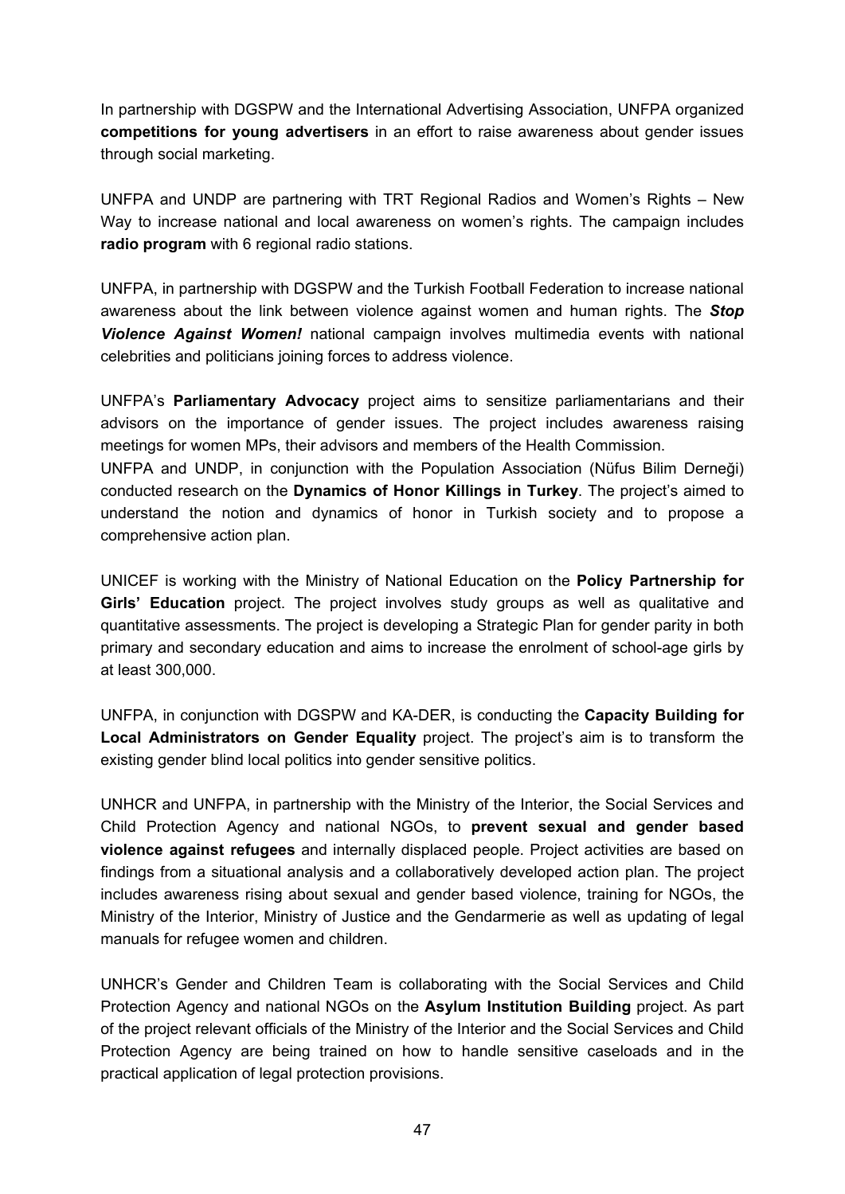In partnership with DGSPW and the International Advertising Association, UNFPA organized **competitions for young advertisers** in an effort to raise awareness about gender issues through social marketing.

UNFPA and UNDP are partnering with TRT Regional Radios and Women's Rights – New Way to increase national and local awareness on women's rights. The campaign includes **radio program** with 6 regional radio stations.

UNFPA, in partnership with DGSPW and the Turkish Football Federation to increase national awareness about the link between violence against women and human rights. The ***Stop Violence Against Women!*** national campaign involves multimedia events with national celebrities and politicians joining forces to address violence.

UNFPA's **Parliamentary Advocacy** project aims to sensitize parliamentarians and their advisors on the importance of gender issues. The project includes awareness raising meetings for women MPs, their advisors and members of the Health Commission.
UNFPA and UNDP, in conjunction with the Population Association (Nüfus Bilim Derneği) conducted research on the **Dynamics of Honor Killings in Turkey**. The project's aimed to understand the notion and dynamics of honor in Turkish society and to propose a comprehensive action plan.

UNICEF is working with the Ministry of National Education on the **Policy Partnership for Girls' Education** project. The project involves study groups as well as qualitative and quantitative assessments. The project is developing a Strategic Plan for gender parity in both primary and secondary education and aims to increase the enrolment of school-age girls by at least 300,000.

UNFPA, in conjunction with DGSPW and KA-DER, is conducting the **Capacity Building for Local Administrators on Gender Equality** project. The project's aim is to transform the existing gender blind local politics into gender sensitive politics.

UNHCR and UNFPA, in partnership with the Ministry of the Interior, the Social Services and Child Protection Agency and national NGOs, to **prevent sexual and gender based violence against refugees** and internally displaced people. Project activities are based on findings from a situational analysis and a collaboratively developed action plan. The project includes awareness rising about sexual and gender based violence, training for NGOs, the Ministry of the Interior, Ministry of Justice and the Gendarmerie as well as updating of legal manuals for refugee women and children.

UNHCR's Gender and Children Team is collaborating with the Social Services and Child Protection Agency and national NGOs on the **Asylum Institution Building** project. As part of the project relevant officials of the Ministry of the Interior and the Social Services and Child Protection Agency are being trained on how to handle sensitive caseloads and in the practical application of legal protection provisions.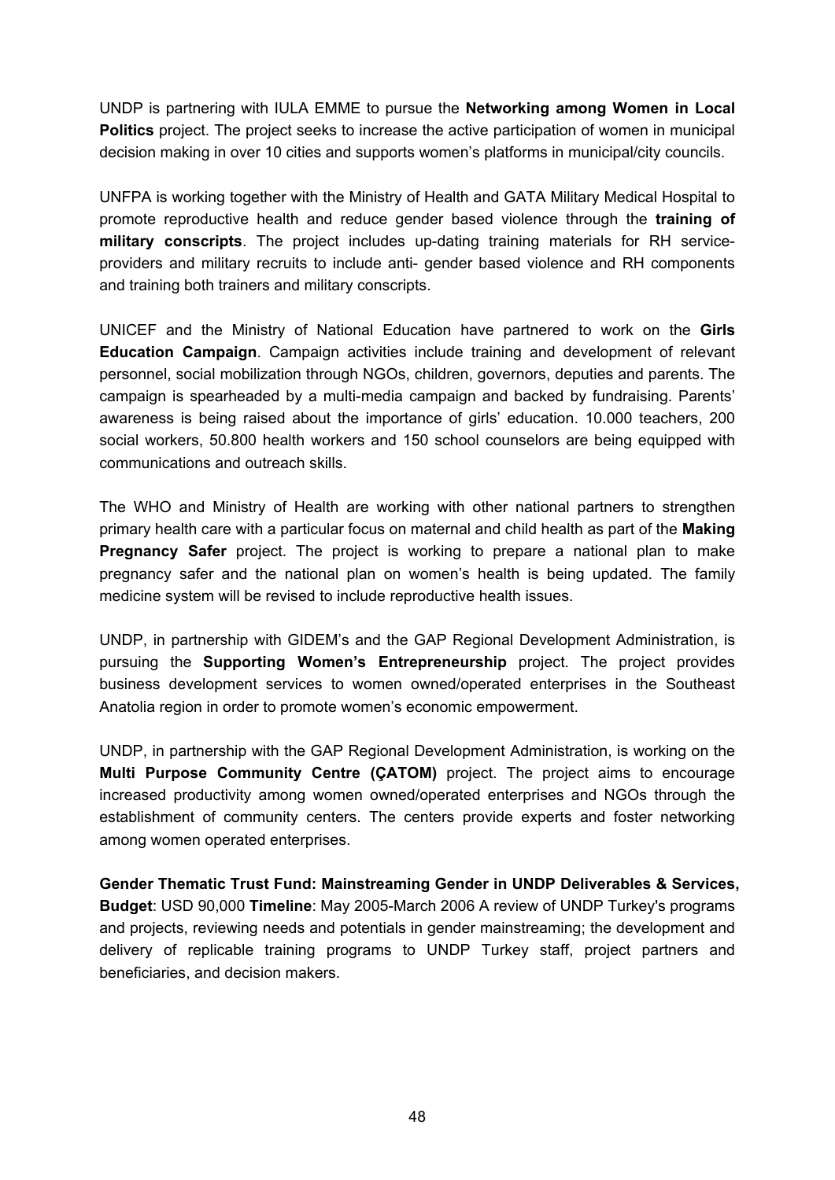UNDP is partnering with IULA EMME to pursue the **Networking among Women in Local Politics** project. The project seeks to increase the active participation of women in municipal decision making in over 10 cities and supports women's platforms in municipal/city councils.

UNFPA is working together with the Ministry of Health and GATA Military Medical Hospital to promote reproductive health and reduce gender based violence through the **training of military conscripts**. The project includes up-dating training materials for RH service-providers and military recruits to include anti- gender based violence and RH components and training both trainers and military conscripts.

UNICEF and the Ministry of National Education have partnered to work on the **Girls Education Campaign**. Campaign activities include training and development of relevant personnel, social mobilization through NGOs, children, governors, deputies and parents. The campaign is spearheaded by a multi-media campaign and backed by fundraising. Parents' awareness is being raised about the importance of girls' education. 10.000 teachers, 200 social workers, 50.800 health workers and 150 school counselors are being equipped with communications and outreach skills.

The WHO and Ministry of Health are working with other national partners to strengthen primary health care with a particular focus on maternal and child health as part of the **Making Pregnancy Safer** project. The project is working to prepare a national plan to make pregnancy safer and the national plan on women's health is being updated. The family medicine system will be revised to include reproductive health issues.

UNDP, in partnership with GIDEM's and the GAP Regional Development Administration, is pursuing the **Supporting Women's Entrepreneurship** project. The project provides business development services to women owned/operated enterprises in the Southeast Anatolia region in order to promote women's economic empowerment.

UNDP, in partnership with the GAP Regional Development Administration, is working on the **Multi Purpose Community Centre (ÇATOM)** project. The project aims to encourage increased productivity among women owned/operated enterprises and NGOs through the establishment of community centers. The centers provide experts and foster networking among women operated enterprises.

**Gender Thematic Trust Fund: Mainstreaming Gender in UNDP Deliverables & Services, Budget**: USD 90,000 **Timeline**: May 2005-March 2006 A review of UNDP Turkey's programs and projects, reviewing needs and potentials in gender mainstreaming; the development and delivery of replicable training programs to UNDP Turkey staff, project partners and beneficiaries, and decision makers.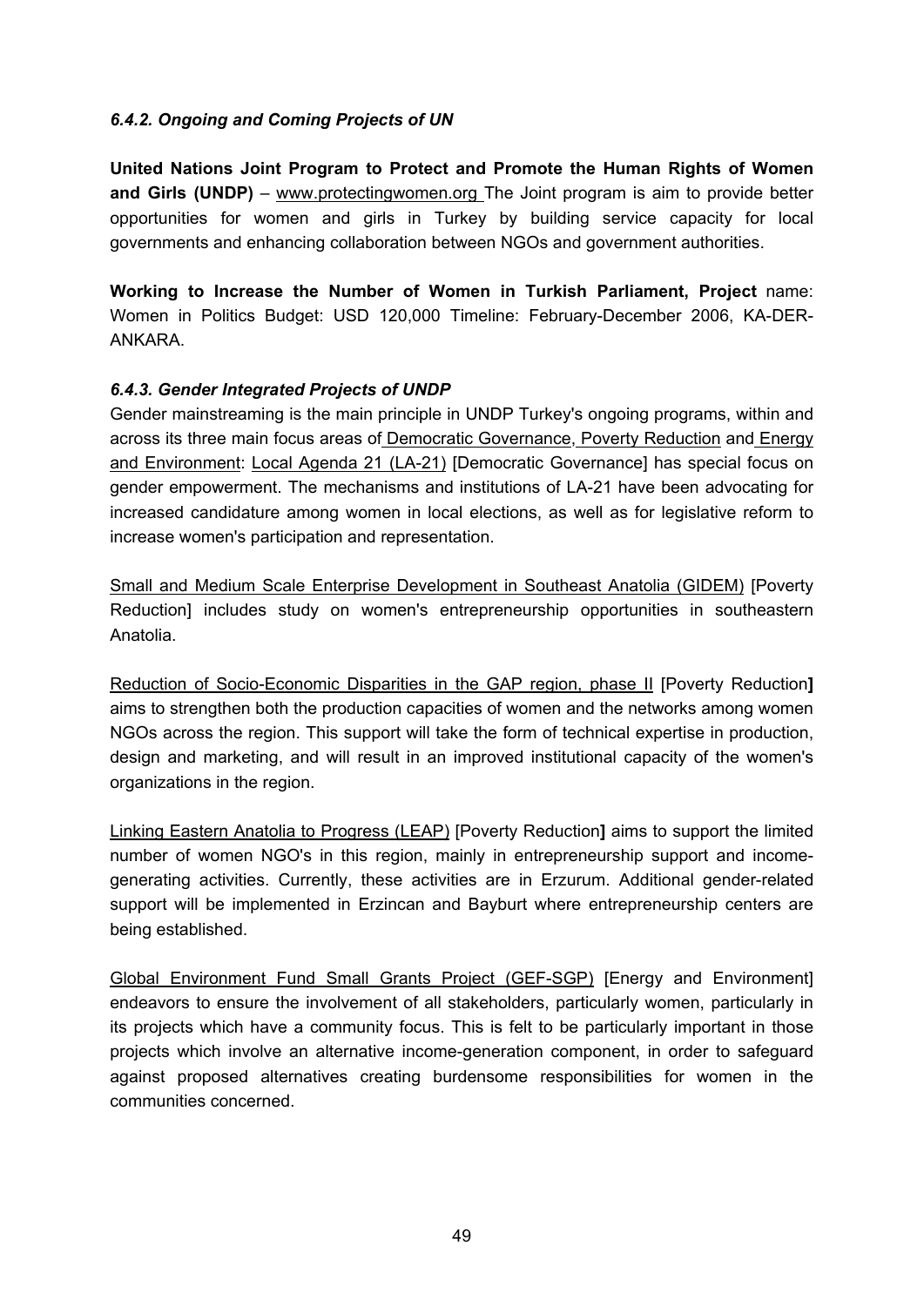### *6.4.2. Ongoing and Coming Projects of UN*

**United Nations Joint Program to Protect and Promote the Human Rights of Women and Girls (UNDP)** – www.protectingwomen.org The Joint program is aim to provide better opportunities for women and girls in Turkey by building service capacity for local governments and enhancing collaboration between NGOs and government authorities.

**Working to Increase the Number of Women in Turkish Parliament, Project** name: Women in Politics Budget: USD 120,000 Timeline: February-December 2006, KA-DER-ANKARA.

### *6.4.3. Gender Integrated Projects of UNDP*

Gender mainstreaming is the main principle in UNDP Turkey's ongoing programs, within and across its three main focus areas of Democratic Governance, Poverty Reduction and Energy and Environment: Local Agenda 21 (LA-21) [Democratic Governance] has special focus on gender empowerment. The mechanisms and institutions of LA-21 have been advocating for increased candidature among women in local elections, as well as for legislative reform to increase women's participation and representation.

Small and Medium Scale Enterprise Development in Southeast Anatolia (GIDEM) [Poverty Reduction] includes study on women's entrepreneurship opportunities in southeastern Anatolia.

Reduction of Socio-Economic Disparities in the GAP region, phase II [Poverty Reduction**]** aims to strengthen both the production capacities of women and the networks among women NGOs across the region. This support will take the form of technical expertise in production, design and marketing, and will result in an improved institutional capacity of the women's organizations in the region.

Linking Eastern Anatolia to Progress (LEAP) [Poverty Reduction**]** aims to support the limited number of women NGO's in this region, mainly in entrepreneurship support and income-generating activities. Currently, these activities are in Erzurum. Additional gender-related support will be implemented in Erzincan and Bayburt where entrepreneurship centers are being established.

Global Environment Fund Small Grants Project (GEF-SGP) [Energy and Environment] endeavors to ensure the involvement of all stakeholders, particularly women, particularly in its projects which have a community focus. This is felt to be particularly important in those projects which involve an alternative income-generation component, in order to safeguard against proposed alternatives creating burdensome responsibilities for women in the communities concerned.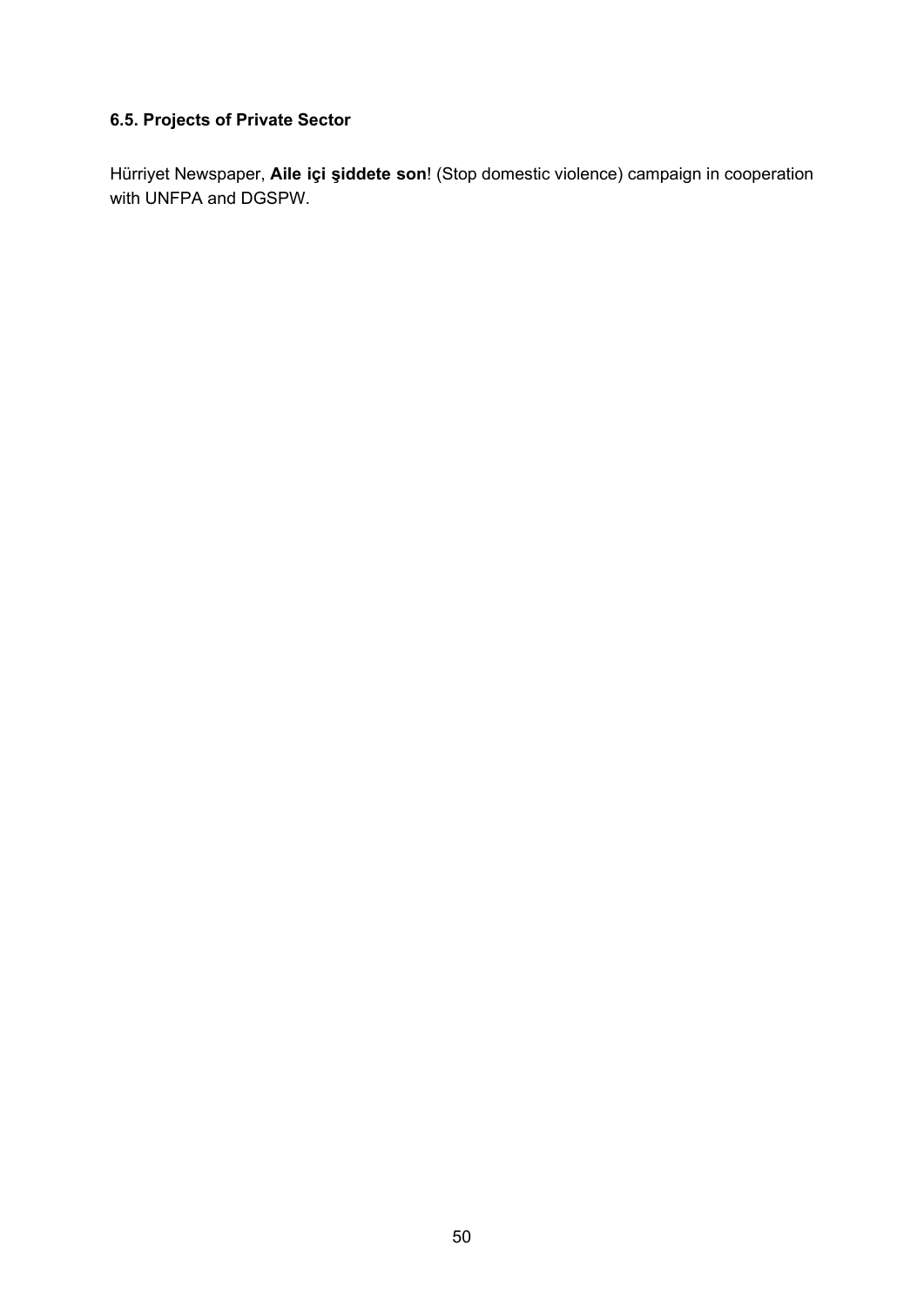### 6.5. Projects of Private Sector

Hürriyet Newspaper, **Aile içi şiddete son**! (Stop domestic violence) campaign in cooperation with UNFPA and DGSPW.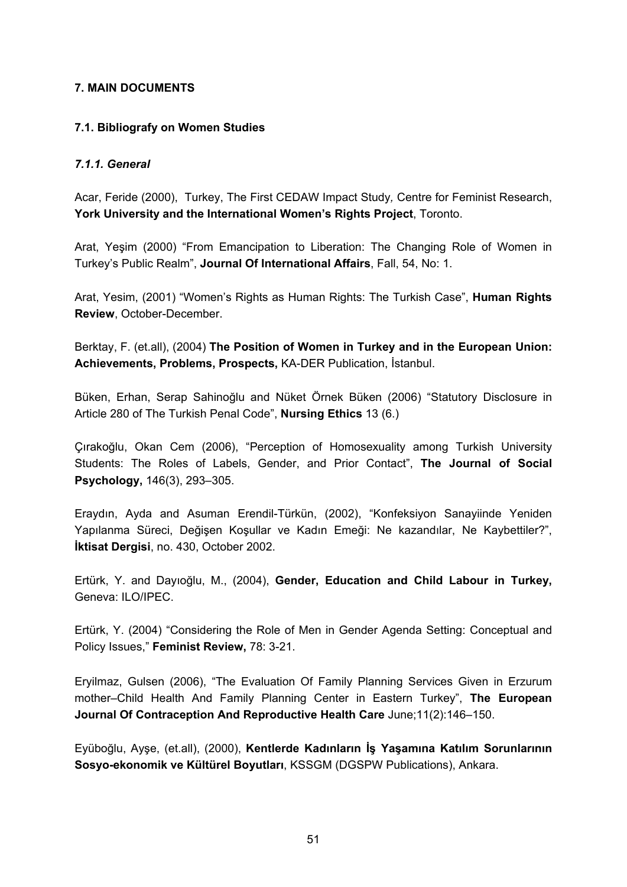### 7. MAIN DOCUMENTS

#### 7.1. Bibliografy on Women Studies

##### *7.1.1. General*

Acar, Feride (2000), Turkey, The First CEDAW Impact Study*,* Centre for Feminist Research, **York University and the International Women's Rights Project**, Toronto.

Arat, Yeşim (2000) "From Emancipation to Liberation: The Changing Role of Women in Turkey's Public Realm", **Journal Of International Affairs**, Fall, 54, No: 1.

Arat, Yesim, (2001) "Women's Rights as Human Rights: The Turkish Case", **Human Rights Review**, October-December.

Berktay, F. (et.all), (2004) **The Position of Women in Turkey and in the European Union: Achievements, Problems, Prospects,** KA-DER Publication, İstanbul.

Büken, Erhan, Serap Sahinoğlu and Nüket Örnek Büken (2006) "Statutory Disclosure in Article 280 of The Turkish Penal Code", **Nursing Ethics** 13 (6.)

Çırakoğlu, Okan Cem (2006), "Perception of Homosexuality among Turkish University Students: The Roles of Labels, Gender, and Prior Contact", **The Journal of Social Psychology,** 146(3), 293–305.

Eraydın, Ayda and Asuman Erendil-Türkün, (2002), "Konfeksiyon Sanayiinde Yeniden Yapılanma Süreci, Değişen Koşullar ve Kadın Emeği: Ne kazandılar, Ne Kaybettiler?", **İktisat Dergisi**, no. 430, October 2002.

Ertürk, Y. and Dayıoğlu, M., (2004), **Gender, Education and Child Labour in Turkey,** Geneva: ILO/IPEC.

Ertürk, Y. (2004) "Considering the Role of Men in Gender Agenda Setting: Conceptual and Policy Issues," **Feminist Review,** 78: 3-21.

Eryilmaz, Gulsen (2006), "The Evaluation Of Family Planning Services Given in Erzurum mother–Child Health And Family Planning Center in Eastern Turkey", **The European Journal Of Contraception And Reproductive Health Care** June;11(2):146–150.

Eyüboğlu, Ayşe, (et.all), (2000), **Kentlerde Kadınların İş Yaşamına Katılım Sorunlarının Sosyo-ekonomik ve Kültürel Boyutları**, KSSGM (DGSPW Publications), Ankara.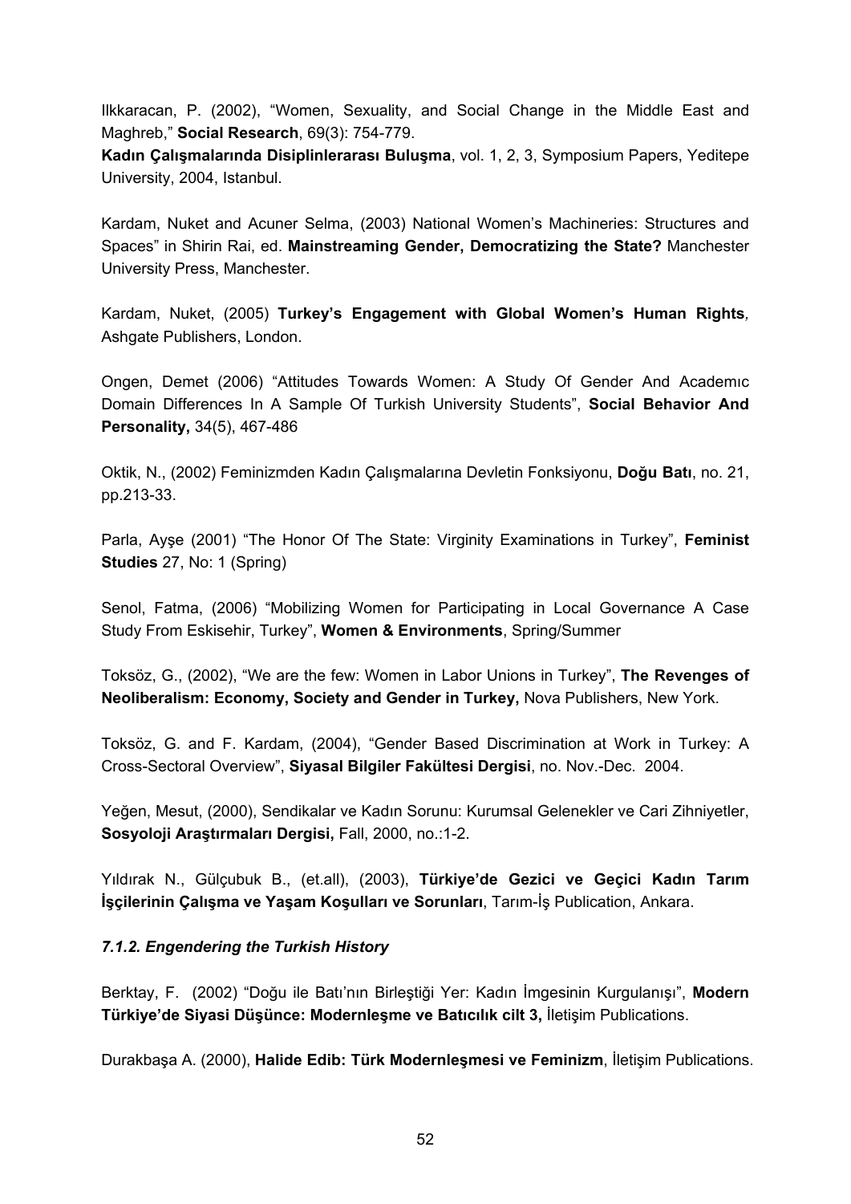Ilkkaracan, P. (2002), “Women, Sexuality, and Social Change in the Middle East and Maghreb,” **Social Research**, 69(3): 754-779.

**Kadın Çalışmalarında Disiplinlerarası Buluşma**, vol. 1, 2, 3, Symposium Papers, Yeditepe University, 2004, Istanbul.

Kardam, Nuket and Acuner Selma, (2003) National Women’s Machineries: Structures and Spaces” in Shirin Rai, ed. **Mainstreaming Gender, Democratizing the State?** Manchester University Press, Manchester.

Kardam, Nuket, (2005) **Turkey’s Engagement with Global Women’s Human Rights***,* Ashgate Publishers, London.

Ongen, Demet (2006) “Attitudes Towards Women: A Study Of Gender And Academıc Domain Differences In A Sample Of Turkish University Students”, **Social Behavior And Personality,** 34(5), 467-486

Oktik, N., (2002) Feminizmden Kadın Çalışmalarına Devletin Fonksiyonu, **Doğu Batı**, no. 21, pp.213-33.

Parla, Ayşe (2001) “The Honor Of The State: Virginity Examinations in Turkey”, **Feminist Studies** 27, No: 1 (Spring)

Senol, Fatma, (2006) “Mobilizing Women for Participating in Local Governance A Case Study From Eskisehir, Turkey”, **Women & Environments**, Spring/Summer

Toksöz, G., (2002), “We are the few: Women in Labor Unions in Turkey”, **The Revenges of Neoliberalism: Economy, Society and Gender in Turkey,** Nova Publishers, New York.

Toksöz, G. and F. Kardam, (2004), “Gender Based Discrimination at Work in Turkey: A Cross-Sectoral Overview”, **Siyasal Bilgiler Fakültesi Dergisi**, no. Nov.-Dec. 2004.

Yeğen, Mesut, (2000), Sendikalar ve Kadın Sorunu: Kurumsal Gelenekler ve Cari Zihniyetler, **Sosyoloji Araştırmaları Dergisi,** Fall, 2000, no.:1-2.

Yıldırak N., Gülçubuk B., (et.all), (2003), **Türkiye’de Gezici ve Geçici Kadın Tarım İşçilerinin Çalışma ve Yaşam Koşulları ve Sorunları**, Tarım-İş Publication, Ankara.

#### *7.1.2. Engendering the Turkish History*

Berktay, F. (2002) “Doğu ile Batı’nın Birleştiği Yer: Kadın İmgesinin Kurgulanışı”, **Modern Türkiye’de Siyasi Düşünce: Modernleşme ve Batıcılık cilt 3,** İletişim Publications.

Durakbaşa A. (2000), **Halide Edib: Türk Modernleşmesi ve Feminizm**, İletişim Publications.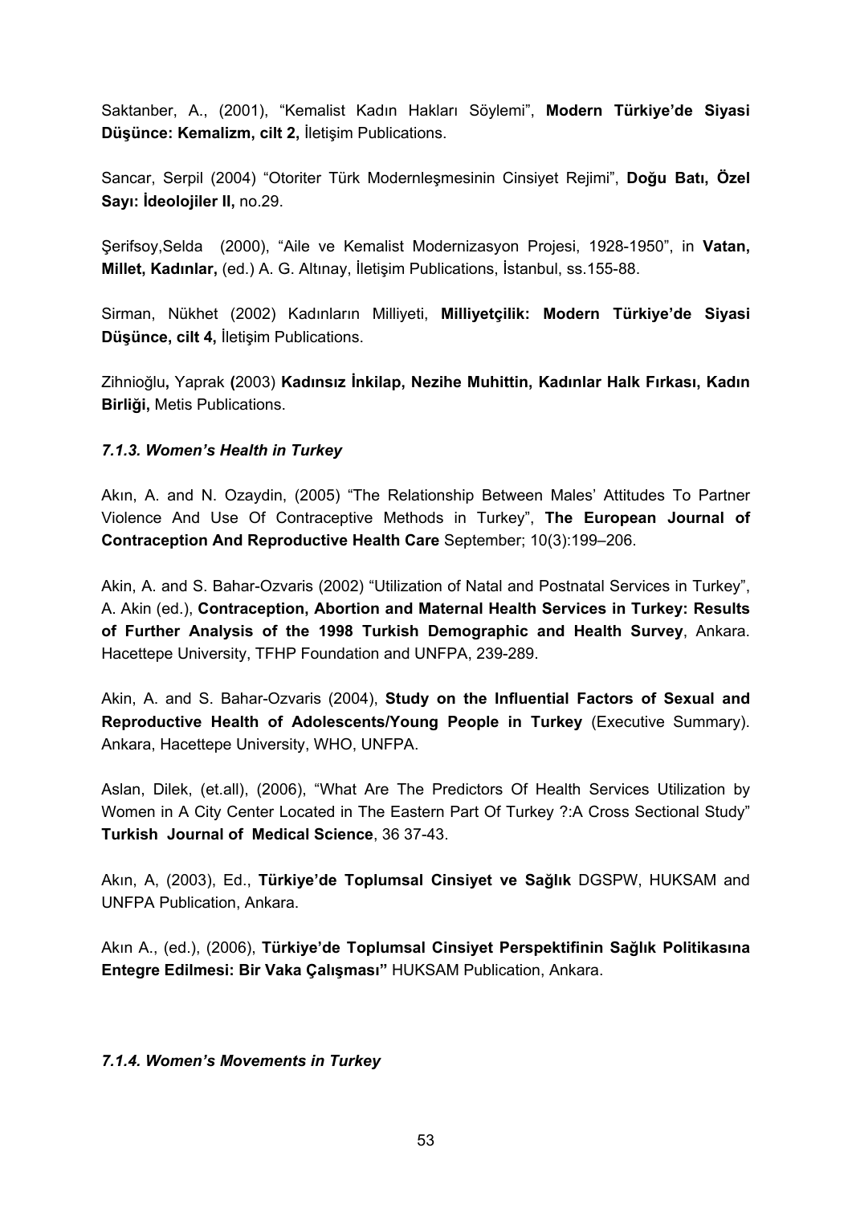Saktanber, A., (2001), "Kemalist Kadın Hakları Söylemi", **Modern Türkiye'de Siyasi Düşünce: Kemalizm, cilt 2,** İletişim Publications.

Sancar, Serpil (2004) "Otoriter Türk Modernleşmesinin Cinsiyet Rejimi", **Doğu Batı, Özel Sayı: İdeolojiler II,** no.29.

Şerifsoy,Selda (2000), "Aile ve Kemalist Modernizasyon Projesi, 1928-1950", in **Vatan, Millet, Kadınlar,** (ed.) A. G. Altınay, İletişim Publications, İstanbul, ss.155-88.

Sirman, Nükhet (2002) Kadınların Milliyeti, **Milliyetçilik: Modern Türkiye'de Siyasi Düşünce, cilt 4,** İletişim Publications.

Zihnioğlu**,** Yaprak **(**2003) **Kadınsız İnkilap, Nezihe Muhittin, Kadınlar Halk Fırkası, Kadın Birliği,** Metis Publications.

### *7.1.3. Women's Health in Turkey*

Akın, A. and N. Ozaydin, (2005) "The Relationship Between Males' Attitudes To Partner Violence And Use Of Contraceptive Methods in Turkey", **The European Journal of Contraception And Reproductive Health Care** September; 10(3):199–206.

Akin, A. and S. Bahar-Ozvaris (2002) "Utilization of Natal and Postnatal Services in Turkey", A. Akin (ed.), **Contraception, Abortion and Maternal Health Services in Turkey: Results of Further Analysis of the 1998 Turkish Demographic and Health Survey**, Ankara. Hacettepe University, TFHP Foundation and UNFPA, 239-289.

Akin, A. and S. Bahar-Ozvaris (2004), **Study on the Influential Factors of Sexual and Reproductive Health of Adolescents/Young People in Turkey** (Executive Summary). Ankara, Hacettepe University, WHO, UNFPA.

Aslan, Dilek, (et.all), (2006), "What Are The Predictors Of Health Services Utilization by Women in A City Center Located in The Eastern Part Of Turkey ?:A Cross Sectional Study" **Turkish Journal of Medical Science**, 36 37-43.

Akın, A, (2003), Ed., **Türkiye'de Toplumsal Cinsiyet ve Sağlık** DGSPW, HUKSAM and UNFPA Publication, Ankara.

Akın A., (ed.), (2006), **Türkiye'de Toplumsal Cinsiyet Perspektifinin Sağlık Politikasına Entegre Edilmesi: Bir Vaka Çalışması"** HUKSAM Publication, Ankara.

### *7.1.4. Women's Movements in Turkey*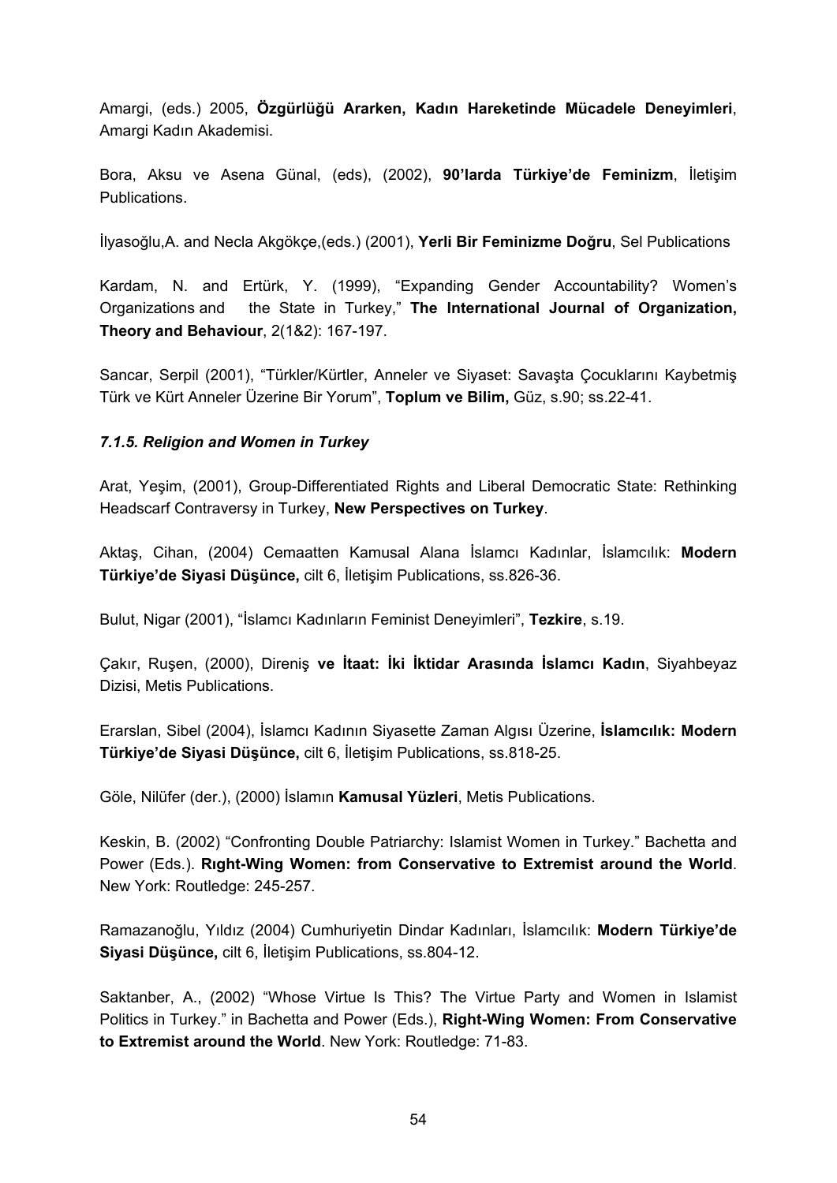Amargi, (eds.) 2005, **Özgürlüğü Ararken, Kadın Hareketinde Mücadele Deneyimleri**, Amargi Kadın Akademisi.

Bora, Aksu ve Asena Günal, (eds), (2002), **90'larda Türkiye'de Feminizm**, İletişim Publications.

İlyasoğlu,A. and Necla Akgökçe,(eds.) (2001), **Yerli Bir Feminizme Doğru**, Sel Publications

Kardam, N. and Ertürk, Y. (1999), "Expanding Gender Accountability? Women's Organizations and the State in Turkey," **The International Journal of Organization, Theory and Behaviour**, 2(1&2): 167-197.

Sancar, Serpil (2001), "Türkler/Kürtler, Anneler ve Siyaset: Savaşta Çocuklarını Kaybetmiş Türk ve Kürt Anneler Üzerine Bir Yorum", **Toplum ve Bilim,** Güz, s.90; ss.22-41.

***7.1.5. Religion and Women in Turkey***

Arat, Yeşim, (2001), Group-Differentiated Rights and Liberal Democratic State: Rethinking Headscarf Contraversy in Turkey, **New Perspectives on Turkey**.

Aktaş, Cihan, (2004) Cemaatten Kamusal Alana İslamcı Kadınlar, İslamcılık: **Modern Türkiye'de Siyasi Düşünce,** cilt 6, İletişim Publications, ss.826-36.

Bulut, Nigar (2001), "İslamcı Kadınların Feminist Deneyimleri", **Tezkire**, s.19.

Çakır, Ruşen, (2000), Direniş **ve İtaat: İki İktidar Arasında İslamcı Kadın**, Siyahbeyaz Dizisi, Metis Publications.

Erarslan, Sibel (2004), İslamcı Kadının Siyasette Zaman Algısı Üzerine, **İslamcılık: Modern Türkiye'de Siyasi Düşünce,** cilt 6, İletişim Publications, ss.818-25.

Göle, Nilüfer (der.), (2000) İslamın **Kamusal Yüzleri**, Metis Publications.

Keskin, B. (2002) "Confronting Double Patriarchy: Islamist Women in Turkey." Bachetta and Power (Eds.). **Rıght-Wing Women: from Conservative to Extremist around the World**. New York: Routledge: 245-257.

Ramazanoğlu, Yıldız (2004) Cumhuriyetin Dindar Kadınları, İslamcılık: **Modern Türkiye'de Siyasi Düşünce,** cilt 6, İletişim Publications, ss.804-12.

Saktanber, A., (2002) "Whose Virtue Is This? The Virtue Party and Women in Islamist Politics in Turkey." in Bachetta and Power (Eds.), **Right-Wing Women: From Conservative to Extremist around the World**. New York: Routledge: 71-83.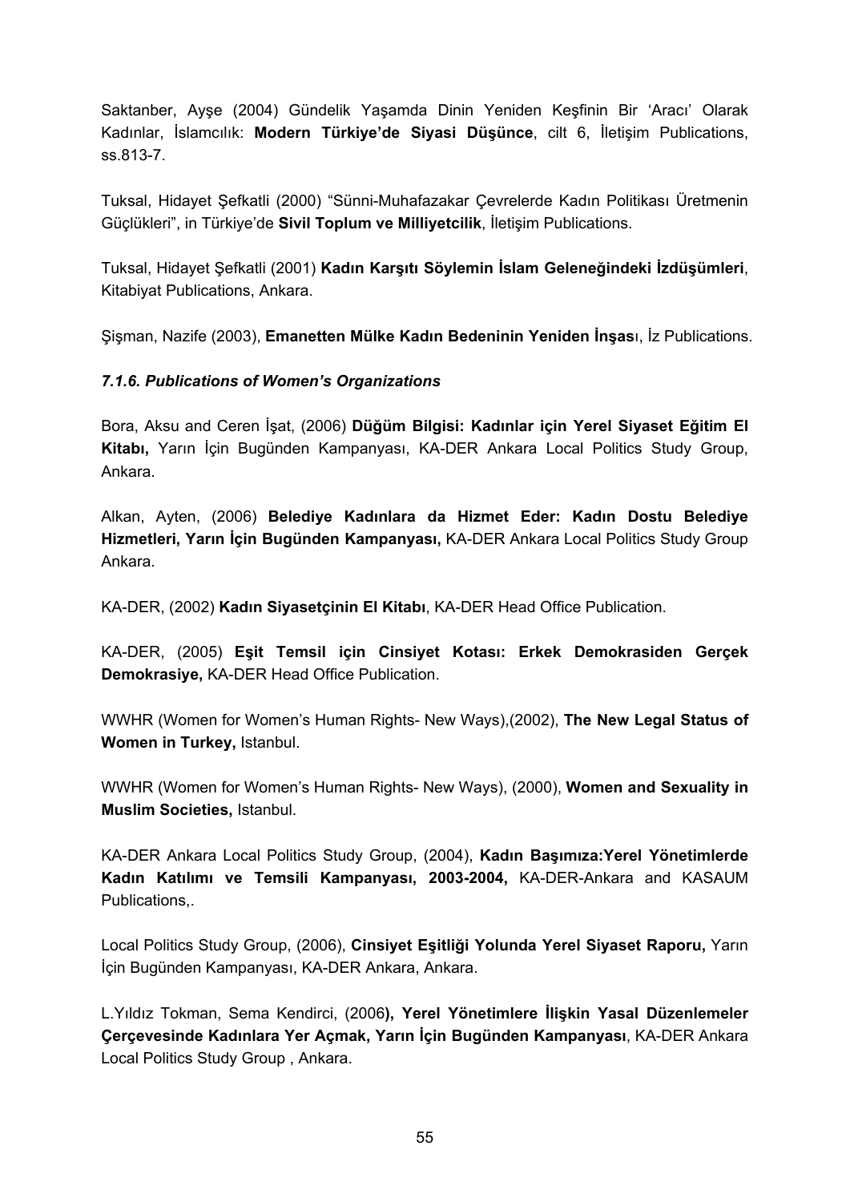Saktanber, Ayşe (2004) Gündelik Yaşamda Dinin Yeniden Keşfinin Bir 'Aracı' Olarak Kadınlar, İslamcılık: **Modern Türkiye'de Siyasi Düşünce**, cilt 6, İletişim Publications, ss.813-7.

Tuksal, Hidayet Şefkatli (2000) "Sünni-Muhafazakar Çevrelerde Kadın Politikası Üretmenin Güçlükleri", in Türkiye'de **Sivil Toplum ve Milliyetcilik**, İletişim Publications.

Tuksal, Hidayet Şefkatli (2001) **Kadın Karşıtı Söylemin İslam Geleneğindeki İzdüşümleri**, Kitabiyat Publications, Ankara.

Şişman, Nazife (2003), **Emanetten Mülke Kadın Bedeninin Yeniden İnşas**ı, İz Publications.

### *7.1.6. Publications of Women's Organizations*

Bora, Aksu and Ceren İşat, (2006) **Düğüm Bilgisi: Kadınlar için Yerel Siyaset Eğitim El Kitabı,** Yarın İçin Bugünden Kampanyası, KA-DER Ankara Local Politics Study Group, Ankara.

Alkan, Ayten, (2006) **Belediye Kadınlara da Hizmet Eder: Kadın Dostu Belediye Hizmetleri, Yarın İçin Bugünden Kampanyası,** KA-DER Ankara Local Politics Study Group Ankara.

KA-DER, (2002) **Kadın Siyasetçinin El Kitabı**, KA-DER Head Office Publication.

KA-DER, (2005) **Eşit Temsil için Cinsiyet Kotası: Erkek Demokrasiden Gerçek Demokrasiye,** KA-DER Head Office Publication.

WWHR (Women for Women's Human Rights- New Ways),(2002), **The New Legal Status of Women in Turkey,** Istanbul.

WWHR (Women for Women's Human Rights- New Ways), (2000), **Women and Sexuality in Muslim Societies,** Istanbul.

KA-DER Ankara Local Politics Study Group, (2004), **Kadın Başımıza:Yerel Yönetimlerde Kadın Katılımı ve Temsili Kampanyası, 2003-2004,** KA-DER-Ankara and KASAUM Publications,.

Local Politics Study Group, (2006), **Cinsiyet Eşitliği Yolunda Yerel Siyaset Raporu,** Yarın İçin Bugünden Kampanyası, KA-DER Ankara, Ankara.

L.Yıldız Tokman, Sema Kendirci, (2006**), Yerel Yönetimlere İlişkin Yasal Düzenlemeler Çerçevesinde Kadınlara Yer Açmak, Yarın İçin Bugünden Kampanyası**, KA-DER Ankara Local Politics Study Group , Ankara.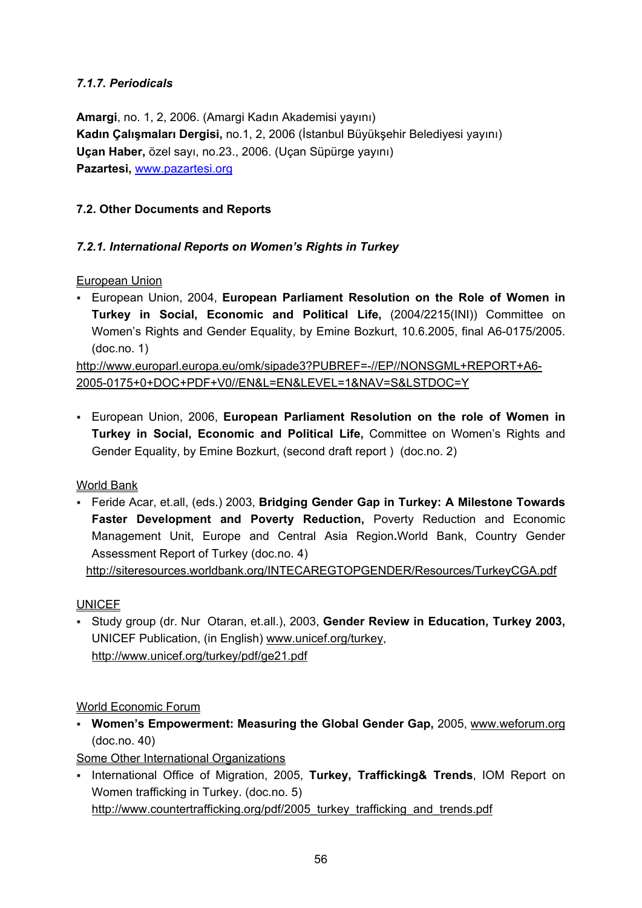#### *7.1.7. Periodicals*

**Amargi**, no. 1, 2, 2006. (Amargi Kadın Akademisi yayını)
**Kadın Çalışmaları Dergisi,** no.1, 2, 2006 (İstanbul Büyükşehir Belediyesi yayını)
**Uçan Haber,** özel sayı, no.23., 2006. (Uçan Süpürge yayını)
**Pazartesi,** www.pazartesi.org

### 7.2. Other Documents and Reports

#### *7.2.1. International Reports on Women's Rights in Turkey*

European Union

- European Union, 2004, **European Parliament Resolution on the Role of Women in Turkey in Social, Economic and Political Life,** (2004/2215(INI)) Committee on Women's Rights and Gender Equality, by Emine Bozkurt, 10.6.2005, final A6-0175/2005. (doc.no. 1)

http://www.europarl.europa.eu/omk/sipade3?PUBREF=-//EP//NONSGML+REPORT+A6-2005-0175+0+DOC+PDF+V0//EN&L=EN&LEVEL=1&NAV=S&LSTDOC=Y

- European Union, 2006, **European Parliament Resolution on the role of Women in Turkey in Social, Economic and Political Life,** Committee on Women's Rights and Gender Equality, by Emine Bozkurt, (second draft report ) (doc.no. 2)

World Bank

- Feride Acar, et.all, (eds.) 2003, **Bridging Gender Gap in Turkey: A Milestone Towards Faster Development and Poverty Reduction,** Poverty Reduction and Economic Management Unit, Europe and Central Asia Region**.**World Bank, Country Gender Assessment Report of Turkey (doc.no. 4)

  http://siteresources.worldbank.org/INTECAREGTOPGENDER/Resources/TurkeyCGA.pdf

UNICEF

- Study group (dr. Nur Otaran, et.all.), 2003, **Gender Review in Education, Turkey 2003,** UNICEF Publication, (in English) www.unicef.org/turkey, http://www.unicef.org/turkey/pdf/ge21.pdf

World Economic Forum

- **Women's Empowerment: Measuring the Global Gender Gap,** 2005, www.weforum.org (doc.no. 40)

Some Other International Organizations

- International Office of Migration, 2005, **Turkey, Trafficking& Trends**, IOM Report on Women trafficking in Turkey. (doc.no. 5)
  http://www.countertrafficking.org/pdf/2005_turkey_trafficking_and_trends.pdf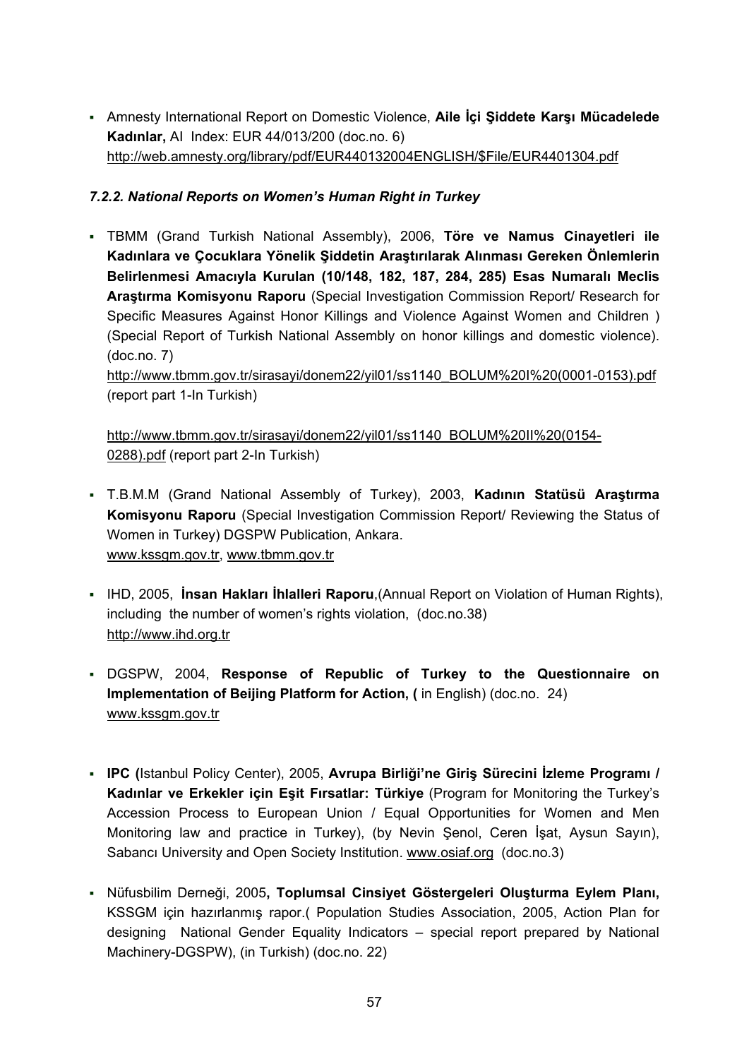- Amnesty International Report on Domestic Violence, **Aile İçi Şiddete Karşı Mücadelede Kadınlar,** AI Index: EUR 44/013/200 (doc.no. 6) http://web.amnesty.org/library/pdf/EUR440132004ENGLISH/$File/EUR4401304.pdf

### *7.2.2. National Reports on Women's Human Right in Turkey*

- TBMM (Grand Turkish National Assembly), 2006, **Töre ve Namus Cinayetleri ile Kadınlara ve Çocuklara Yönelik Şiddetin Araştırılarak Alınması Gereken Önlemlerin Belirlenmesi Amacıyla Kurulan (10/148, 182, 187, 284, 285) Esas Numaralı Meclis Araştırma Komisyonu Raporu** (Special Investigation Commission Report/ Research for Specific Measures Against Honor Killings and Violence Against Women and Children ) (Special Report of Turkish National Assembly on honor killings and domestic violence). (doc.no. 7)
  http://www.tbmm.gov.tr/sirasayi/donem22/yil01/ss1140_BOLUM%20I%20(0001-0153).pdf (report part 1-In Turkish)

  http://www.tbmm.gov.tr/sirasayi/donem22/yil01/ss1140_BOLUM%20II%20(0154-0288).pdf (report part 2-In Turkish)

- T.B.M.M (Grand National Assembly of Turkey), 2003, **Kadının Statüsü Araştırma Komisyonu Raporu** (Special Investigation Commission Report/ Reviewing the Status of Women in Turkey) DGSPW Publication, Ankara. www.kssgm.gov.tr, www.tbmm.gov.tr

- IHD, 2005, **İnsan Hakları İhlalleri Raporu**,(Annual Report on Violation of Human Rights), including the number of women's rights violation, (doc.no.38) http://www.ihd.org.tr

- DGSPW, 2004, **Response of Republic of Turkey to the Questionnaire on Implementation of Beijing Platform for Action, (** in English) (doc.no. 24) www.kssgm.gov.tr

- **IPC (**Istanbul Policy Center), 2005, **Avrupa Birliği'ne Giriş Sürecini İzleme Programı / Kadınlar ve Erkekler için Eşit Fırsatlar: Türkiye** (Program for Monitoring the Turkey's Accession Process to European Union / Equal Opportunities for Women and Men Monitoring law and practice in Turkey), (by Nevin Şenol, Ceren İşat, Aysun Sayın), Sabancı University and Open Society Institution. www.osiaf.org (doc.no.3)

- Nüfusbilim Derneği, 2005**, Toplumsal Cinsiyet Göstergeleri Oluşturma Eylem Planı,** KSSGM için hazırlanmış rapor.( Population Studies Association, 2005, Action Plan for designing National Gender Equality Indicators – special report prepared by National Machinery-DGSPW), (in Turkish) (doc.no. 22)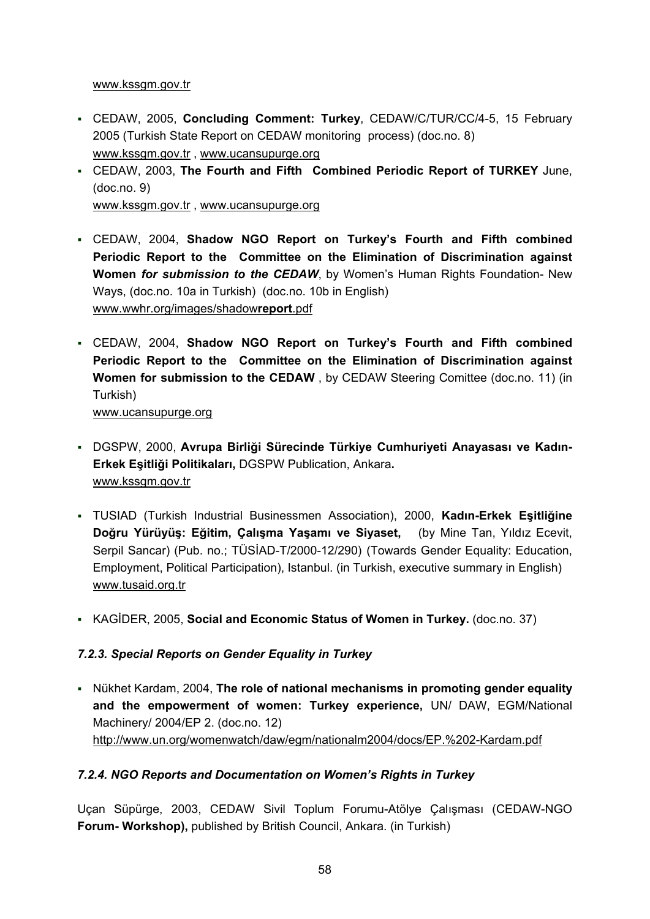www.kssgm.gov.tr

- CEDAW, 2005, **Concluding Comment: Turkey**, CEDAW/C/TUR/CC/4-5, 15 February 2005 (Turkish State Report on CEDAW monitoring process) (doc.no. 8)
  www.kssgm.gov.tr , www.ucansupurge.org
- CEDAW, 2003, **The Fourth and Fifth Combined Periodic Report of TURKEY** June, (doc.no. 9)
  www.kssgm.gov.tr , www.ucansupurge.org
- CEDAW, 2004, **Shadow NGO Report on Turkey's Fourth and Fifth combined Periodic Report to the Committee on the Elimination of Discrimination against Women *for submission to the CEDAW***, by Women's Human Rights Foundation- New Ways, (doc.no. 10a in Turkish) (doc.no. 10b in English)
  www.wwhr.org/images/shadow**report**.pdf
- CEDAW, 2004, **Shadow NGO Report on Turkey's Fourth and Fifth combined Periodic Report to the Committee on the Elimination of Discrimination against Women for submission to the CEDAW** , by CEDAW Steering Comittee (doc.no. 11) (in Turkish)
  www.ucansupurge.org
- DGSPW, 2000, **Avrupa Birliği Sürecinde Türkiye Cumhuriyeti Anayasası ve Kadın-Erkek Eşitliği Politikaları,** DGSPW Publication, Ankara**.**
  www.kssgm.gov.tr
- TUSIAD (Turkish Industrial Businessmen Association), 2000, **Kadın-Erkek Eşitliğine Doğru Yürüyüş: Eğitim, Çalışma Yaşamı ve Siyaset,** (by Mine Tan, Yıldız Ecevit, Serpil Sancar) (Pub. no.; TÜSİAD-T/2000-12/290) (Towards Gender Equality: Education, Employment, Political Participation), Istanbul. (in Turkish, executive summary in English)
  www.tusaid.org.tr
- KAGİDER, 2005, **Social and Economic Status of Women in Turkey.** (doc.no. 37)

### *7.2.3. Special Reports on Gender Equality in Turkey*

- Nükhet Kardam, 2004, **The role of national mechanisms in promoting gender equality and the empowerment of women: Turkey experience,** UN/ DAW, EGM/National Machinery/ 2004/EP 2. (doc.no. 12)
  http://www.un.org/womenwatch/daw/egm/nationalm2004/docs/EP.%202-Kardam.pdf

### *7.2.4. NGO Reports and Documentation on Women's Rights in Turkey*

Uçan Süpürge, 2003, CEDAW Sivil Toplum Forumu-Atölye Çalışması (CEDAW-NGO **Forum- Workshop),** published by British Council, Ankara. (in Turkish)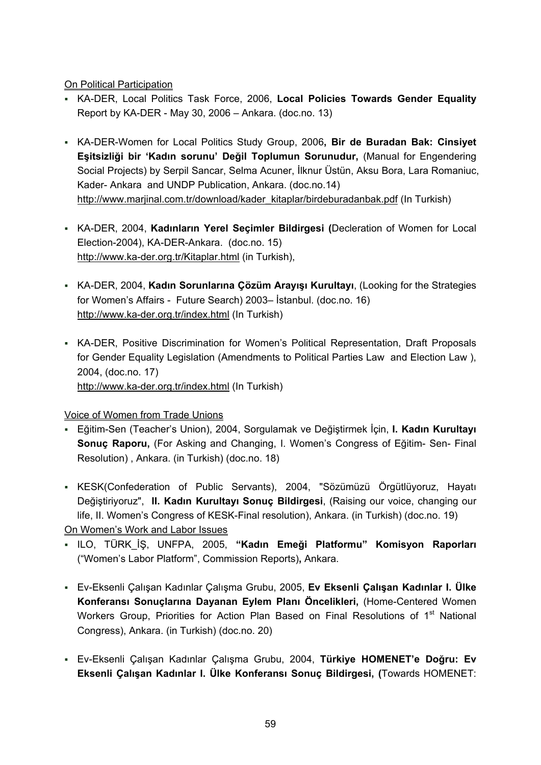On Political Participation

- KA-DER, Local Politics Task Force, 2006, **Local Policies Towards Gender Equality** Report by KA-DER - May 30, 2006 – Ankara. (doc.no. 13)

- KA-DER-Women for Local Politics Study Group, 2006**, Bir de Buradan Bak: Cinsiyet Eşitsizliği bir 'Kadın sorunu' Değil Toplumun Sorunudur,** (Manual for Engendering Social Projects) by Serpil Sancar, Selma Acuner, İlknur Üstün, Aksu Bora, Lara Romaniuc, Kader- Ankara and UNDP Publication, Ankara. (doc.no.14) http://www.marjinal.com.tr/download/kader_kitaplar/birdeburadanbak.pdf (In Turkish)

- KA-DER, 2004, **Kadınların Yerel Seçimler Bildirgesi (**Decleration of Women for Local Election-2004), KA-DER-Ankara. (doc.no. 15) http://www.ka-der.org.tr/Kitaplar.html (in Turkish),

- KA-DER, 2004, **Kadın Sorunlarına Çözüm Arayışı Kurultayı**, (Looking for the Strategies for Women's Affairs - Future Search) 2003– İstanbul. (doc.no. 16) http://www.ka-der.org.tr/index.html (In Turkish)

- KA-DER, Positive Discrimination for Women's Political Representation, Draft Proposals for Gender Equality Legislation (Amendments to Political Parties Law and Election Law ), 2004, (doc.no. 17) http://www.ka-der.org.tr/index.html (In Turkish)

Voice of Women from Trade Unions

- Eğitim-Sen (Teacher's Union), 2004, Sorgulamak ve Değiştirmek İçin, **I. Kadın Kurultayı Sonuç Raporu,** (For Asking and Changing, I. Women's Congress of Eğitim- Sen- Final Resolution) , Ankara. (in Turkish) (doc.no. 18)

- KESK(Confederation of Public Servants), 2004, "Sözümüzü Örgütlüyoruz, Hayatı Değiştiriyoruz", **II. Kadın Kurultayı Sonuç Bildirgesi**, (Raising our voice, changing our life, II. Women's Congress of KESK-Final resolution), Ankara. (in Turkish) (doc.no. 19)

On Women's Work and Labor Issues

- ILO, TÜRK_İŞ, UNFPA, 2005, **"Kadın Emeği Platformu" Komisyon Raporları** ("Women's Labor Platform", Commission Reports)**,** Ankara.

- Ev-Eksenli Çalışan Kadınlar Çalışma Grubu, 2005, **Ev Eksenli Çalışan Kadınlar I. Ülke Konferansı Sonuçlarına Dayanan Eylem Planı Öncelikleri,** (Home-Centered Women Workers Group, Priorities for Action Plan Based on Final Resolutions of 1st National Congress), Ankara. (in Turkish) (doc.no. 20)

- Ev-Eksenli Çalışan Kadınlar Çalışma Grubu, 2004, **Türkiye HOMENET'e Doğru: Ev Eksenli Çalışan Kadınlar I. Ülke Konferansı Sonuç Bildirgesi, (**Towards HOMENET: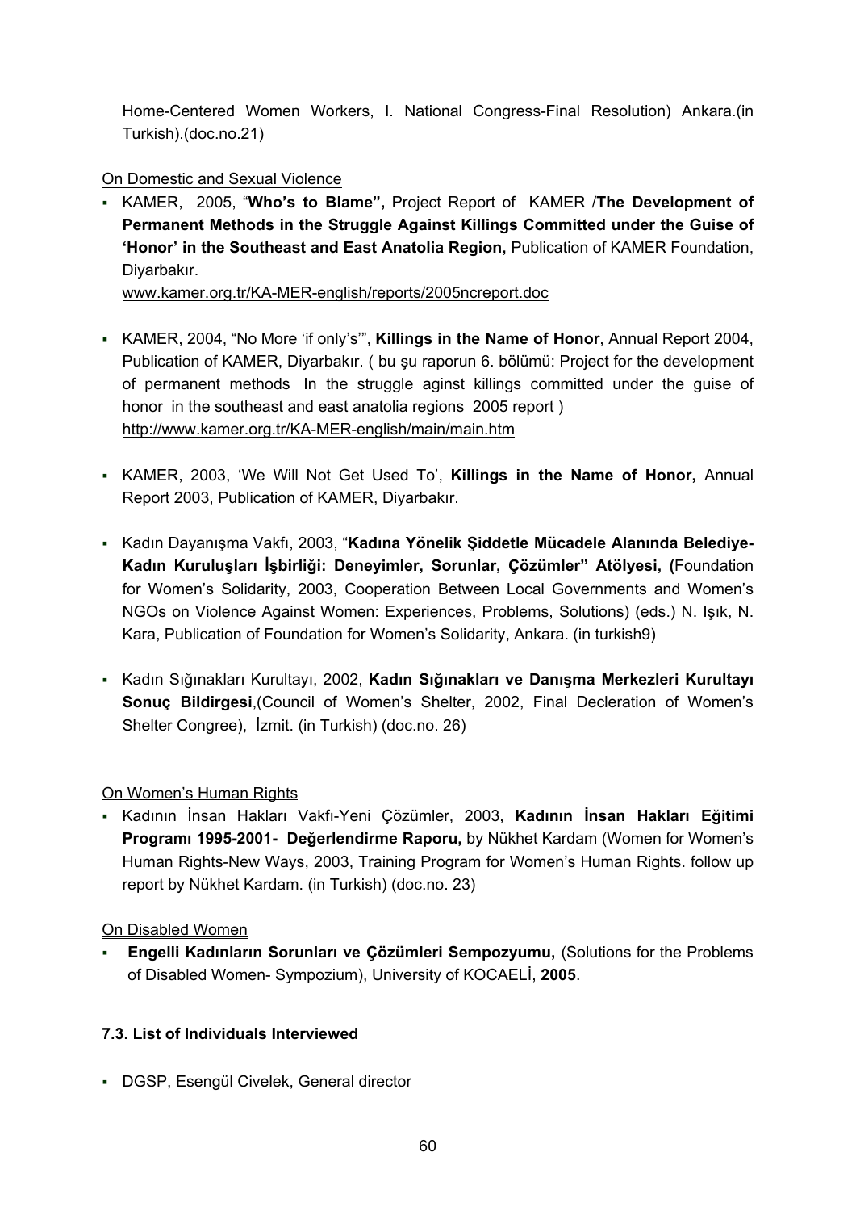Home-Centered Women Workers, I. National Congress-Final Resolution) Ankara.(in Turkish).(doc.no.21)

On Domestic and Sexual Violence

- KAMER, 2005, "**Who's to Blame",** Project Report of KAMER /**The Development of Permanent Methods in the Struggle Against Killings Committed under the Guise of 'Honor' in the Southeast and East Anatolia Region,** Publication of KAMER Foundation, Diyarbakır.
  www.kamer.org.tr/KA-MER-english/reports/2005ncreport.doc

- KAMER, 2004, "No More 'if only's'", **Killings in the Name of Honor**, Annual Report 2004, Publication of KAMER, Diyarbakır. ( bu şu raporun 6. bölümü: Project for the development of permanent methods In the struggle aginst killings committed under the guise of honor in the southeast and east anatolia regions 2005 report )
  http://www.kamer.org.tr/KA-MER-english/main/main.htm

- KAMER, 2003, 'We Will Not Get Used To', **Killings in the Name of Honor,** Annual Report 2003, Publication of KAMER, Diyarbakır.

- Kadın Dayanışma Vakfı, 2003, "**Kadına Yönelik Şiddetle Mücadele Alanında Belediye-Kadın Kuruluşları İşbirliği: Deneyimler, Sorunlar, Çözümler" Atölyesi, (**Foundation for Women's Solidarity, 2003, Cooperation Between Local Governments and Women's NGOs on Violence Against Women: Experiences, Problems, Solutions) (eds.) N. Işık, N. Kara, Publication of Foundation for Women's Solidarity, Ankara. (in turkish9)

- Kadın Sığınakları Kurultayı, 2002, **Kadın Sığınakları ve Danışma Merkezleri Kurultayı Sonuç Bildirgesi**,(Council of Women's Shelter, 2002, Final Decleration of Women's Shelter Congree), İzmit. (in Turkish) (doc.no. 26)

On Women's Human Rights

- Kadının İnsan Hakları Vakfı-Yeni Çözümler, 2003, **Kadının İnsan Hakları Eğitimi Programı 1995-2001- Değerlendirme Raporu,** by Nükhet Kardam (Women for Women's Human Rights-New Ways, 2003, Training Program for Women's Human Rights. follow up report by Nükhet Kardam. (in Turkish) (doc.no. 23)

On Disabled Women

- **Engelli Kadınların Sorunları ve Çözümleri Sempozyumu,** (Solutions for the Problems of Disabled Women- Sympozium), University of KOCAELİ, **2005**.

### 7.3. List of Individuals Interviewed

- DGSP, Esengül Civelek, General director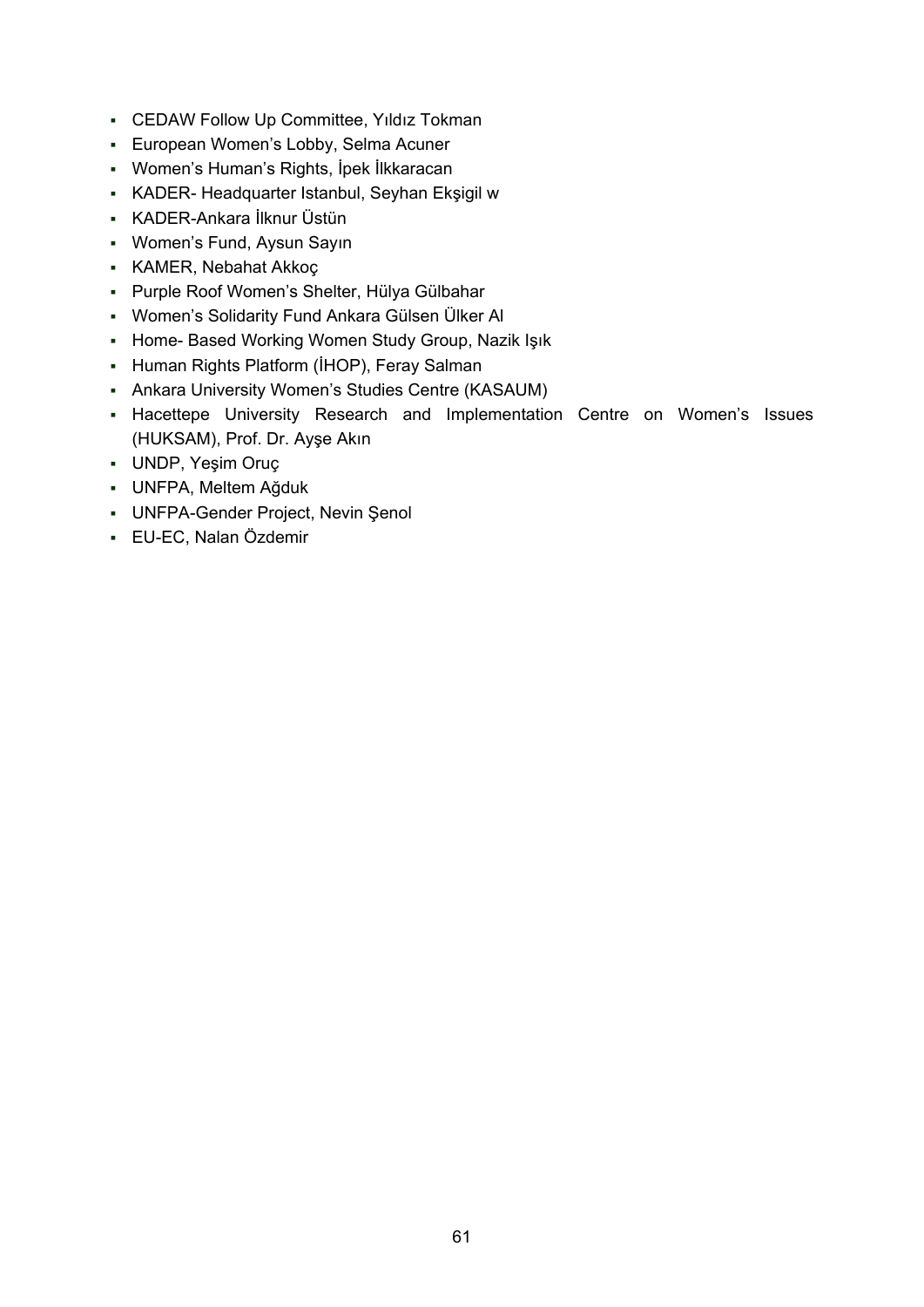- CEDAW Follow Up Committee, Yıldız Tokman
- European Women's Lobby, Selma Acuner
- Women's Human's Rights, İpek İlkkaracan
- KADER- Headquarter Istanbul, Seyhan Ekşigil w
- KADER-Ankara İlknur Üstün
- Women's Fund, Aysun Sayın
- KAMER, Nebahat Akkoç
- Purple Roof Women's Shelter, Hülya Gülbahar
- Women's Solidarity Fund Ankara Gülsen Ülker Al
- Home- Based Working Women Study Group, Nazik Işık
- Human Rights Platform (İHOP), Feray Salman
- Ankara University Women's Studies Centre (KASAUM)
- Hacettepe University Research and Implementation Centre on Women's Issues (HUKSAM), Prof. Dr. Ayşe Akın
- UNDP, Yeşim Oruç
- UNFPA, Meltem Ağduk
- UNFPA-Gender Project, Nevin Şenol
- EU-EC, Nalan Özdemir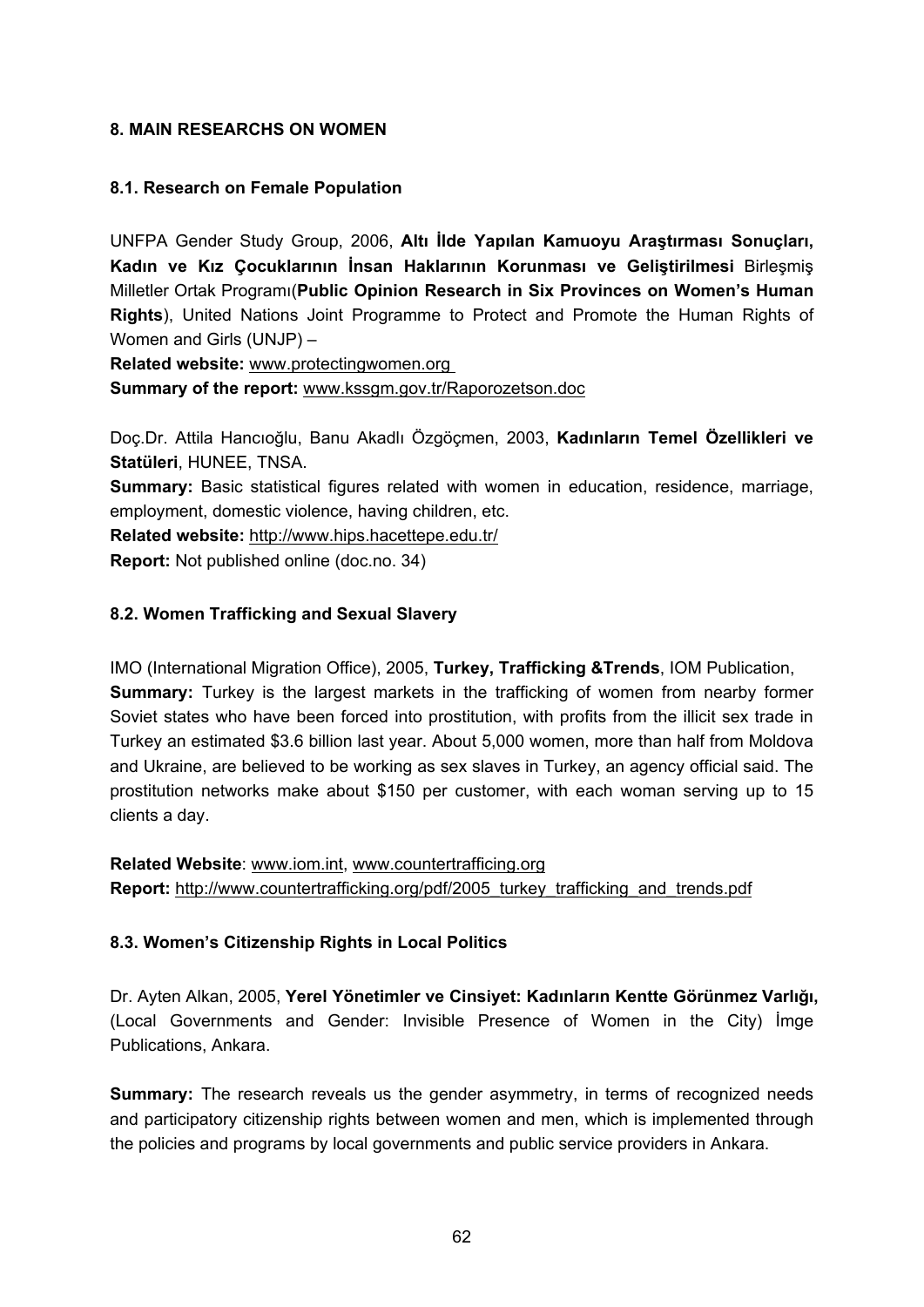## 8. MAIN RESEARCHS ON WOMEN

### 8.1. Research on Female Population

UNFPA Gender Study Group, 2006, **Altı İlde Yapılan Kamuoyu Araştırması Sonuçları, Kadın ve Kız Çocuklarının İnsan Haklarının Korunması ve Geliştirilmesi** Birleşmiş Milletler Ortak Programı(**Public Opinion Research in Six Provinces on Women's Human Rights**), United Nations Joint Programme to Protect and Promote the Human Rights of Women and Girls (UNJP) –

**Related website:** www.protectingwomen.org

**Summary of the report:** www.kssgm.gov.tr/Raporozetson.doc

Doç.Dr. Attila Hancıoğlu, Banu Akadlı Özgöçmen, 2003, **Kadınların Temel Özellikleri ve Statüleri**, HUNEE, TNSA.

**Summary:** Basic statistical figures related with women in education, residence, marriage, employment, domestic violence, having children, etc.

**Related website:** http://www.hips.hacettepe.edu.tr/

**Report:** Not published online (doc.no. 34)

### 8.2. Women Trafficking and Sexual Slavery

IMO (International Migration Office), 2005, **Turkey, Trafficking &Trends**, IOM Publication,

**Summary:** Turkey is the largest markets in the trafficking of women from nearby former Soviet states who have been forced into prostitution, with profits from the illicit sex trade in Turkey an estimated $3.6 billion last year. About 5,000 women, more than half from Moldova and Ukraine, are believed to be working as sex slaves in Turkey, an agency official said. The prostitution networks make about $150 per customer, with each woman serving up to 15 clients a day.

**Related Website**: www.iom.int, www.countertrafficing.org

**Report:** http://www.countertrafficking.org/pdf/2005_turkey_trafficking_and_trends.pdf

### 8.3. Women's Citizenship Rights in Local Politics

Dr. Ayten Alkan, 2005, **Yerel Yönetimler ve Cinsiyet: Kadınların Kentte Görünmez Varlığı,** (Local Governments and Gender: Invisible Presence of Women in the City) İmge Publications, Ankara.

**Summary:** The research reveals us the gender asymmetry, in terms of recognized needs and participatory citizenship rights between women and men, which is implemented through the policies and programs by local governments and public service providers in Ankara.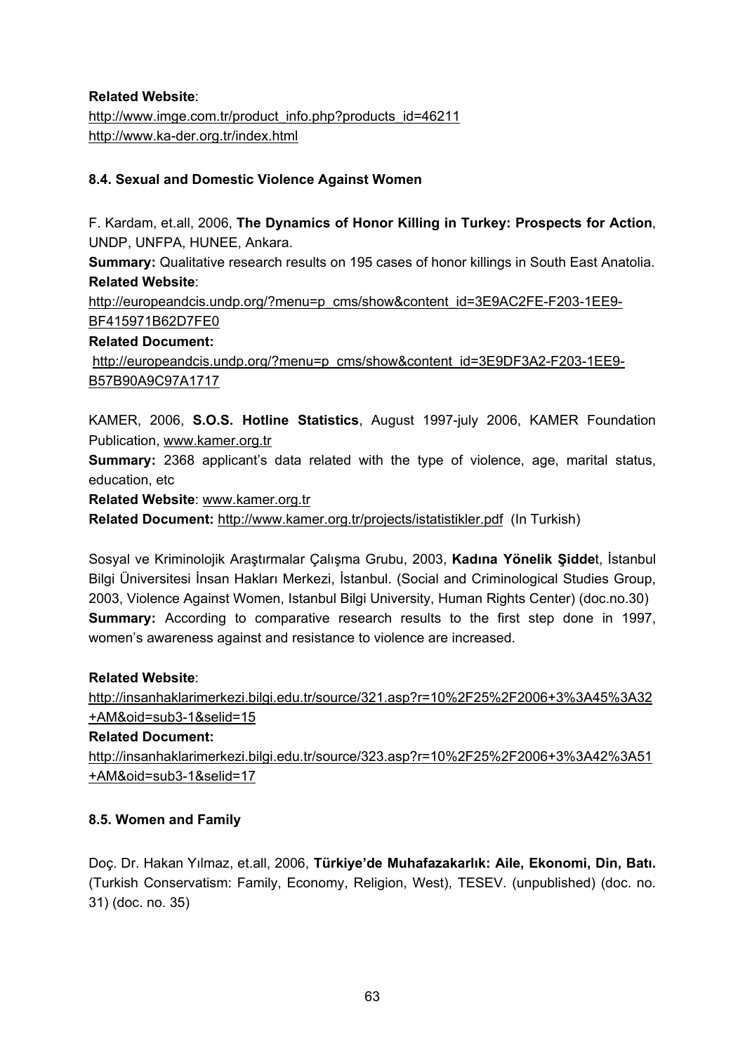**Related Website**:
http://www.imge.com.tr/product_info.php?products_id=46211
http://www.ka-der.org.tr/index.html

### 8.4. Sexual and Domestic Violence Against Women

F. Kardam, et.all, 2006, **The Dynamics of Honor Killing in Turkey: Prospects for Action**, UNDP, UNFPA, HUNEE, Ankara.

**Summary:** Qualitative research results on 195 cases of honor killings in South East Anatolia.

**Related Website**:
http://europeandcis.undp.org/?menu=p_cms/show&content_id=3E9AC2FE-F203-1EE9-BF415971B62D7FE0

**Related Document:**
http://europeandcis.undp.org/?menu=p_cms/show&content_id=3E9DF3A2-F203-1EE9-B57B90A9C97A1717

KAMER, 2006, **S.O.S. Hotline Statistics**, August 1997-july 2006, KAMER Foundation Publication, www.kamer.org.tr

**Summary:** 2368 applicant's data related with the type of violence, age, marital status, education, etc

**Related Website**: www.kamer.org.tr

**Related Document:** http://www.kamer.org.tr/projects/istatistikler.pdf (In Turkish)

Sosyal ve Kriminolojik Araştırmalar Çalışma Grubu, 2003, **Kadına Yönelik Şidde**t, İstanbul Bilgi Üniversitesi İnsan Hakları Merkezi, İstanbul. (Social and Criminological Studies Group, 2003, Violence Against Women, Istanbul Bilgi University, Human Rights Center) (doc.no.30)

**Summary:** According to comparative research results to the first step done in 1997, women's awareness against and resistance to violence are increased.

**Related Website**:
http://insanhaklarimerkezi.bilgi.edu.tr/source/321.asp?r=10%2F25%2F2006+3%3A45%3A32+AM&oid=sub3-1&selid=15

**Related Document:**
http://insanhaklarimerkezi.bilgi.edu.tr/source/323.asp?r=10%2F25%2F2006+3%3A42%3A51+AM&oid=sub3-1&selid=17

### 8.5. Women and Family

Doç. Dr. Hakan Yılmaz, et.all, 2006, **Türkiye'de Muhafazakarlık: Aile, Ekonomi, Din, Batı.** (Turkish Conservatism: Family, Economy, Religion, West), TESEV. (unpublished) (doc. no. 31) (doc. no. 35)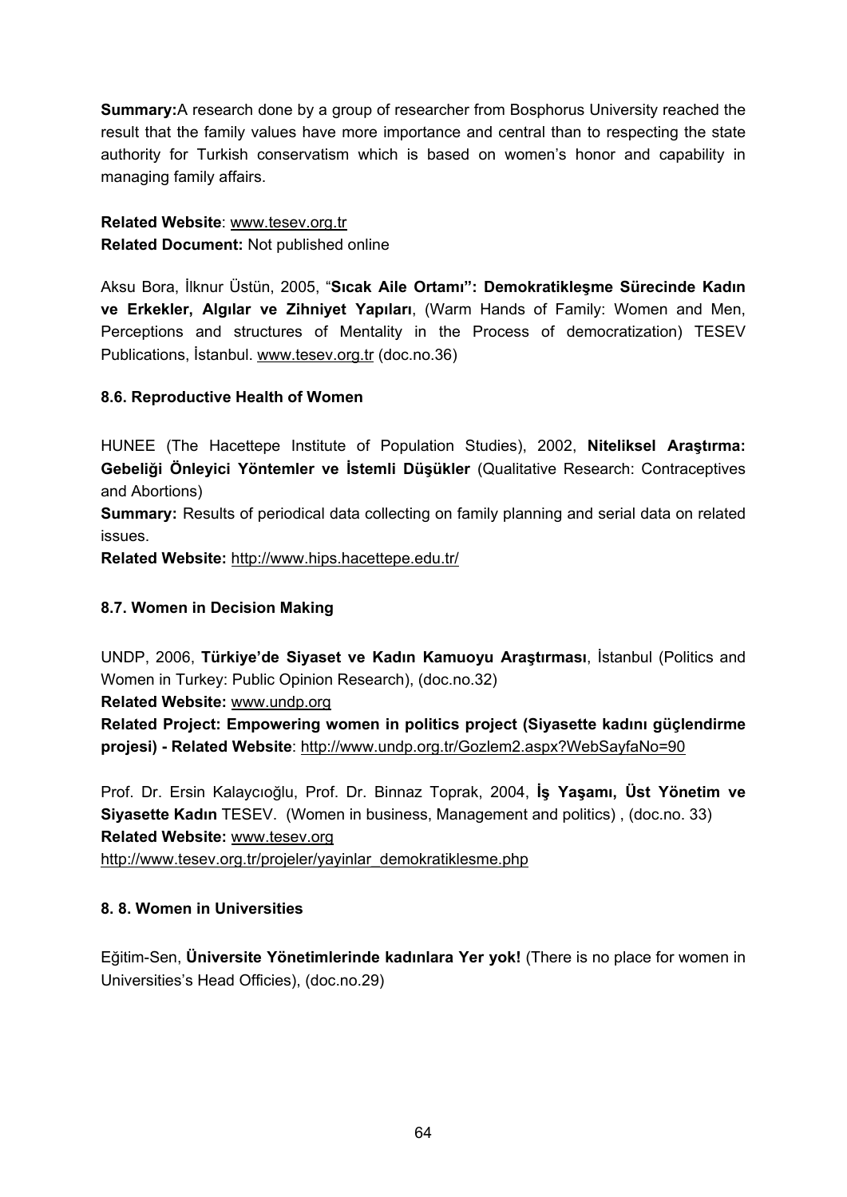**Summary:**A research done by a group of researcher from Bosphorus University reached the result that the family values have more importance and central than to respecting the state authority for Turkish conservatism which is based on women's honor and capability in managing family affairs.

**Related Website**: www.tesev.org.tr
**Related Document:** Not published online

Aksu Bora, İlknur Üstün, 2005, "**Sıcak Aile Ortamı": Demokratikleşme Sürecinde Kadın ve Erkekler, Algılar ve Zihniyet Yapıları**, (Warm Hands of Family: Women and Men, Perceptions and structures of Mentality in the Process of democratization) TESEV Publications, İstanbul. www.tesev.org.tr (doc.no.36)

### 8.6. Reproductive Health of Women

HUNEE (The Hacettepe Institute of Population Studies), 2002, **Niteliksel Araştırma: Gebeliği Önleyici Yöntemler ve İstemli Düşükler** (Qualitative Research: Contraceptives and Abortions)
**Summary:** Results of periodical data collecting on family planning and serial data on related issues.
**Related Website:** http://www.hips.hacettepe.edu.tr/

### 8.7. Women in Decision Making

UNDP, 2006, **Türkiye'de Siyaset ve Kadın Kamuoyu Araştırması**, İstanbul (Politics and Women in Turkey: Public Opinion Research), (doc.no.32)
**Related Website:** www.undp.org
**Related Project: Empowering women in politics project (Siyasette kadını güçlendirme projesi) - Related Website**: http://www.undp.org.tr/Gozlem2.aspx?WebSayfaNo=90

Prof. Dr. Ersin Kalaycıoğlu, Prof. Dr. Binnaz Toprak, 2004, **İş Yaşamı, Üst Yönetim ve Siyasette Kadın** TESEV. (Women in business, Management and politics) , (doc.no. 33)
**Related Website:** www.tesev.org
http://www.tesev.org.tr/projeler/yayinlar_demokratiklesme.php

### 8. 8. Women in Universities

Eğitim-Sen, **Üniversite Yönetimlerinde kadınlara Yer yok!** (There is no place for women in Universities's Head Officies), (doc.no.29)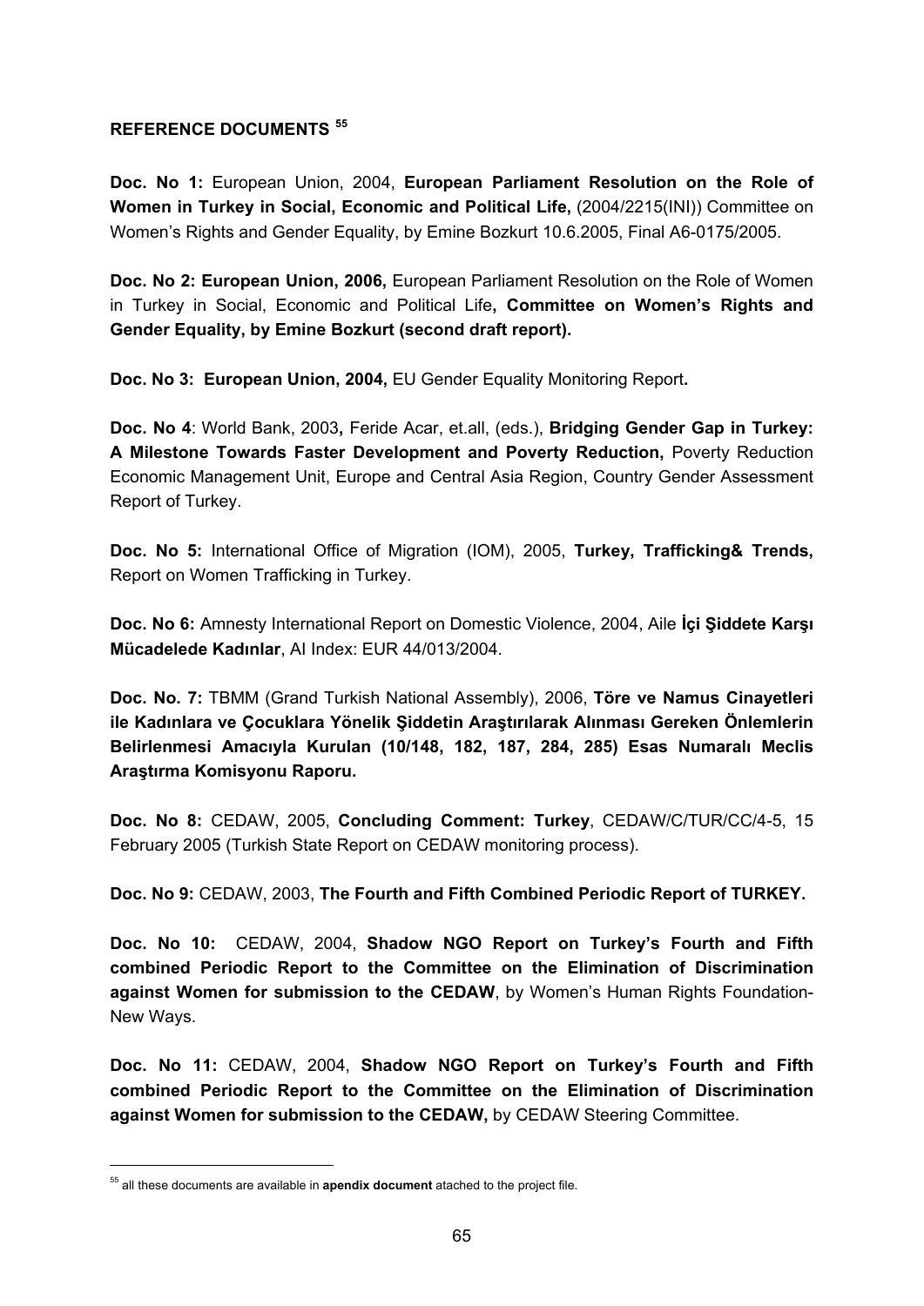**REFERENCE DOCUMENTS** [55]

**Doc. No 1:** European Union, 2004, **European Parliament Resolution on the Role of Women in Turkey in Social, Economic and Political Life,** (2004/2215(INI)) Committee on Women's Rights and Gender Equality, by Emine Bozkurt 10.6.2005, Final A6-0175/2005.

**Doc. No 2: European Union, 2006,** European Parliament Resolution on the Role of Women in Turkey in Social, Economic and Political Life**, Committee on Women's Rights and Gender Equality, by Emine Bozkurt (second draft report).**

**Doc. No 3: European Union, 2004,** EU Gender Equality Monitoring Report**.**

**Doc. No 4**: World Bank, 2003**,** Feride Acar, et.all, (eds.), **Bridging Gender Gap in Turkey: A Milestone Towards Faster Development and Poverty Reduction,** Poverty Reduction Economic Management Unit, Europe and Central Asia Region, Country Gender Assessment Report of Turkey.

**Doc. No 5:** International Office of Migration (IOM), 2005, **Turkey, Trafficking& Trends,** Report on Women Trafficking in Turkey.

**Doc. No 6:** Amnesty International Report on Domestic Violence, 2004, Aile **İçi Şiddete Karşı Mücadelede Kadınlar**, AI Index: EUR 44/013/2004.

**Doc. No. 7:** TBMM (Grand Turkish National Assembly), 2006, **Töre ve Namus Cinayetleri ile Kadınlara ve Çocuklara Yönelik Şiddetin Araştırılarak Alınması Gereken Önlemlerin Belirlenmesi Amacıyla Kurulan (10/148, 182, 187, 284, 285) Esas Numaralı Meclis Araştırma Komisyonu Raporu.**

**Doc. No 8:** CEDAW, 2005, **Concluding Comment: Turkey**, CEDAW/C/TUR/CC/4-5, 15 February 2005 (Turkish State Report on CEDAW monitoring process).

**Doc. No 9:** CEDAW, 2003, **The Fourth and Fifth Combined Periodic Report of TURKEY.**

**Doc. No 10:** CEDAW, 2004, **Shadow NGO Report on Turkey's Fourth and Fifth combined Periodic Report to the Committee on the Elimination of Discrimination against Women for submission to the CEDAW**, by Women's Human Rights Foundation-New Ways.

**Doc. No 11:** CEDAW, 2004, **Shadow NGO Report on Turkey's Fourth and Fifth combined Periodic Report to the Committee on the Elimination of Discrimination against Women for submission to the CEDAW,** by CEDAW Steering Committee.

---

[55] all these documents are available in **apendix document** atached to the project file.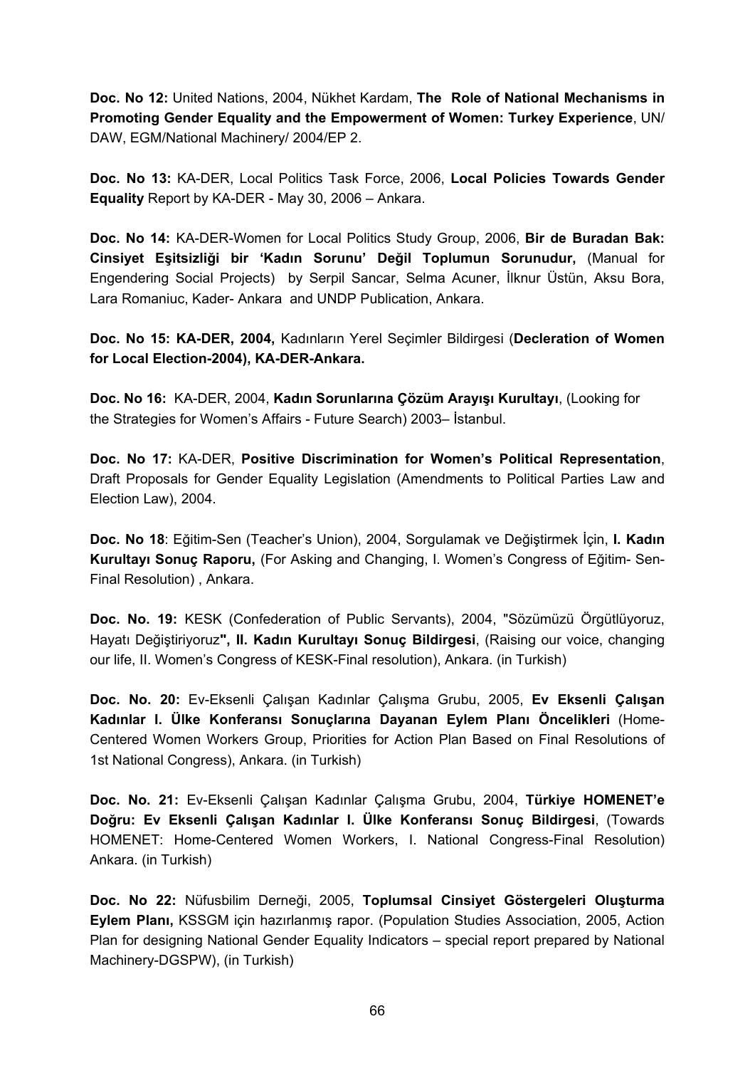**Doc. No 12:** United Nations, 2004, Nükhet Kardam, **The Role of National Mechanisms in Promoting Gender Equality and the Empowerment of Women: Turkey Experience**, UN/ DAW, EGM/National Machinery/ 2004/EP 2.

**Doc. No 13:** KA-DER, Local Politics Task Force, 2006, **Local Policies Towards Gender Equality** Report by KA-DER - May 30, 2006 – Ankara.

**Doc. No 14:** KA-DER-Women for Local Politics Study Group, 2006, **Bir de Buradan Bak: Cinsiyet Eşitsizliği bir 'Kadın Sorunu' Değil Toplumun Sorunudur,** (Manual for Engendering Social Projects) by Serpil Sancar, Selma Acuner, İlknur Üstün, Aksu Bora, Lara Romaniuc, Kader- Ankara and UNDP Publication, Ankara.

**Doc. No 15: KA-DER, 2004,** Kadınların Yerel Seçimler Bildirgesi (**Decleration of Women for Local Election-2004), KA-DER-Ankara.**

**Doc. No 16:** KA-DER, 2004, **Kadın Sorunlarına Çözüm Arayışı Kurultayı**, (Looking for the Strategies for Women's Affairs - Future Search) 2003– İstanbul.

**Doc. No 17:** KA-DER, **Positive Discrimination for Women's Political Representation**, Draft Proposals for Gender Equality Legislation (Amendments to Political Parties Law and Election Law), 2004.

**Doc. No 18**: Eğitim-Sen (Teacher's Union), 2004, Sorgulamak ve Değiştirmek İçin, **I. Kadın Kurultayı Sonuç Raporu,** (For Asking and Changing, I. Women's Congress of Eğitim- Sen-Final Resolution) , Ankara.

**Doc. No. 19:** KESK (Confederation of Public Servants), 2004, "Sözümüzü Örgütlüyoruz, Hayatı Değiştiriyoruz**", II. Kadın Kurultayı Sonuç Bildirgesi**, (Raising our voice, changing our life, II. Women's Congress of KESK-Final resolution), Ankara. (in Turkish)

**Doc. No. 20:** Ev-Eksenli Çalışan Kadınlar Çalışma Grubu, 2005, **Ev Eksenli Çalışan Kadınlar I. Ülke Konferansı Sonuçlarına Dayanan Eylem Planı Öncelikleri** (Home-Centered Women Workers Group, Priorities for Action Plan Based on Final Resolutions of 1st National Congress), Ankara. (in Turkish)

**Doc. No. 21:** Ev-Eksenli Çalışan Kadınlar Çalışma Grubu, 2004, **Türkiye HOMENET'e Doğru: Ev Eksenli Çalışan Kadınlar I. Ülke Konferansı Sonuç Bildirgesi**, (Towards HOMENET: Home-Centered Women Workers, I. National Congress-Final Resolution) Ankara. (in Turkish)

**Doc. No 22:** Nüfusbilim Derneği, 2005, **Toplumsal Cinsiyet Göstergeleri Oluşturma Eylem Planı,** KSSGM için hazırlanmış rapor. (Population Studies Association, 2005, Action Plan for designing National Gender Equality Indicators – special report prepared by National Machinery-DGSPW), (in Turkish)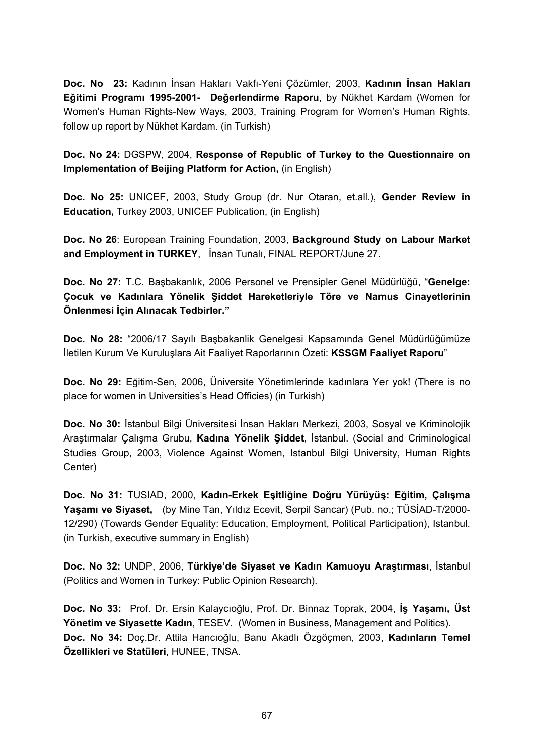**Doc. No 23:** Kadının İnsan Hakları Vakfı-Yeni Çözümler, 2003, **Kadının İnsan Hakları Eğitimi Programı 1995-2001- Değerlendirme Raporu**, by Nükhet Kardam (Women for Women's Human Rights-New Ways, 2003, Training Program for Women's Human Rights. follow up report by Nükhet Kardam. (in Turkish)

**Doc. No 24:** DGSPW, 2004, **Response of Republic of Turkey to the Questionnaire on Implementation of Beijing Platform for Action,** (in English)

**Doc. No 25:** UNICEF, 2003, Study Group (dr. Nur Otaran, et.all.), **Gender Review in Education,** Turkey 2003, UNICEF Publication, (in English)

**Doc. No 26**: European Training Foundation, 2003, **Background Study on Labour Market and Employment in TURKEY**, İnsan Tunalı, FINAL REPORT/June 27.

**Doc. No 27:** T.C. Başbakanlık, 2006 Personel ve Prensipler Genel Müdürlüğü, "**Genelge: Çocuk ve Kadınlara Yönelik Şiddet Hareketleriyle Töre ve Namus Cinayetlerinin Önlenmesi İçin Alınacak Tedbirler.**"

**Doc. No 28:** "2006/17 Sayılı Başbakanlik Genelgesi Kapsamında Genel Müdürlüğümüze İletilen Kurum Ve Kuruluşlara Ait Faaliyet Raporlarının Özeti: **KSSGM Faaliyet Raporu**"

**Doc. No 29:** Eğitim-Sen, 2006, Üniversite Yönetimlerinde kadınlara Yer yok! (There is no place for women in Universities's Head Officies) (in Turkish)

**Doc. No 30:** İstanbul Bilgi Üniversitesi İnsan Hakları Merkezi, 2003, Sosyal ve Kriminolojik Araştırmalar Çalışma Grubu, **Kadına Yönelik Şiddet**, İstanbul. (Social and Criminological Studies Group, 2003, Violence Against Women, Istanbul Bilgi University, Human Rights Center)

**Doc. No 31:** TUSIAD, 2000, **Kadın-Erkek Eşitliğine Doğru Yürüyüş: Eğitim, Çalışma Yaşamı ve Siyaset,** (by Mine Tan, Yıldız Ecevit, Serpil Sancar) (Pub. no.; TÜSİAD-T/2000-12/290) (Towards Gender Equality: Education, Employment, Political Participation), Istanbul. (in Turkish, executive summary in English)

**Doc. No 32:** UNDP, 2006, **Türkiye'de Siyaset ve Kadın Kamuoyu Araştırması**, İstanbul (Politics and Women in Turkey: Public Opinion Research).

**Doc. No 33:** Prof. Dr. Ersin Kalaycıoğlu, Prof. Dr. Binnaz Toprak, 2004, **İş Yaşamı, Üst Yönetim ve Siyasette Kadın**, TESEV. (Women in Business, Management and Politics).

**Doc. No 34:** Doç.Dr. Attila Hancıoğlu, Banu Akadlı Özgöçmen, 2003, **Kadınların Temel Özellikleri ve Statüleri**, HUNEE, TNSA.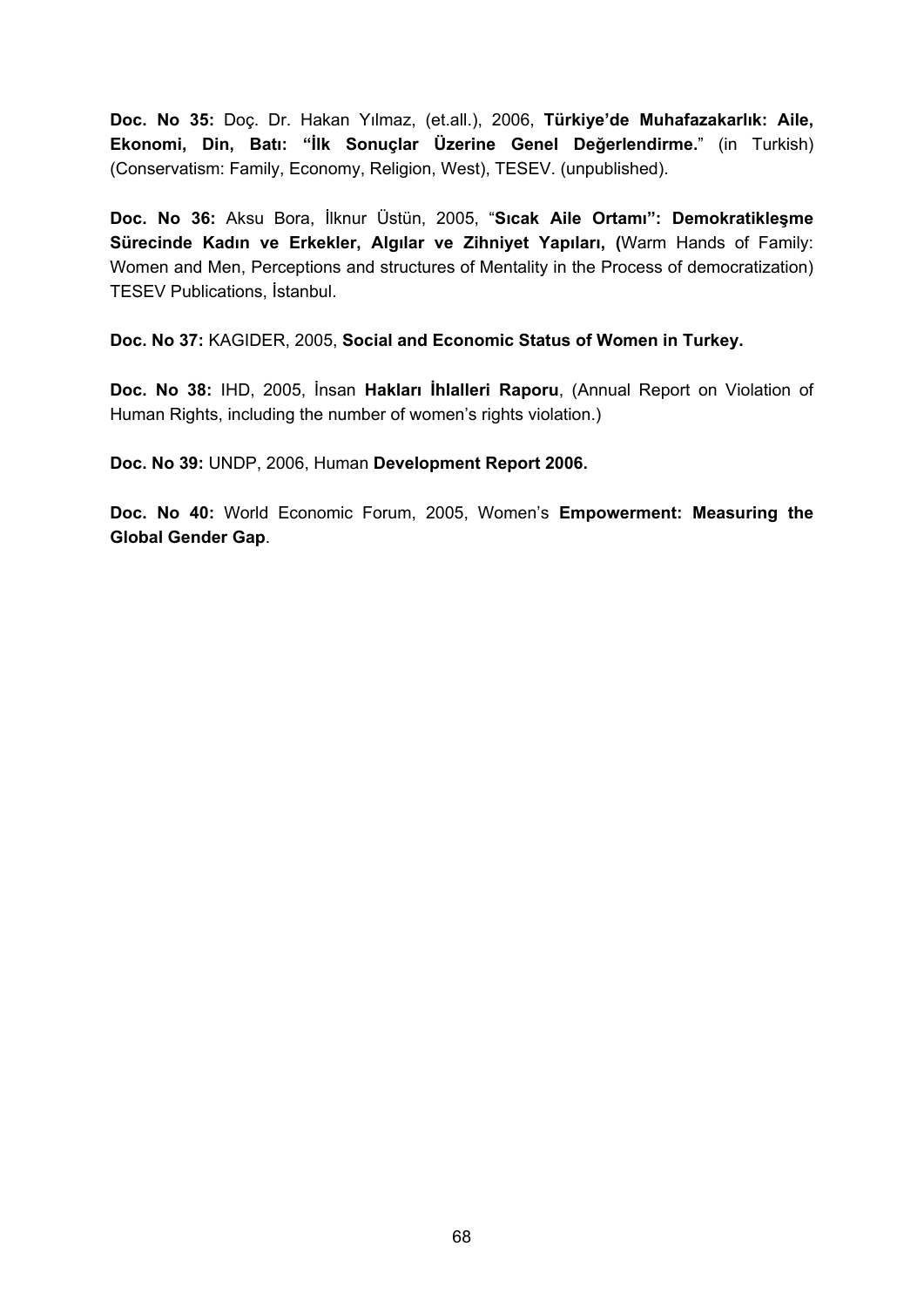**Doc. No 35:** Doç. Dr. Hakan Yılmaz, (et.all.), 2006, **Türkiye'de Muhafazakarlık: Aile, Ekonomi, Din, Batı: "İlk Sonuçlar Üzerine Genel Değerlendirme.**" (in Turkish) (Conservatism: Family, Economy, Religion, West), TESEV. (unpublished).

**Doc. No 36:** Aksu Bora, İlknur Üstün, 2005, "**Sıcak Aile Ortamı": Demokratikleşme Sürecinde Kadın ve Erkekler, Algılar ve Zihniyet Yapıları, (**Warm Hands of Family: Women and Men, Perceptions and structures of Mentality in the Process of democratization) TESEV Publications, İstanbul.

**Doc. No 37:** KAGIDER, 2005, **Social and Economic Status of Women in Turkey.**

**Doc. No 38:** IHD, 2005, İnsan **Hakları İhlalleri Raporu**, (Annual Report on Violation of Human Rights, including the number of women's rights violation.)

**Doc. No 39:** UNDP, 2006, Human **Development Report 2006.**

**Doc. No 40:** World Economic Forum, 2005, Women's **Empowerment: Measuring the Global Gender Gap**.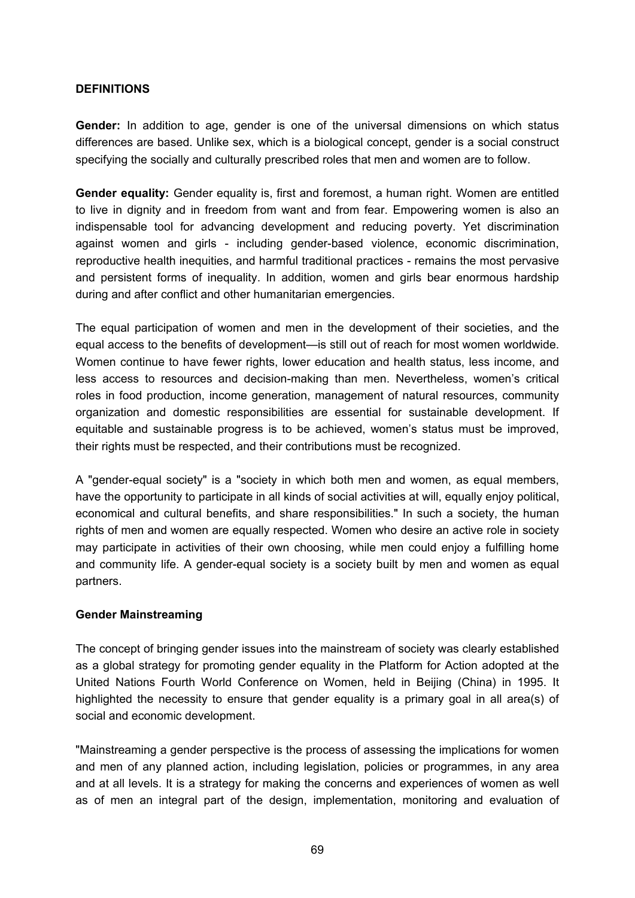## DEFINITIONS

**Gender:** In addition to age, gender is one of the universal dimensions on which status differences are based. Unlike sex, which is a biological concept, gender is a social construct specifying the socially and culturally prescribed roles that men and women are to follow.

**Gender equality:** Gender equality is, first and foremost, a human right. Women are entitled to live in dignity and in freedom from want and from fear. Empowering women is also an indispensable tool for advancing development and reducing poverty. Yet discrimination against women and girls - including gender-based violence, economic discrimination, reproductive health inequities, and harmful traditional practices - remains the most pervasive and persistent forms of inequality. In addition, women and girls bear enormous hardship during and after conflict and other humanitarian emergencies.

The equal participation of women and men in the development of their societies, and the equal access to the benefits of development—is still out of reach for most women worldwide. Women continue to have fewer rights, lower education and health status, less income, and less access to resources and decision-making than men. Nevertheless, women's critical roles in food production, income generation, management of natural resources, community organization and domestic responsibilities are essential for sustainable development. If equitable and sustainable progress is to be achieved, women's status must be improved, their rights must be respected, and their contributions must be recognized.

A "gender-equal society" is a "society in which both men and women, as equal members, have the opportunity to participate in all kinds of social activities at will, equally enjoy political, economical and cultural benefits, and share responsibilities." In such a society, the human rights of men and women are equally respected. Women who desire an active role in society may participate in activities of their own choosing, while men could enjoy a fulfilling home and community life. A gender-equal society is a society built by men and women as equal partners.

### Gender Mainstreaming

The concept of bringing gender issues into the mainstream of society was clearly established as a global strategy for promoting gender equality in the Platform for Action adopted at the United Nations Fourth World Conference on Women, held in Beijing (China) in 1995. It highlighted the necessity to ensure that gender equality is a primary goal in all area(s) of social and economic development.

"Mainstreaming a gender perspective is the process of assessing the implications for women and men of any planned action, including legislation, policies or programmes, in any area and at all levels. It is a strategy for making the concerns and experiences of women as well as of men an integral part of the design, implementation, monitoring and evaluation of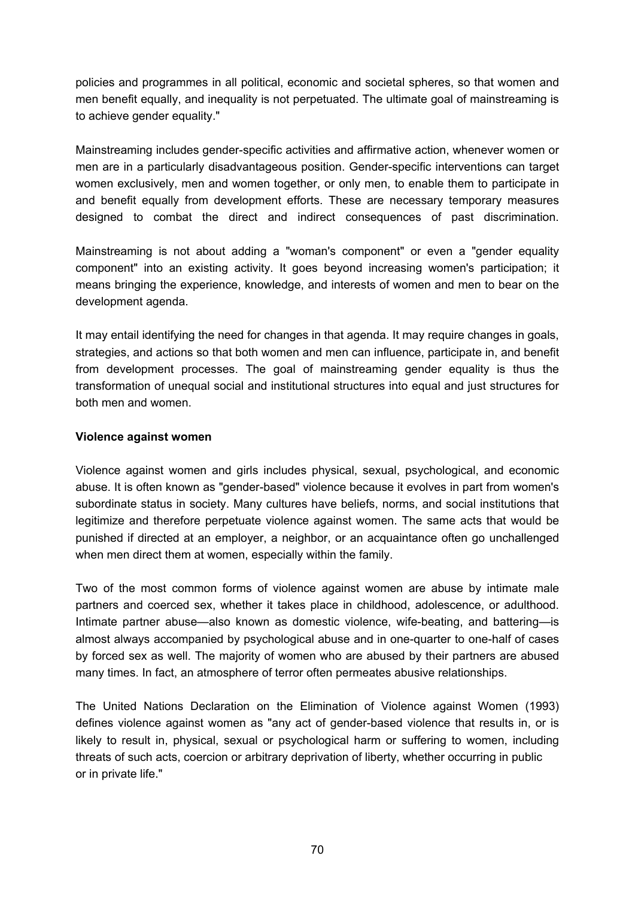policies and programmes in all political, economic and societal spheres, so that women and men benefit equally, and inequality is not perpetuated. The ultimate goal of mainstreaming is to achieve gender equality."

Mainstreaming includes gender-specific activities and affirmative action, whenever women or men are in a particularly disadvantageous position. Gender-specific interventions can target women exclusively, men and women together, or only men, to enable them to participate in and benefit equally from development efforts. These are necessary temporary measures designed to combat the direct and indirect consequences of past discrimination.

Mainstreaming is not about adding a "woman's component" or even a "gender equality component" into an existing activity. It goes beyond increasing women's participation; it means bringing the experience, knowledge, and interests of women and men to bear on the development agenda.

It may entail identifying the need for changes in that agenda. It may require changes in goals, strategies, and actions so that both women and men can influence, participate in, and benefit from development processes. The goal of mainstreaming gender equality is thus the transformation of unequal social and institutional structures into equal and just structures for both men and women.

**Violence against women**

Violence against women and girls includes physical, sexual, psychological, and economic abuse. It is often known as "gender-based" violence because it evolves in part from women's subordinate status in society. Many cultures have beliefs, norms, and social institutions that legitimize and therefore perpetuate violence against women. The same acts that would be punished if directed at an employer, a neighbor, or an acquaintance often go unchallenged when men direct them at women, especially within the family.

Two of the most common forms of violence against women are abuse by intimate male partners and coerced sex, whether it takes place in childhood, adolescence, or adulthood. Intimate partner abuse—also known as domestic violence, wife-beating, and battering—is almost always accompanied by psychological abuse and in one-quarter to one-half of cases by forced sex as well. The majority of women who are abused by their partners are abused many times. In fact, an atmosphere of terror often permeates abusive relationships.

The United Nations Declaration on the Elimination of Violence against Women (1993) defines violence against women as "any act of gender-based violence that results in, or is likely to result in, physical, sexual or psychological harm or suffering to women, including threats of such acts, coercion or arbitrary deprivation of liberty, whether occurring in public or in private life."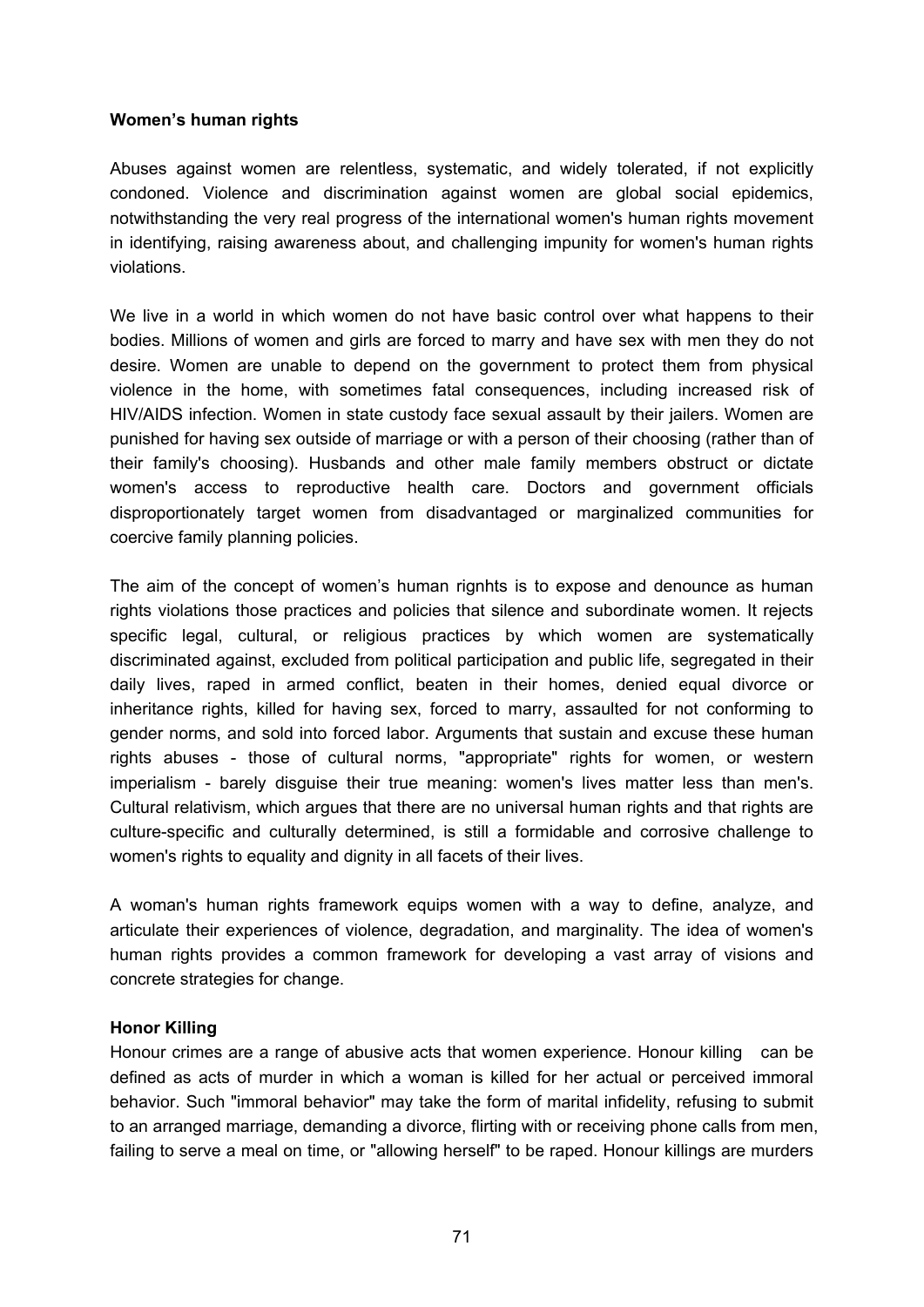**Women's human rights**

Abuses against women are relentless, systematic, and widely tolerated, if not explicitly condoned. Violence and discrimination against women are global social epidemics, notwithstanding the very real progress of the international women's human rights movement in identifying, raising awareness about, and challenging impunity for women's human rights violations.

We live in a world in which women do not have basic control over what happens to their bodies. Millions of women and girls are forced to marry and have sex with men they do not desire. Women are unable to depend on the government to protect them from physical violence in the home, with sometimes fatal consequences, including increased risk of HIV/AIDS infection. Women in state custody face sexual assault by their jailers. Women are punished for having sex outside of marriage or with a person of their choosing (rather than of their family's choosing). Husbands and other male family members obstruct or dictate women's access to reproductive health care. Doctors and government officials disproportionately target women from disadvantaged or marginalized communities for coercive family planning policies.

The aim of the concept of women's human rignhts is to expose and denounce as human rights violations those practices and policies that silence and subordinate women. It rejects specific legal, cultural, or religious practices by which women are systematically discriminated against, excluded from political participation and public life, segregated in their daily lives, raped in armed conflict, beaten in their homes, denied equal divorce or inheritance rights, killed for having sex, forced to marry, assaulted for not conforming to gender norms, and sold into forced labor. Arguments that sustain and excuse these human rights abuses - those of cultural norms, "appropriate" rights for women, or western imperialism - barely disguise their true meaning: women's lives matter less than men's. Cultural relativism, which argues that there are no universal human rights and that rights are culture-specific and culturally determined, is still a formidable and corrosive challenge to women's rights to equality and dignity in all facets of their lives.

A woman's human rights framework equips women with a way to define, analyze, and articulate their experiences of violence, degradation, and marginality. The idea of women's human rights provides a common framework for developing a vast array of visions and concrete strategies for change.

**Honor Killing**

Honour crimes are a range of abusive acts that women experience. Honour killing can be defined as acts of murder in which a woman is killed for her actual or perceived immoral behavior. Such "immoral behavior" may take the form of marital infidelity, refusing to submit to an arranged marriage, demanding a divorce, flirting with or receiving phone calls from men, failing to serve a meal on time, or "allowing herself" to be raped. Honour killings are murders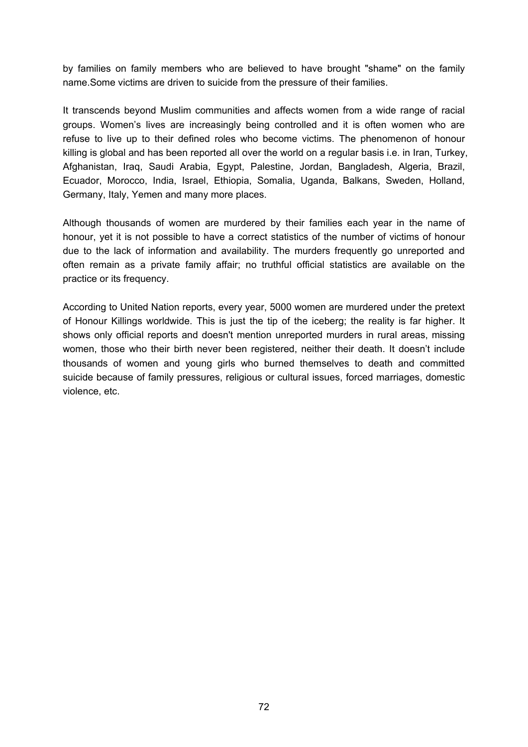by families on family members who are believed to have brought "shame" on the family name.Some victims are driven to suicide from the pressure of their families.

It transcends beyond Muslim communities and affects women from a wide range of racial groups. Women's lives are increasingly being controlled and it is often women who are refuse to live up to their defined roles who become victims. The phenomenon of honour killing is global and has been reported all over the world on a regular basis i.e. in Iran, Turkey, Afghanistan, Iraq, Saudi Arabia, Egypt, Palestine, Jordan, Bangladesh, Algeria, Brazil, Ecuador, Morocco, India, Israel, Ethiopia, Somalia, Uganda, Balkans, Sweden, Holland, Germany, Italy, Yemen and many more places.

Although thousands of women are murdered by their families each year in the name of honour, yet it is not possible to have a correct statistics of the number of victims of honour due to the lack of information and availability. The murders frequently go unreported and often remain as a private family affair; no truthful official statistics are available on the practice or its frequency.

According to United Nation reports, every year, 5000 women are murdered under the pretext of Honour Killings worldwide. This is just the tip of the iceberg; the reality is far higher. It shows only official reports and doesn't mention unreported murders in rural areas, missing women, those who their birth never been registered, neither their death. It doesn't include thousands of women and young girls who burned themselves to death and committed suicide because of family pressures, religious or cultural issues, forced marriages, domestic violence, etc.